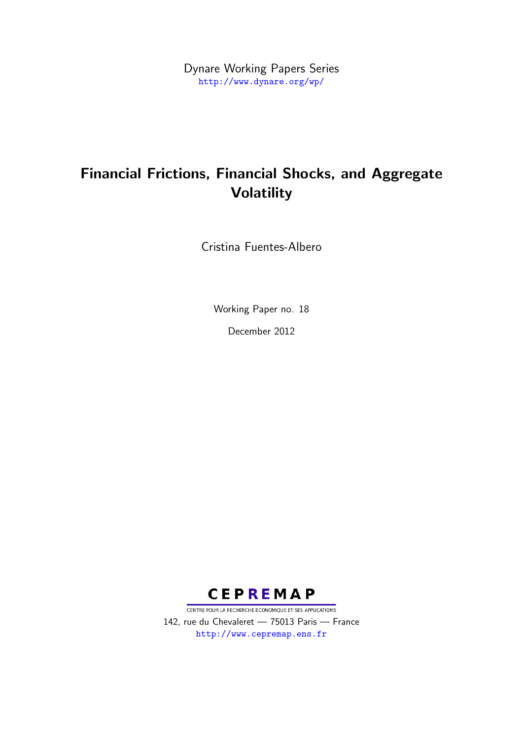Dynare Working Papers Series
http://www.dynare.org/wp/

# Financial Frictions, Financial Shocks, and Aggregate Volatility

Cristina Fuentes-Albero

Working Paper no. 18

December 2012

**CEPREMAP**

CENTRE POUR LA RECHERCHE ECONOMIQUE ET SES APPLICATIONS

142, rue du Chevaleret — 75013 Paris — France

http://www.cepremap.ens.fr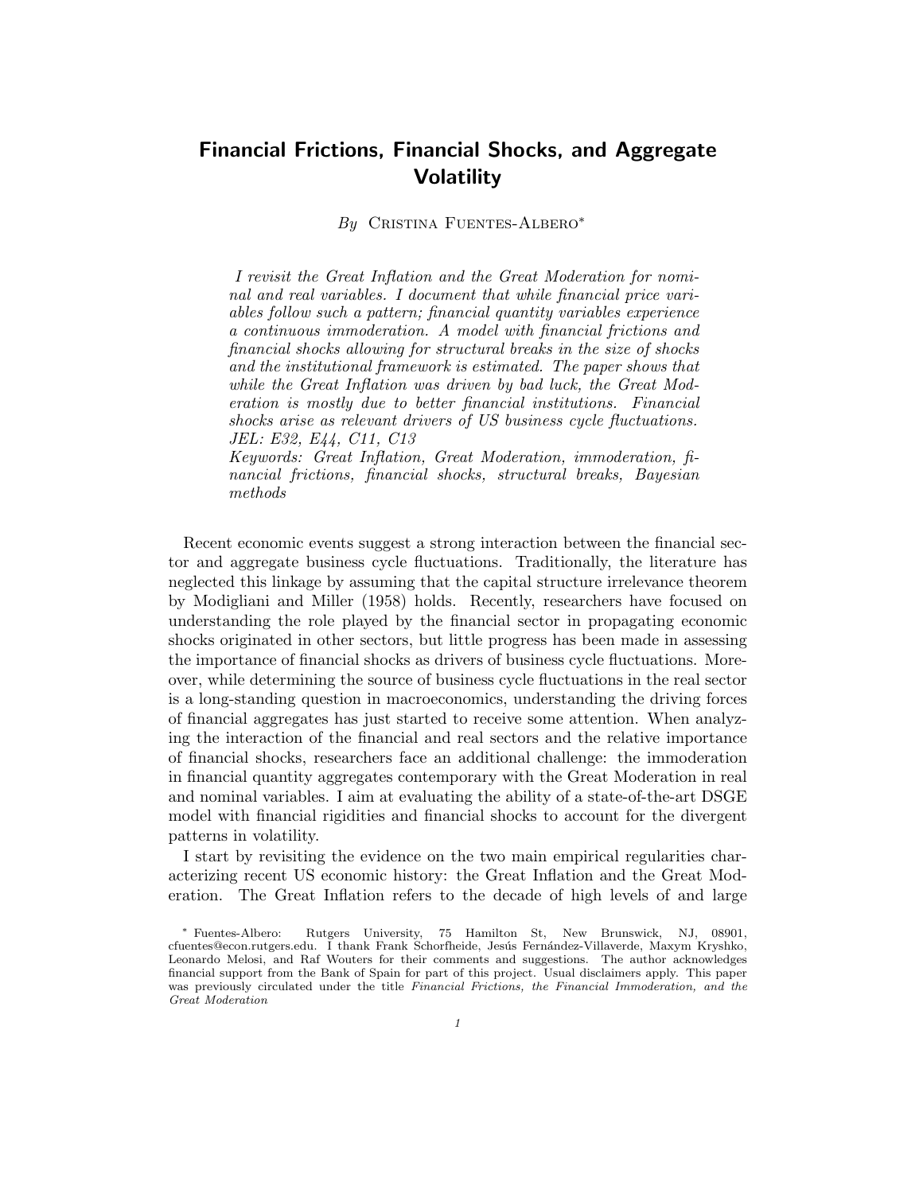# Financial Frictions, Financial Shocks, and Aggregate Volatility

*By* Cristina Fuentes-Albero*

*I revisit the Great Inflation and the Great Moderation for nominal and real variables. I document that while financial price variables follow such a pattern; financial quantity variables experience a continuous immoderation. A model with financial frictions and financial shocks allowing for structural breaks in the size of shocks and the institutional framework is estimated. The paper shows that while the Great Inflation was driven by bad luck, the Great Moderation is mostly due to better financial institutions. Financial shocks arise as relevant drivers of US business cycle fluctuations. JEL: E32, E44, C11, C13*

*Keywords: Great Inflation, Great Moderation, immoderation, financial frictions, financial shocks, structural breaks, Bayesian methods*

Recent economic events suggest a strong interaction between the financial sector and aggregate business cycle fluctuations. Traditionally, the literature has neglected this linkage by assuming that the capital structure irrelevance theorem by Modigliani and Miller (1958) holds. Recently, researchers have focused on understanding the role played by the financial sector in propagating economic shocks originated in other sectors, but little progress has been made in assessing the importance of financial shocks as drivers of business cycle fluctuations. Moreover, while determining the source of business cycle fluctuations in the real sector is a long-standing question in macroeconomics, understanding the driving forces of financial aggregates has just started to receive some attention. When analyzing the interaction of the financial and real sectors and the relative importance of financial shocks, researchers face an additional challenge: the immoderation in financial quantity aggregates contemporary with the Great Moderation in real and nominal variables. I aim at evaluating the ability of a state-of-the-art DSGE model with financial rigidities and financial shocks to account for the divergent patterns in volatility.

I start by revisiting the evidence on the two main empirical regularities characterizing recent US economic history: the Great Inflation and the Great Moderation. The Great Inflation refers to the decade of high levels of and large

---

* Fuentes-Albero: Rutgers University, 75 Hamilton St, New Brunswick, NJ, 08901, cfuentes@econ.rutgers.edu. I thank Frank Schorfheide, Jesús Fernández-Villaverde, Maxym Kryshko, Leonardo Melosi, and Raf Wouters for their comments and suggestions. The author acknowledges financial support from the Bank of Spain for part of this project. Usual disclaimers apply. This paper was previously circulated under the title *Financial Frictions, the Financial Immoderation, and the Great Moderation*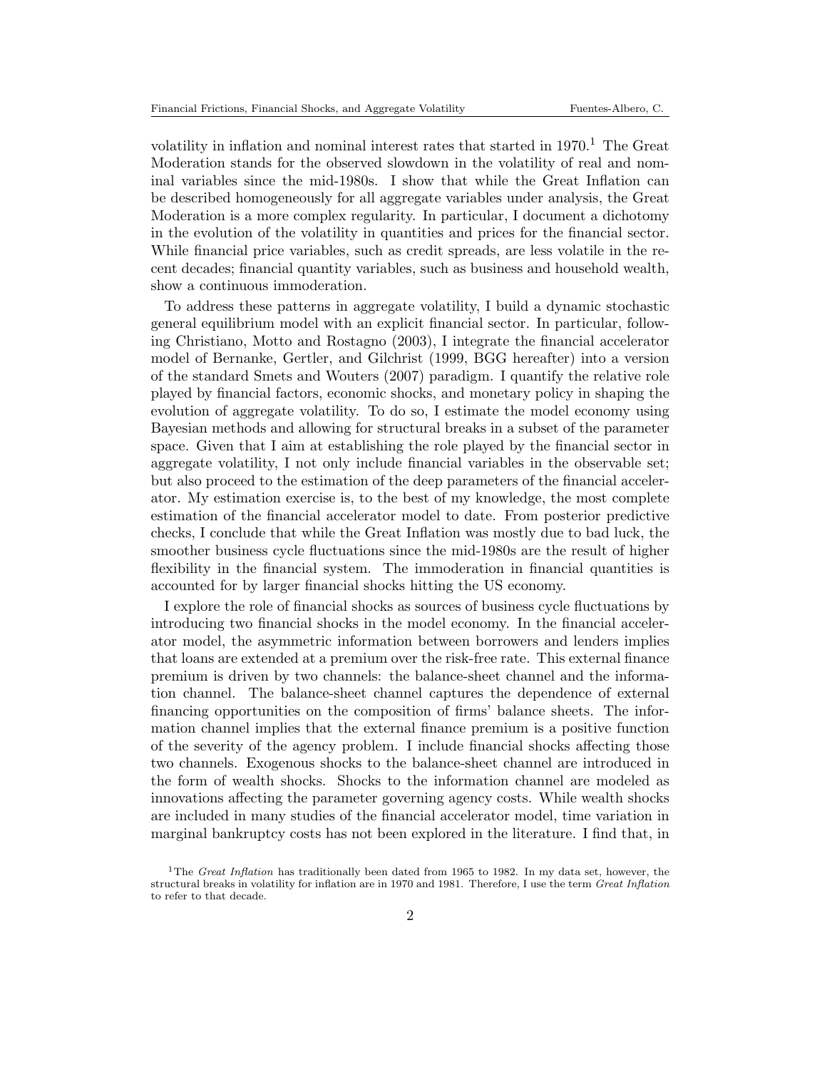volatility in inflation and nominal interest rates that started in 1970.[1] The Great Moderation stands for the observed slowdown in the volatility of real and nominal variables since the mid-1980s. I show that while the Great Inflation can be described homogeneously for all aggregate variables under analysis, the Great Moderation is a more complex regularity. In particular, I document a dichotomy in the evolution of the volatility in quantities and prices for the financial sector. While financial price variables, such as credit spreads, are less volatile in the recent decades; financial quantity variables, such as business and household wealth, show a continuous immoderation.

To address these patterns in aggregate volatility, I build a dynamic stochastic general equilibrium model with an explicit financial sector. In particular, following Christiano, Motto and Rostagno (2003), I integrate the financial accelerator model of Bernanke, Gertler, and Gilchrist (1999, BGG hereafter) into a version of the standard Smets and Wouters (2007) paradigm. I quantify the relative role played by financial factors, economic shocks, and monetary policy in shaping the evolution of aggregate volatility. To do so, I estimate the model economy using Bayesian methods and allowing for structural breaks in a subset of the parameter space. Given that I aim at establishing the role played by the financial sector in aggregate volatility, I not only include financial variables in the observable set; but also proceed to the estimation of the deep parameters of the financial accelerator. My estimation exercise is, to the best of my knowledge, the most complete estimation of the financial accelerator model to date. From posterior predictive checks, I conclude that while the Great Inflation was mostly due to bad luck, the smoother business cycle fluctuations since the mid-1980s are the result of higher flexibility in the financial system. The immoderation in financial quantities is accounted for by larger financial shocks hitting the US economy.

I explore the role of financial shocks as sources of business cycle fluctuations by introducing two financial shocks in the model economy. In the financial accelerator model, the asymmetric information between borrowers and lenders implies that loans are extended at a premium over the risk-free rate. This external finance premium is driven by two channels: the balance-sheet channel and the information channel. The balance-sheet channel captures the dependence of external financing opportunities on the composition of firms' balance sheets. The information channel implies that the external finance premium is a positive function of the severity of the agency problem. I include financial shocks affecting those two channels. Exogenous shocks to the balance-sheet channel are introduced in the form of wealth shocks. Shocks to the information channel are modeled as innovations affecting the parameter governing agency costs. While wealth shocks are included in many studies of the financial accelerator model, time variation in marginal bankruptcy costs has not been explored in the literature. I find that, in

[1] The *Great Inflation* has traditionally been dated from 1965 to 1982. In my data set, however, the structural breaks in volatility for inflation are in 1970 and 1981. Therefore, I use the term *Great Inflation* to refer to that decade.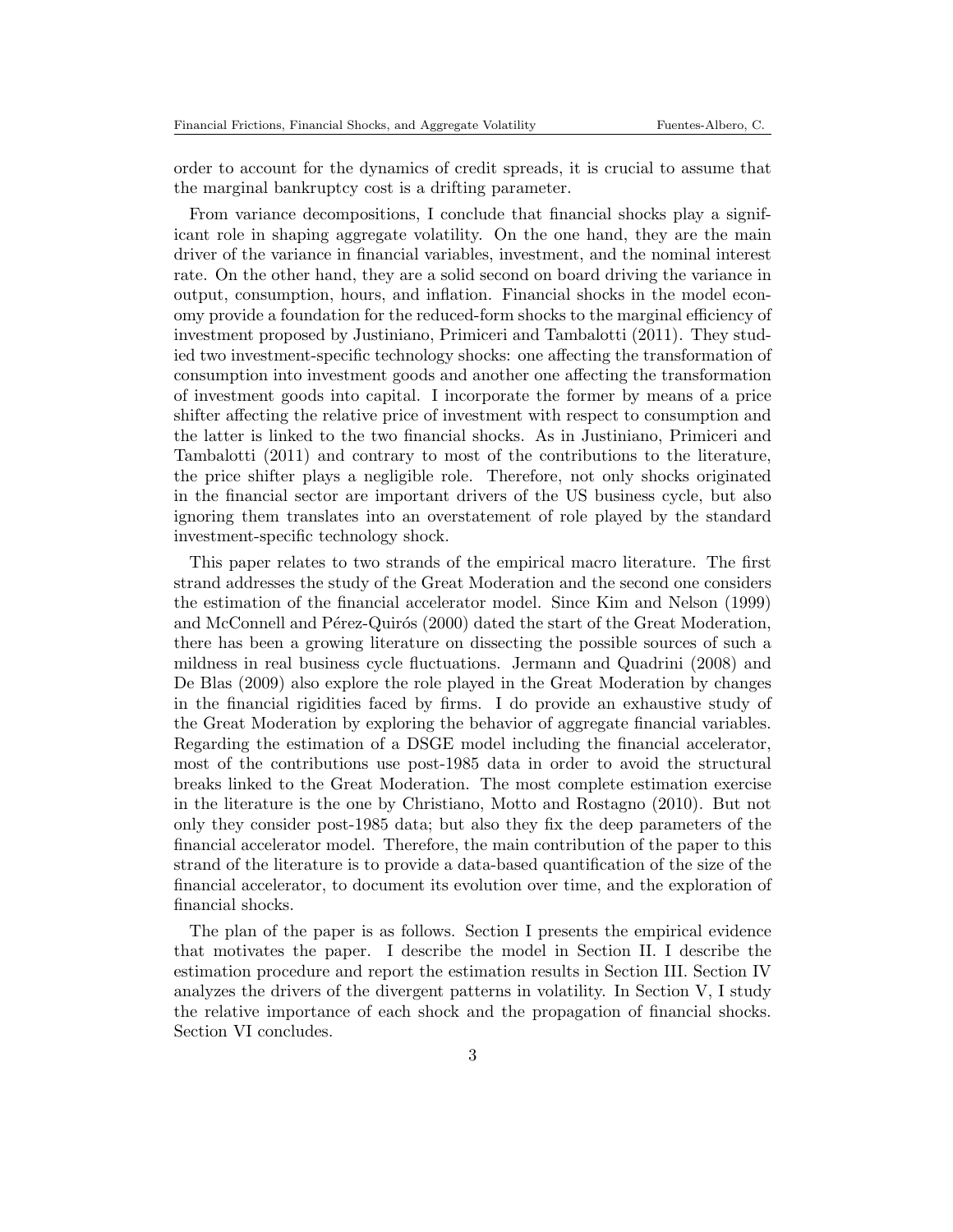order to account for the dynamics of credit spreads, it is crucial to assume that the marginal bankruptcy cost is a drifting parameter.

From variance decompositions, I conclude that financial shocks play a significant role in shaping aggregate volatility. On the one hand, they are the main driver of the variance in financial variables, investment, and the nominal interest rate. On the other hand, they are a solid second on board driving the variance in output, consumption, hours, and inflation. Financial shocks in the model economy provide a foundation for the reduced-form shocks to the marginal efficiency of investment proposed by Justiniano, Primiceri and Tambalotti (2011). They studied two investment-specific technology shocks: one affecting the transformation of consumption into investment goods and another one affecting the transformation of investment goods into capital. I incorporate the former by means of a price shifter affecting the relative price of investment with respect to consumption and the latter is linked to the two financial shocks. As in Justiniano, Primiceri and Tambalotti (2011) and contrary to most of the contributions to the literature, the price shifter plays a negligible role. Therefore, not only shocks originated in the financial sector are important drivers of the US business cycle, but also ignoring them translates into an overstatement of role played by the standard investment-specific technology shock.

This paper relates to two strands of the empirical macro literature. The first strand addresses the study of the Great Moderation and the second one considers the estimation of the financial accelerator model. Since Kim and Nelson (1999) and McConnell and Pérez-Quirós (2000) dated the start of the Great Moderation, there has been a growing literature on dissecting the possible sources of such a mildness in real business cycle fluctuations. Jermann and Quadrini (2008) and De Blas (2009) also explore the role played in the Great Moderation by changes in the financial rigidities faced by firms. I do provide an exhaustive study of the Great Moderation by exploring the behavior of aggregate financial variables. Regarding the estimation of a DSGE model including the financial accelerator, most of the contributions use post-1985 data in order to avoid the structural breaks linked to the Great Moderation. The most complete estimation exercise in the literature is the one by Christiano, Motto and Rostagno (2010). But not only they consider post-1985 data; but also they fix the deep parameters of the financial accelerator model. Therefore, the main contribution of the paper to this strand of the literature is to provide a data-based quantification of the size of the financial accelerator, to document its evolution over time, and the exploration of financial shocks.

The plan of the paper is as follows. Section I presents the empirical evidence that motivates the paper. I describe the model in Section II. I describe the estimation procedure and report the estimation results in Section III. Section IV analyzes the drivers of the divergent patterns in volatility. In Section V, I study the relative importance of each shock and the propagation of financial shocks. Section VI concludes.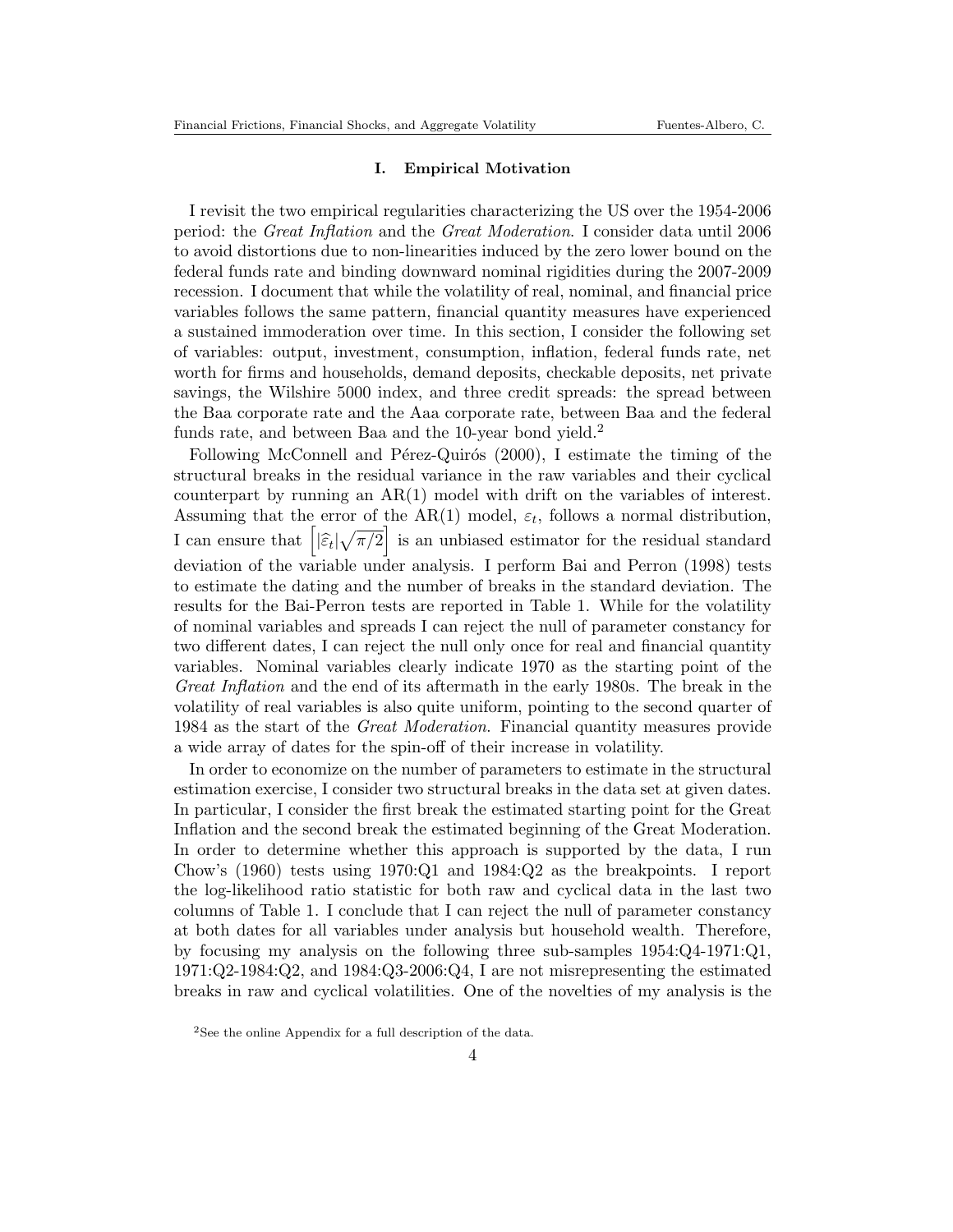## I. Empirical Motivation

I revisit the two empirical regularities characterizing the US over the 1954-2006 period: the *Great Inflation* and the *Great Moderation*. I consider data until 2006 to avoid distortions due to non-linearities induced by the zero lower bound on the federal funds rate and binding downward nominal rigidities during the 2007-2009 recession. I document that while the volatility of real, nominal, and financial price variables follows the same pattern, financial quantity measures have experienced a sustained immoderation over time. In this section, I consider the following set of variables: output, investment, consumption, inflation, federal funds rate, net worth for firms and households, demand deposits, checkable deposits, net private savings, the Wilshire 5000 index, and three credit spreads: the spread between the Baa corporate rate and the Aaa corporate rate, between Baa and the federal funds rate, and between Baa and the 10-year bond yield.[2]

Following McConnell and Pérez-Quirós (2000), I estimate the timing of the structural breaks in the residual variance in the raw variables and their cyclical counterpart by running an AR(1) model with drift on the variables of interest. Assuming that the error of the AR(1) model, $\varepsilon_t$, follows a normal distribution, I can ensure that $\left[|\widehat{\varepsilon}_t|\sqrt{\pi/2}\right]$ is an unbiased estimator for the residual standard deviation of the variable under analysis. I perform Bai and Perron (1998) tests to estimate the dating and the number of breaks in the standard deviation. The results for the Bai-Perron tests are reported in Table 1. While for the volatility of nominal variables and spreads I can reject the null of parameter constancy for two different dates, I can reject the null only once for real and financial quantity variables. Nominal variables clearly indicate 1970 as the starting point of the *Great Inflation* and the end of its aftermath in the early 1980s. The break in the volatility of real variables is also quite uniform, pointing to the second quarter of 1984 as the start of the *Great Moderation*. Financial quantity measures provide a wide array of dates for the spin-off of their increase in volatility.

In order to economize on the number of parameters to estimate in the structural estimation exercise, I consider two structural breaks in the data set at given dates. In particular, I consider the first break the estimated starting point for the Great Inflation and the second break the estimated beginning of the Great Moderation. In order to determine whether this approach is supported by the data, I run Chow's (1960) tests using 1970:Q1 and 1984:Q2 as the breakpoints. I report the log-likelihood ratio statistic for both raw and cyclical data in the last two columns of Table 1. I conclude that I can reject the null of parameter constancy at both dates for all variables under analysis but household wealth. Therefore, by focusing my analysis on the following three sub-samples 1954:Q4-1971:Q1, 1971:Q2-1984:Q2, and 1984:Q3-2006:Q4, I are not misrepresenting the estimated breaks in raw and cyclical volatilities. One of the novelties of my analysis is the

[2]See the online Appendix for a full description of the data.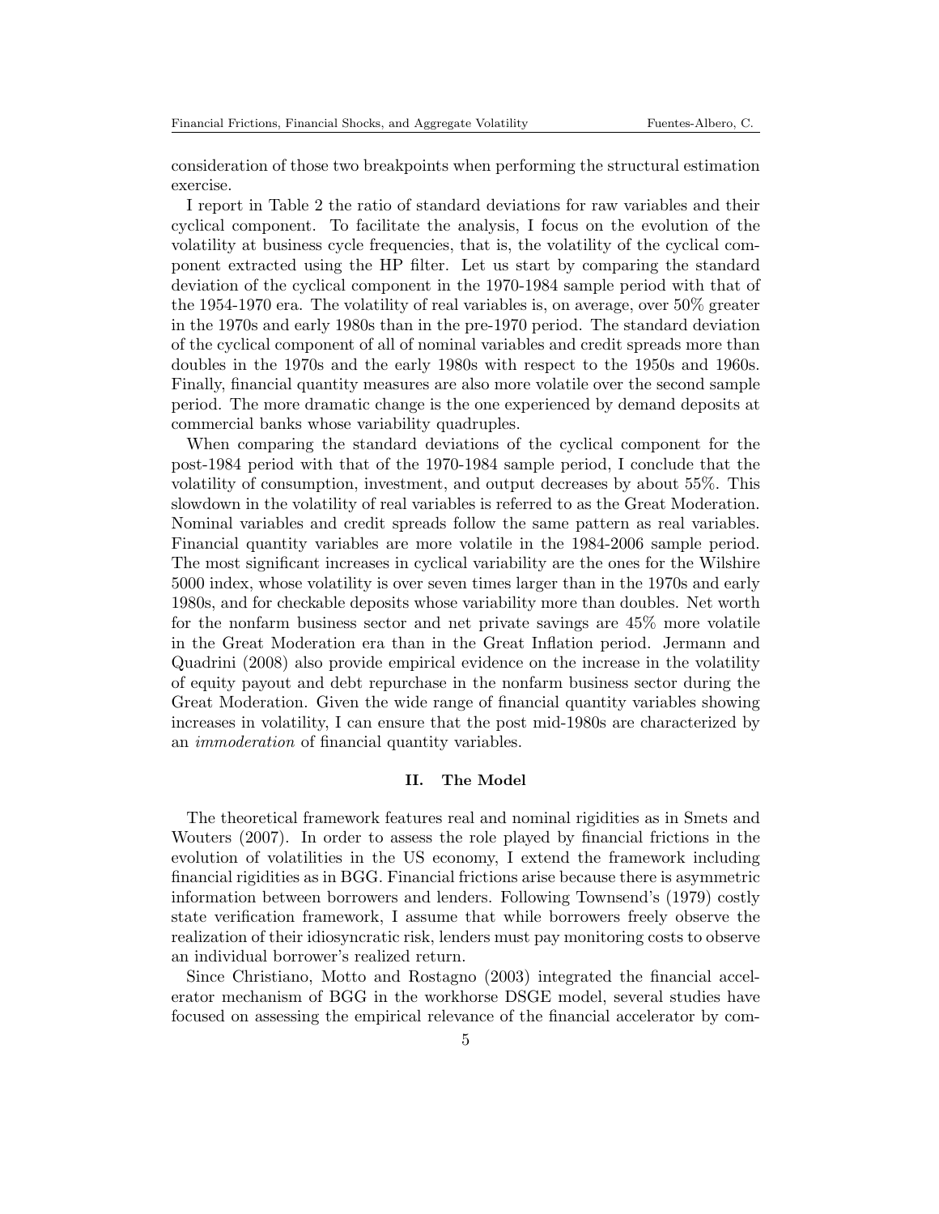consideration of those two breakpoints when performing the structural estimation exercise.

I report in Table 2 the ratio of standard deviations for raw variables and their cyclical component. To facilitate the analysis, I focus on the evolution of the volatility at business cycle frequencies, that is, the volatility of the cyclical component extracted using the HP filter. Let us start by comparing the standard deviation of the cyclical component in the 1970-1984 sample period with that of the 1954-1970 era. The volatility of real variables is, on average, over 50% greater in the 1970s and early 1980s than in the pre-1970 period. The standard deviation of the cyclical component of all of nominal variables and credit spreads more than doubles in the 1970s and the early 1980s with respect to the 1950s and 1960s. Finally, financial quantity measures are also more volatile over the second sample period. The more dramatic change is the one experienced by demand deposits at commercial banks whose variability quadruples.

When comparing the standard deviations of the cyclical component for the post-1984 period with that of the 1970-1984 sample period, I conclude that the volatility of consumption, investment, and output decreases by about 55%. This slowdown in the volatility of real variables is referred to as the Great Moderation. Nominal variables and credit spreads follow the same pattern as real variables. Financial quantity variables are more volatile in the 1984-2006 sample period. The most significant increases in cyclical variability are the ones for the Wilshire 5000 index, whose volatility is over seven times larger than in the 1970s and early 1980s, and for checkable deposits whose variability more than doubles. Net worth for the nonfarm business sector and net private savings are 45% more volatile in the Great Moderation era than in the Great Inflation period. Jermann and Quadrini (2008) also provide empirical evidence on the increase in the volatility of equity payout and debt repurchase in the nonfarm business sector during the Great Moderation. Given the wide range of financial quantity variables showing increases in volatility, I can ensure that the post mid-1980s are characterized by an *immoderation* of financial quantity variables.

## II. The Model

The theoretical framework features real and nominal rigidities as in Smets and Wouters (2007). In order to assess the role played by financial frictions in the evolution of volatilities in the US economy, I extend the framework including financial rigidities as in BGG. Financial frictions arise because there is asymmetric information between borrowers and lenders. Following Townsend's (1979) costly state verification framework, I assume that while borrowers freely observe the realization of their idiosyncratic risk, lenders must pay monitoring costs to observe an individual borrower's realized return.

Since Christiano, Motto and Rostagno (2003) integrated the financial accelerator mechanism of BGG in the workhorse DSGE model, several studies have focused on assessing the empirical relevance of the financial accelerator by com-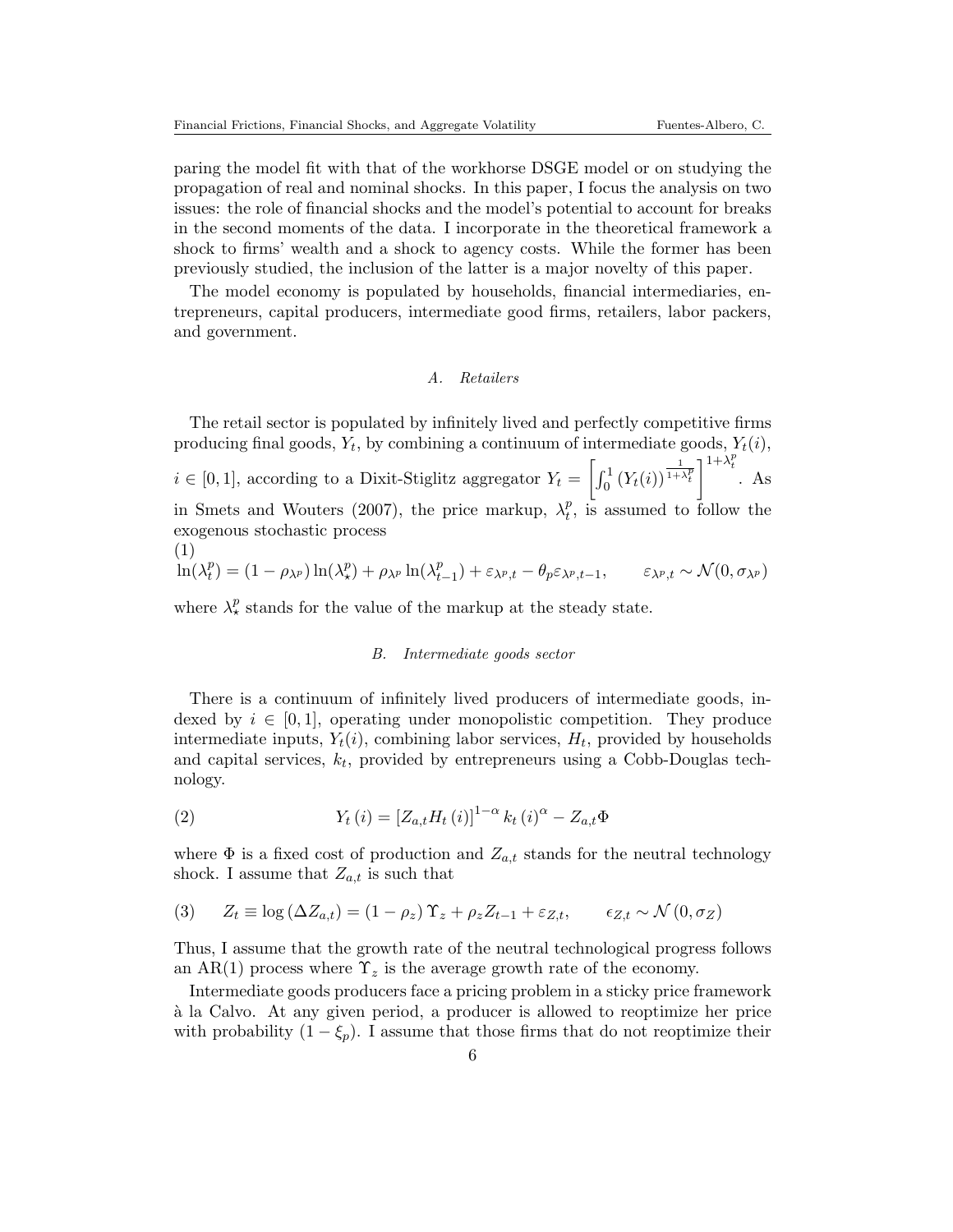paring the model fit with that of the workhorse DSGE model or on studying the propagation of real and nominal shocks. In this paper, I focus the analysis on two issues: the role of financial shocks and the model's potential to account for breaks in the second moments of the data. I incorporate in the theoretical framework a shock to firms' wealth and a shock to agency costs. While the former has been previously studied, the inclusion of the latter is a major novelty of this paper.

The model economy is populated by households, financial intermediaries, entrepreneurs, capital producers, intermediate good firms, retailers, labor packers, and government.

### A. Retailers

The retail sector is populated by infinitely lived and perfectly competitive firms producing final goods, $Y_t$, by combining a continuum of intermediate goods, $Y_t(i)$, $i \in [0,1]$, according to a Dixit-Stiglitz aggregator $Y_t = \left[\int_0^1 (Y_t(i))^{\frac{1}{1+\lambda_t^p}}\right]^{1+\lambda_t^p}$. As in Smets and Wouters (2007), the price markup, $\lambda_t^p$, is assumed to follow the exogenous stochastic process

$$\ln(\lambda_t^p) = (1-\rho_{\lambda^p})\ln(\lambda_\star^p) + \rho_{\lambda^p}\ln(\lambda_{t-1}^p) + \varepsilon_{\lambda^p,t} - \theta_p \varepsilon_{\lambda^p,t-1}, \qquad \varepsilon_{\lambda^p,t} \sim \mathcal{N}(0,\sigma_{\lambda^p}) \tag{1}$$

where $\lambda_\star^p$ stands for the value of the markup at the steady state.

### B. Intermediate goods sector

There is a continuum of infinitely lived producers of intermediate goods, indexed by $i \in [0,1]$, operating under monopolistic competition. They produce intermediate inputs, $Y_t(i)$, combining labor services, $H_t$, provided by households and capital services, $k_t$, provided by entrepreneurs using a Cobb-Douglas technology.

$$Y_t(i) = \left[Z_{a,t} H_t(i)\right]^{1-\alpha} k_t(i)^\alpha - Z_{a,t}\Phi \tag{2}$$

where $\Phi$ is a fixed cost of production and $Z_{a,t}$ stands for the neutral technology shock. I assume that $Z_{a,t}$ is such that

$$Z_t \equiv \log(\Delta Z_{a,t}) = (1-\rho_z)\Upsilon_z + \rho_z Z_{t-1} + \varepsilon_{Z,t}, \qquad \epsilon_{Z,t} \sim \mathcal{N}(0,\sigma_Z) \tag{3}$$

Thus, I assume that the growth rate of the neutral technological progress follows an AR(1) process where $\Upsilon_z$ is the average growth rate of the economy.

Intermediate goods producers face a pricing problem in a sticky price framework à la Calvo. At any given period, a producer is allowed to reoptimize her price with probability $(1-\xi_p)$. I assume that those firms that do not reoptimize their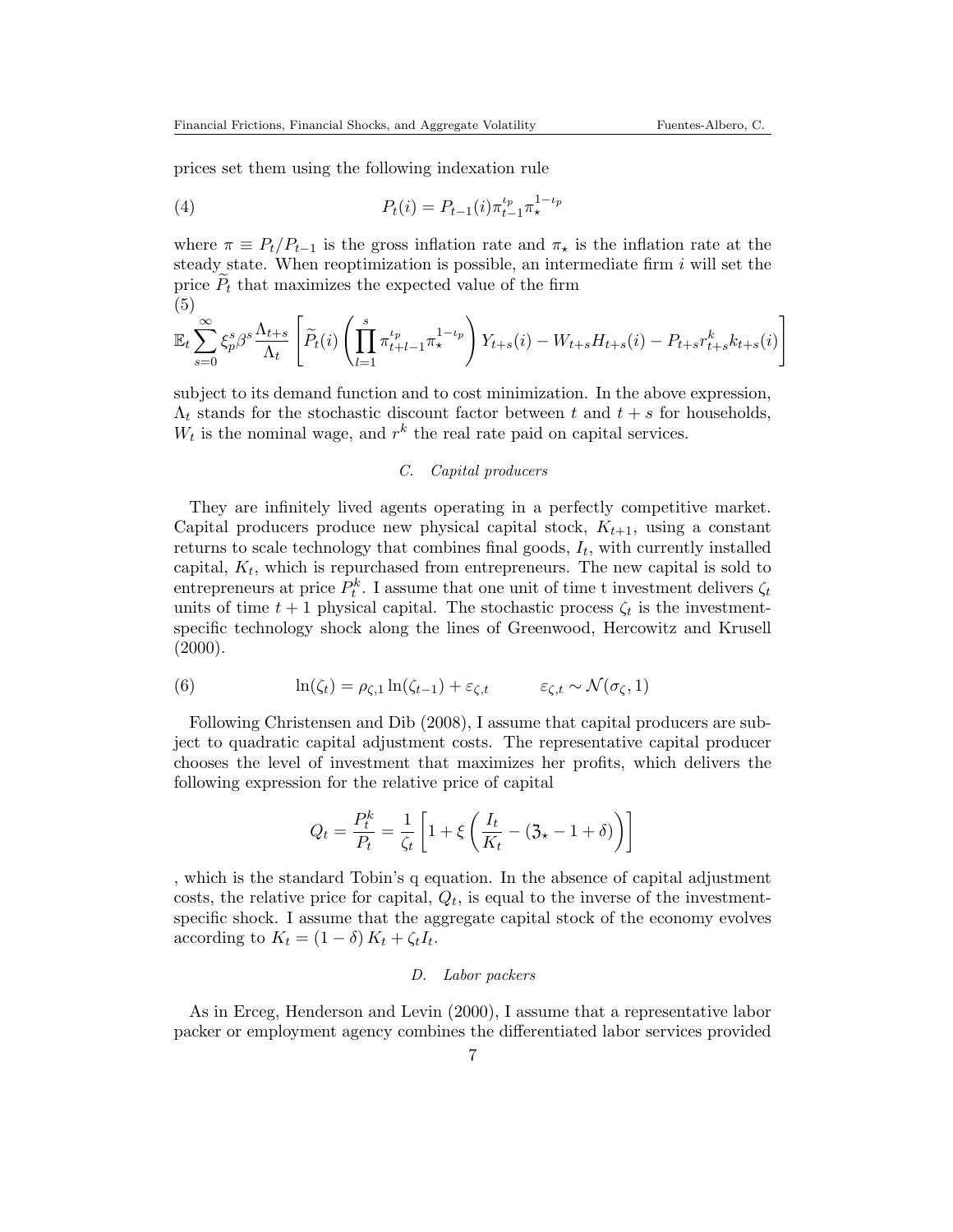prices set them using the following indexation rule

$$P_t(i) = P_{t-1}(i)\pi_{t-1}^{\iota_p}\pi_\star^{1-\iota_p} \tag{4}$$

where $\pi \equiv P_t/P_{t-1}$ is the gross inflation rate and $\pi_\star$ is the inflation rate at the steady state. When reoptimization is possible, an intermediate firm $i$ will set the price $\widetilde{P}_t$ that maximizes the expected value of the firm

$$\mathbb{E}_t \sum_{s=0}^{\infty} \xi_p^s \beta^s \frac{\Lambda_{t+s}}{\Lambda_t} \left[ \widetilde{P}_t(i) \left( \prod_{l=1}^{s} \pi_{t+l-1}^{\iota_p} \pi_\star^{1-\iota_p} \right) Y_{t+s}(i) - W_{t+s}H_{t+s}(i) - P_{t+s}r_{t+s}^k k_{t+s}(i) \right] \tag{5}$$

subject to its demand function and to cost minimization. In the above expression, $\Lambda_t$ stands for the stochastic discount factor between $t$ and $t+s$ for households, $W_t$ is the nominal wage, and $r^k$ the real rate paid on capital services.

### C. *Capital producers*

They are infinitely lived agents operating in a perfectly competitive market. Capital producers produce new physical capital stock, $K_{t+1}$, using a constant returns to scale technology that combines final goods, $I_t$, with currently installed capital, $K_t$, which is repurchased from entrepreneurs. The new capital is sold to entrepreneurs at price $P_t^k$. I assume that one unit of time t investment delivers $\zeta_t$ units of time $t+1$ physical capital. The stochastic process $\zeta_t$ is the investment-specific technology shock along the lines of Greenwood, Hercowitz and Krusell (2000).

$$\ln(\zeta_t) = \rho_{\zeta,1}\ln(\zeta_{t-1}) + \varepsilon_{\zeta,t} \qquad \varepsilon_{\zeta,t} \sim \mathcal{N}(\sigma_\zeta, 1) \tag{6}$$

Following Christensen and Dib (2008), I assume that capital producers are subject to quadratic capital adjustment costs. The representative capital producer chooses the level of investment that maximizes her profits, which delivers the following expression for the relative price of capital

$$Q_t = \frac{P_t^k}{P_t} = \frac{1}{\zeta_t}\left[1 + \xi\left(\frac{I_t}{K_t} - (\mathfrak{Z}_\star - 1 + \delta)\right)\right]$$

, which is the standard Tobin's q equation. In the absence of capital adjustment costs, the relative price for capital, $Q_t$, is equal to the inverse of the investment-specific shock. I assume that the aggregate capital stock of the economy evolves according to $K_t = (1-\delta)K_t + \zeta_t I_t$.

### D. *Labor packers*

As in Erceg, Henderson and Levin (2000), I assume that a representative labor packer or employment agency combines the differentiated labor services provided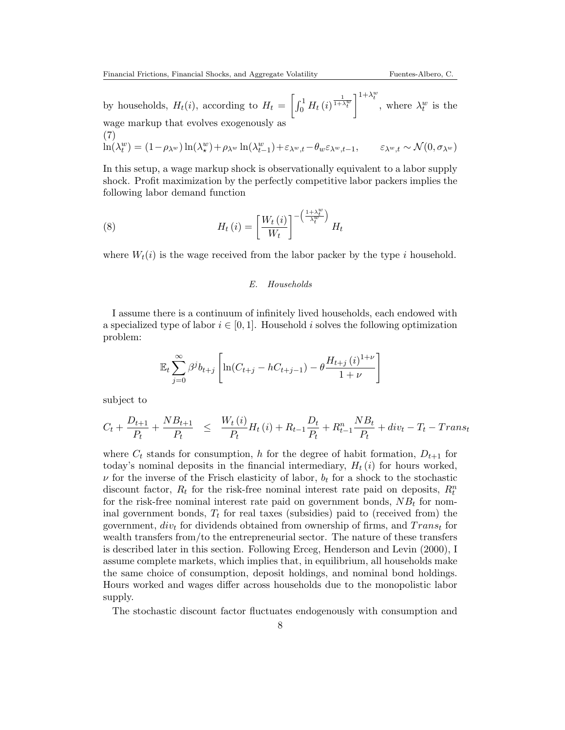by households, $H_t(i)$, according to $H_t = \left[\int_0^1 H_t(i)^{\frac{1}{1+\lambda_t^w}}\right]^{1+\lambda_t^w}$, where $\lambda_t^w$ is the wage markup that evolves exogenously as

(7)

$$\ln(\lambda_t^w) = (1-\rho_{\lambda^w})\ln(\lambda_\star^w) + \rho_{\lambda^w}\ln(\lambda_{t-1}^w) + \varepsilon_{\lambda^w,t} - \theta_w \varepsilon_{\lambda^w,t-1}, \qquad \varepsilon_{\lambda^w,t} \sim \mathcal{N}(0, \sigma_{\lambda^w})$$

In this setup, a wage markup shock is observationally equivalent to a labor supply shock. Profit maximization by the perfectly competitive labor packers implies the following labor demand function

$$H_t(i) = \left[\frac{W_t(i)}{W_t}\right]^{-\left(\frac{1+\lambda_t^w}{\lambda_t^w}\right)} H_t \tag{8}$$

where $W_t(i)$ is the wage received from the labor packer by the type $i$ household.

### *E. Households*

I assume there is a continuum of infinitely lived households, each endowed with a specialized type of labor $i \in [0,1]$. Household $i$ solves the following optimization problem:

$$\mathbb{E}_t \sum_{j=0}^{\infty} \beta^j b_{t+j}\left[\ln(C_{t+j} - hC_{t+j-1}) - \theta \frac{H_{t+j}(i)^{1+\nu}}{1+\nu}\right]$$

subject to

$$C_t + \frac{D_{t+1}}{P_t} + \frac{NB_{t+1}}{P_t} \leq \frac{W_t(i)}{P_t} H_t(i) + R_{t-1}\frac{D_t}{P_t} + R_{t-1}^n \frac{NB_t}{P_t} + div_t - T_t - Trans_t$$

where $C_t$ stands for consumption, $h$ for the degree of habit formation, $D_{t+1}$ for today's nominal deposits in the financial intermediary, $H_t(i)$ for hours worked, $\nu$ for the inverse of the Frisch elasticity of labor, $b_t$ for a shock to the stochastic discount factor, $R_t$ for the risk-free nominal interest rate paid on deposits, $R_t^n$ for the risk-free nominal interest rate paid on government bonds, $NB_t$ for nominal government bonds, $T_t$ for real taxes (subsidies) paid to (received from) the government, $div_t$ for dividends obtained from ownership of firms, and $Trans_t$ for wealth transfers from/to the entrepreneurial sector. The nature of these transfers is described later in this section. Following Erceg, Henderson and Levin (2000), I assume complete markets, which implies that, in equilibrium, all households make the same choice of consumption, deposit holdings, and nominal bond holdings. Hours worked and wages differ across households due to the monopolistic labor supply.

The stochastic discount factor fluctuates endogenously with consumption and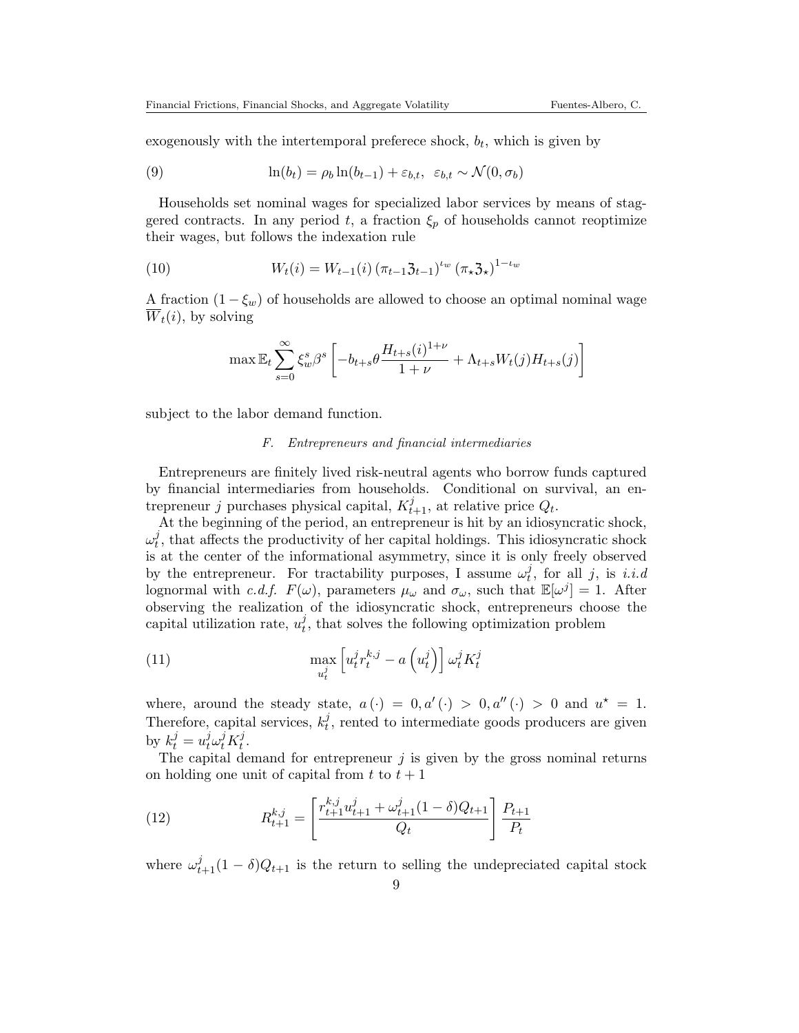exogenously with the intertemporal preferece shock, $b_t$, which is given by

$$\ln(b_t) = \rho_b \ln(b_{t-1}) + \varepsilon_{b,t}, \;\; \varepsilon_{b,t} \sim \mathcal{N}(0, \sigma_b) \tag{9}$$

Households set nominal wages for specialized labor services by means of staggered contracts. In any period $t$, a fraction $\xi_p$ of households cannot reoptimize their wages, but follows the indexation rule

$$W_t(i) = W_{t-1}(i) \left(\pi_{t-1}\mathfrak{z}_{t-1}\right)^{\iota_w} \left(\pi_\star \mathfrak{z}_\star\right)^{1-\iota_w} \tag{10}$$

A fraction $(1-\xi_w)$ of households are allowed to choose an optimal nominal wage $\overline{W}_t(i)$, by solving

$$\max \mathbb{E}_t \sum_{s=0}^{\infty} \xi_w^s \beta^s \left[ -b_{t+s}\theta \frac{H_{t+s}(i)^{1+\nu}}{1+\nu} + \Lambda_{t+s} W_t(j) H_{t+s}(j) \right]$$

subject to the labor demand function.

### *F. Entrepreneurs and financial intermediaries*

Entrepreneurs are finitely lived risk-neutral agents who borrow funds captured by financial intermediaries from households. Conditional on survival, an entrepreneur $j$ purchases physical capital, $K_{t+1}^j$, at relative price $Q_t$.

At the beginning of the period, an entrepreneur is hit by an idiosyncratic shock, $\omega_t^j$, that affects the productivity of her capital holdings. This idiosyncratic shock is at the center of the informational asymmetry, since it is only freely observed by the entrepreneur. For tractability purposes, I assume $\omega_t^j$, for all $j$, is *i.i.d* lognormal with *c.d.f.* $F(\omega)$, parameters $\mu_\omega$ and $\sigma_\omega$, such that $\mathbb{E}[\omega^j] = 1$. After observing the realization of the idiosyncratic shock, entrepreneurs choose the capital utilization rate, $u_t^j$, that solves the following optimization problem

$$\max_{u_t^j} \left[ u_t^j r_t^{k,j} - a\left(u_t^j\right) \right] \omega_t^j K_t^j \tag{11}$$

where, around the steady state, $a(\cdot) = 0, a'(\cdot) > 0, a''(\cdot) > 0$ and $u^\star = 1$. Therefore, capital services, $k_t^j$, rented to intermediate goods producers are given by $k_t^j = u_t^j \omega_t^j K_t^j$.

The capital demand for entrepreneur $j$ is given by the gross nominal returns on holding one unit of capital from $t$ to $t+1$

$$R_{t+1}^{k,j} = \left[ \frac{r_{t+1}^{k,j} u_{t+1}^j + \omega_{t+1}^j (1-\delta) Q_{t+1}}{Q_t} \right] \frac{P_{t+1}}{P_t} \tag{12}$$

where $\omega_{t+1}^j(1-\delta)Q_{t+1}$ is the return to selling the undepreciated capital stock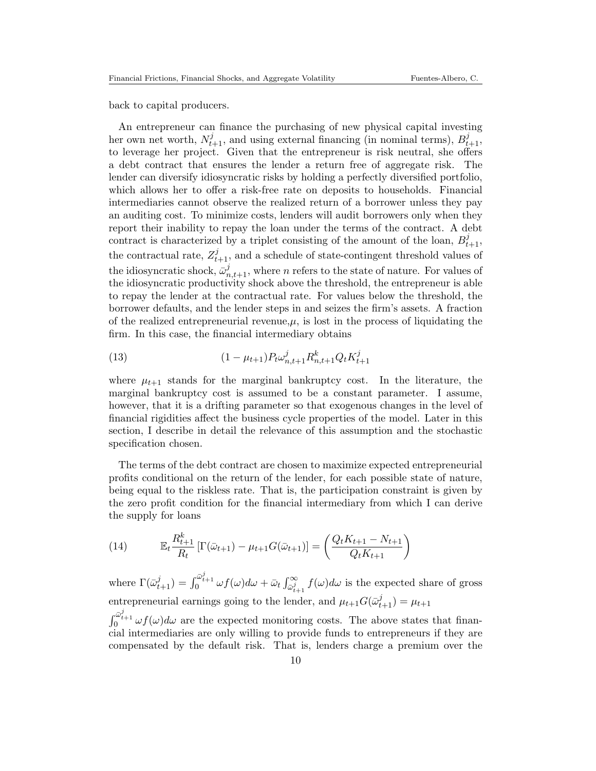back to capital producers.

An entrepreneur can finance the purchasing of new physical capital investing her own net worth, $N_{t+1}^j$, and using external financing (in nominal terms), $B_{t+1}^j$, to leverage her project. Given that the entrepreneur is risk neutral, she offers a debt contract that ensures the lender a return free of aggregate risk. The lender can diversify idiosyncratic risks by holding a perfectly diversified portfolio, which allows her to offer a risk-free rate on deposits to households. Financial intermediaries cannot observe the realized return of a borrower unless they pay an auditing cost. To minimize costs, lenders will audit borrowers only when they report their inability to repay the loan under the terms of the contract. A debt contract is characterized by a triplet consisting of the amount of the loan, $B_{t+1}^j$, the contractual rate, $Z_{t+1}^j$, and a schedule of state-contingent threshold values of the idiosyncratic shock, $\bar{\omega}_{n,t+1}^j$, where $n$ refers to the state of nature. For values of the idiosyncratic productivity shock above the threshold, the entrepreneur is able to repay the lender at the contractual rate. For values below the threshold, the borrower defaults, and the lender steps in and seizes the firm's assets. A fraction of the realized entrepreneurial revenue,$\mu$, is lost in the process of liquidating the firm. In this case, the financial intermediary obtains

$$(1-\mu_{t+1})P_t\omega_{n,t+1}^j R_{n,t+1}^k Q_t K_{t+1}^j \tag{13}$$

where $\mu_{t+1}$ stands for the marginal bankruptcy cost. In the literature, the marginal bankruptcy cost is assumed to be a constant parameter. I assume, however, that it is a drifting parameter so that exogenous changes in the level of financial rigidities affect the business cycle properties of the model. Later in this section, I describe in detail the relevance of this assumption and the stochastic specification chosen.

The terms of the debt contract are chosen to maximize expected entrepreneurial profits conditional on the return of the lender, for each possible state of nature, being equal to the riskless rate. That is, the participation constraint is given by the zero profit condition for the financial intermediary from which I can derive the supply for loans

$$\mathbb{E}_t \frac{R_{t+1}^k}{R_t}\left[\Gamma(\bar{\omega}_{t+1}) - \mu_{t+1}G(\bar{\omega}_{t+1})\right] = \left(\frac{Q_t K_{t+1} - N_{t+1}}{Q_t K_{t+1}}\right) \tag{14}$$

where $\Gamma(\bar{\omega}_{t+1}^j) = \int_0^{\bar{\omega}_{t+1}^j} \omega f(\omega)d\omega + \bar{\omega}_t \int_{\bar{\omega}_{t+1}^j}^{\infty} f(\omega)d\omega$ is the expected share of gross entrepreneurial earnings going to the lender, and $\mu_{t+1}G(\bar{\omega}_{t+1}^j) = \mu_{t+1}$ $\int_0^{\bar{\omega}_{t+1}^j} \omega f(\omega)d\omega$ are the expected monitoring costs. The above states that financial intermediaries are only willing to provide funds to entrepreneurs if they are compensated by the default risk. That is, lenders charge a premium over the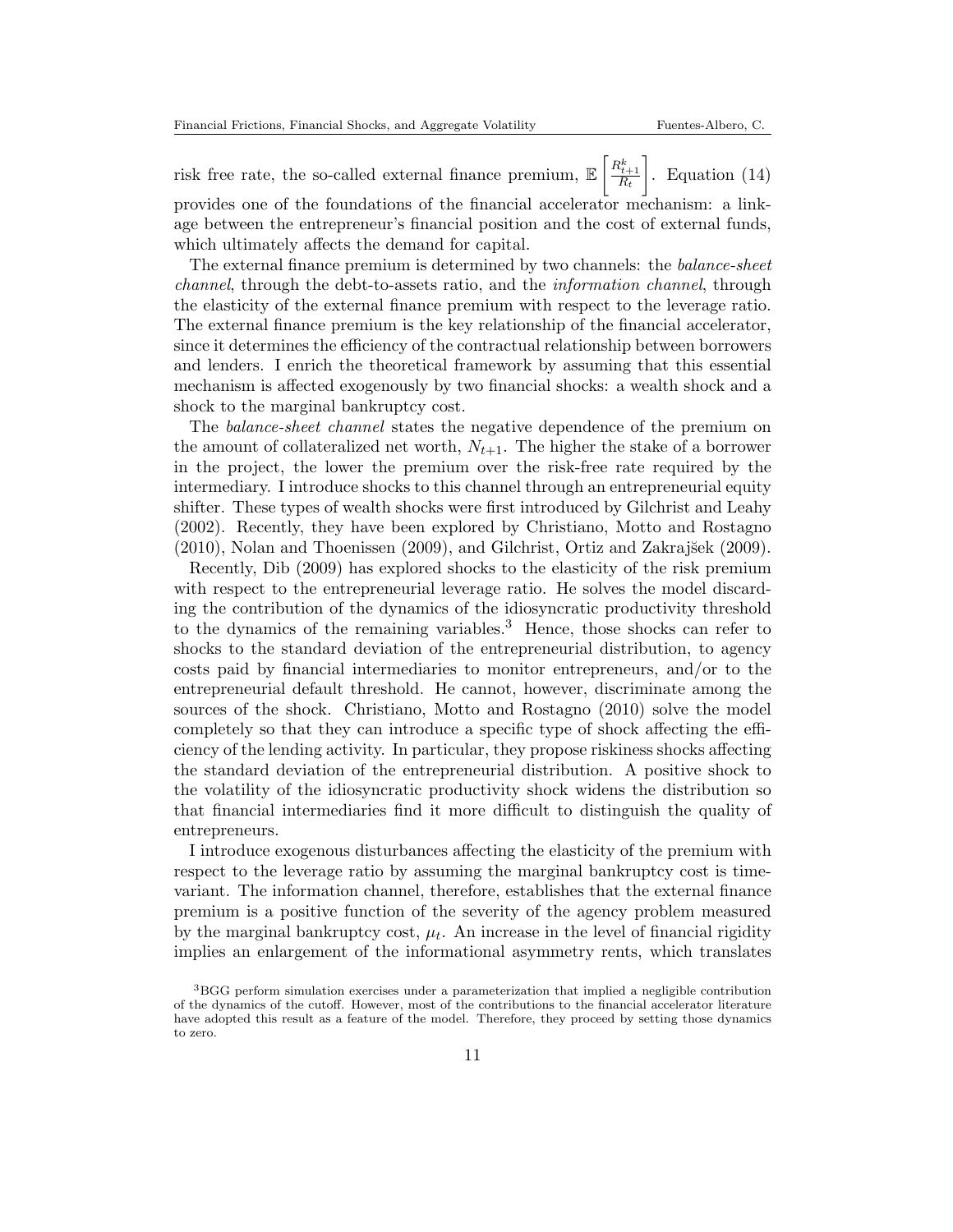risk free rate, the so-called external finance premium, $\mathbb{E}\left[\frac{R^k_{t+1}}{R_t}\right]$. Equation (14) provides one of the foundations of the financial accelerator mechanism: a linkage between the entrepreneur's financial position and the cost of external funds, which ultimately affects the demand for capital.

The external finance premium is determined by two channels: the *balance-sheet channel*, through the debt-to-assets ratio, and the *information channel*, through the elasticity of the external finance premium with respect to the leverage ratio. The external finance premium is the key relationship of the financial accelerator, since it determines the efficiency of the contractual relationship between borrowers and lenders. I enrich the theoretical framework by assuming that this essential mechanism is affected exogenously by two financial shocks: a wealth shock and a shock to the marginal bankruptcy cost.

The *balance-sheet channel* states the negative dependence of the premium on the amount of collateralized net worth, $N_{t+1}$. The higher the stake of a borrower in the project, the lower the premium over the risk-free rate required by the intermediary. I introduce shocks to this channel through an entrepreneurial equity shifter. These types of wealth shocks were first introduced by Gilchrist and Leahy (2002). Recently, they have been explored by Christiano, Motto and Rostagno (2010), Nolan and Thoenissen (2009), and Gilchrist, Ortiz and Zakrajšek (2009).

Recently, Dib (2009) has explored shocks to the elasticity of the risk premium with respect to the entrepreneurial leverage ratio. He solves the model discarding the contribution of the dynamics of the idiosyncratic productivity threshold to the dynamics of the remaining variables.[3] Hence, those shocks can refer to shocks to the standard deviation of the entrepreneurial distribution, to agency costs paid by financial intermediaries to monitor entrepreneurs, and/or to the entrepreneurial default threshold. He cannot, however, discriminate among the sources of the shock. Christiano, Motto and Rostagno (2010) solve the model completely so that they can introduce a specific type of shock affecting the efficiency of the lending activity. In particular, they propose riskiness shocks affecting the standard deviation of the entrepreneurial distribution. A positive shock to the volatility of the idiosyncratic productivity shock widens the distribution so that financial intermediaries find it more difficult to distinguish the quality of entrepreneurs.

I introduce exogenous disturbances affecting the elasticity of the premium with respect to the leverage ratio by assuming the marginal bankruptcy cost is time-variant. The information channel, therefore, establishes that the external finance premium is a positive function of the severity of the agency problem measured by the marginal bankruptcy cost, $\mu_t$. An increase in the level of financial rigidity implies an enlargement of the informational asymmetry rents, which translates

[3] BGG perform simulation exercises under a parameterization that implied a negligible contribution of the dynamics of the cutoff. However, most of the contributions to the financial accelerator literature have adopted this result as a feature of the model. Therefore, they proceed by setting those dynamics to zero.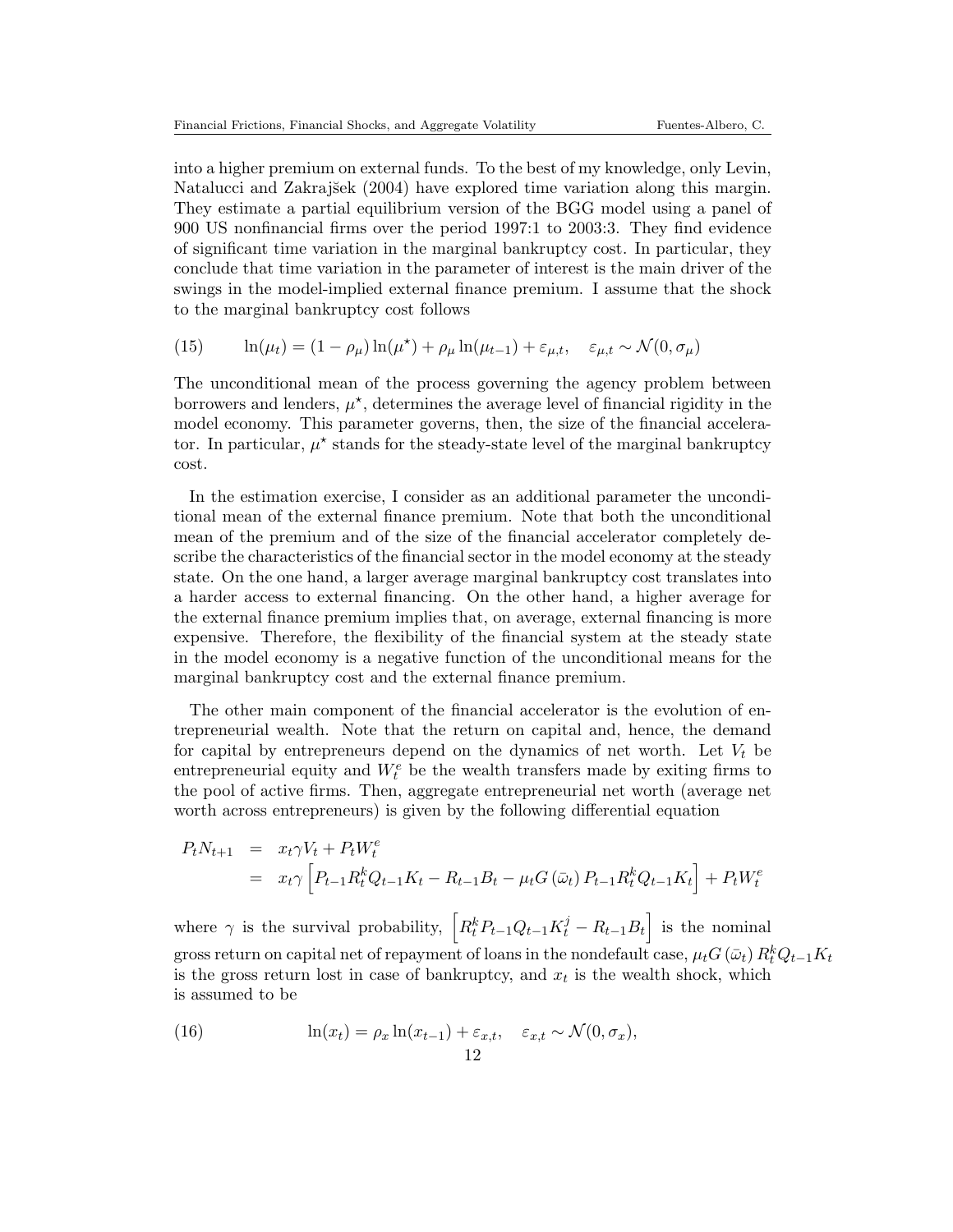into a higher premium on external funds. To the best of my knowledge, only Levin, Natalucci and Zakrajšek (2004) have explored time variation along this margin. They estimate a partial equilibrium version of the BGG model using a panel of 900 US nonfinancial firms over the period 1997:1 to 2003:3. They find evidence of significant time variation in the marginal bankruptcy cost. In particular, they conclude that time variation in the parameter of interest is the main driver of the swings in the model-implied external finance premium. I assume that the shock to the marginal bankruptcy cost follows

$$\ln(\mu_t) = (1-\rho_\mu)\ln(\mu^\star) + \rho_\mu \ln(\mu_{t-1}) + \varepsilon_{\mu,t}, \quad \varepsilon_{\mu,t} \sim \mathcal{N}(0,\sigma_\mu) \tag{15}$$

The unconditional mean of the process governing the agency problem between borrowers and lenders, $\mu^\star$, determines the average level of financial rigidity in the model economy. This parameter governs, then, the size of the financial accelerator. In particular, $\mu^\star$ stands for the steady-state level of the marginal bankruptcy cost.

In the estimation exercise, I consider as an additional parameter the unconditional mean of the external finance premium. Note that both the unconditional mean of the premium and of the size of the financial accelerator completely describe the characteristics of the financial sector in the model economy at the steady state. On the one hand, a larger average marginal bankruptcy cost translates into a harder access to external financing. On the other hand, a higher average for the external finance premium implies that, on average, external financing is more expensive. Therefore, the flexibility of the financial system at the steady state in the model economy is a negative function of the unconditional means for the marginal bankruptcy cost and the external finance premium.

The other main component of the financial accelerator is the evolution of entrepreneurial wealth. Note that the return on capital and, hence, the demand for capital by entrepreneurs depend on the dynamics of net worth. Let $V_t$ be entrepreneurial equity and $W_t^e$ be the wealth transfers made by exiting firms to the pool of active firms. Then, aggregate entrepreneurial net worth (average net worth across entrepreneurs) is given by the following differential equation

$$\begin{aligned} P_t N_{t+1} &= x_t \gamma V_t + P_t W_t^e \\ &= x_t \gamma \left[ P_{t-1} R_t^k Q_{t-1} K_t - R_{t-1} B_t - \mu_t G(\bar{\omega}_t) P_{t-1} R_t^k Q_{t-1} K_t \right] + P_t W_t^e \end{aligned}$$

where $\gamma$ is the survival probability, $\left[ R_t^k P_{t-1} Q_{t-1} K_t^j - R_{t-1} B_t \right]$ is the nominal gross return on capital net of repayment of loans in the nondefault case, $\mu_t G(\bar{\omega}_t) R_t^k Q_{t-1} K_t$ is the gross return lost in case of bankruptcy, and $x_t$ is the wealth shock, which is assumed to be

$$\ln(x_t) = \rho_x \ln(x_{t-1}) + \varepsilon_{x,t}, \quad \varepsilon_{x,t} \sim \mathcal{N}(0,\sigma_x), \tag{16}$$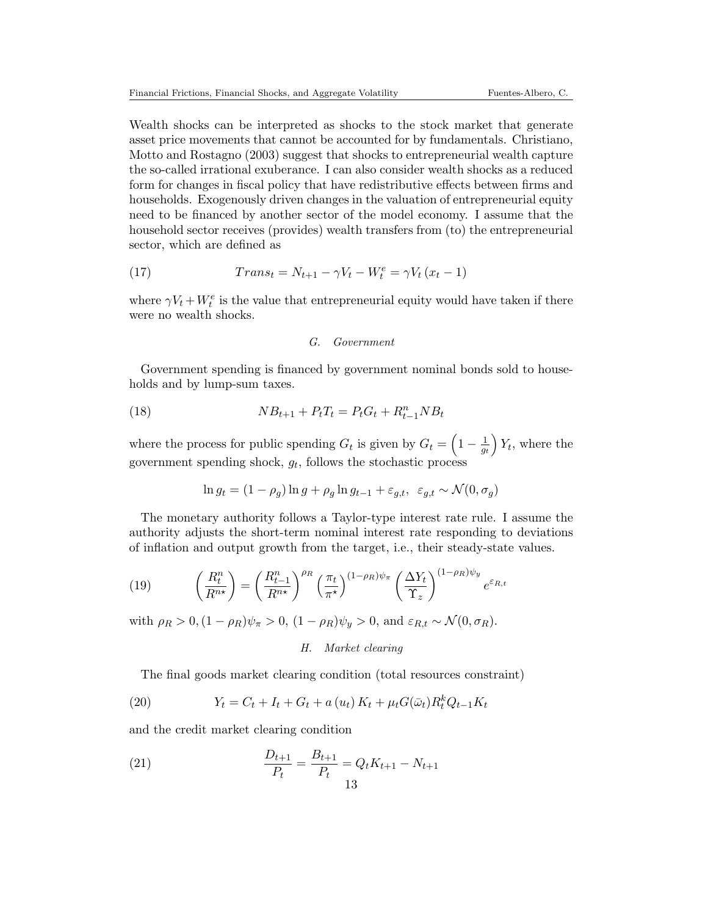Wealth shocks can be interpreted as shocks to the stock market that generate asset price movements that cannot be accounted for by fundamentals. Christiano, Motto and Rostagno (2003) suggest that shocks to entrepreneurial wealth capture the so-called irrational exuberance. I can also consider wealth shocks as a reduced form for changes in fiscal policy that have redistributive effects between firms and households. Exogenously driven changes in the valuation of entrepreneurial equity need to be financed by another sector of the model economy. I assume that the household sector receives (provides) wealth transfers from (to) the entrepreneurial sector, which are defined as

$$Trans_t = N_{t+1} - \gamma V_t - W_t^e = \gamma V_t \left(x_t - 1\right) \tag{17}$$

where $\gamma V_t + W_t^e$ is the value that entrepreneurial equity would have taken if there were no wealth shocks.

### *G. Government*

Government spending is financed by government nominal bonds sold to households and by lump-sum taxes.

$$NB_{t+1} + P_t T_t = P_t G_t + R_{t-1}^n NB_t \tag{18}$$

where the process for public spending $G_t$ is given by $G_t = \left(1 - \frac{1}{g_t}\right) Y_t$, where the government spending shock, $g_t$, follows the stochastic process

$$\ln g_t = (1 - \rho_g) \ln g + \rho_g \ln g_{t-1} + \varepsilon_{g,t}, \;\; \varepsilon_{g,t} \sim \mathcal{N}(0, \sigma_g)$$

The monetary authority follows a Taylor-type interest rate rule. I assume the authority adjusts the short-term nominal interest rate responding to deviations of inflation and output growth from the target, i.e., their steady-state values.

$$\left(\frac{R_t^n}{R^{n\star}}\right) = \left(\frac{R_{t-1}^n}{R^{n\star}}\right)^{\rho_R} \left(\frac{\pi_t}{\pi^\star}\right)^{(1-\rho_R)\psi_\pi} \left(\frac{\Delta Y_t}{\Upsilon_z}\right)^{(1-\rho_R)\psi_y} e^{\varepsilon_{R,t}} \tag{19}$$

with $\rho_R > 0, (1 - \rho_R)\psi_\pi > 0$, $(1 - \rho_R)\psi_y > 0$, and $\varepsilon_{R,t} \sim \mathcal{N}(0, \sigma_R)$.

### *H. Market clearing*

The final goods market clearing condition (total resources constraint)

$$Y_t = C_t + I_t + G_t + a\left(u_t\right) K_t + \mu_t G(\bar{\omega}_t) R_t^k Q_{t-1} K_t \tag{20}$$

and the credit market clearing condition

$$\frac{D_{t+1}}{P_t} = \frac{B_{t+1}}{P_t} = Q_t K_{t+1} - N_{t+1} \tag{21}$$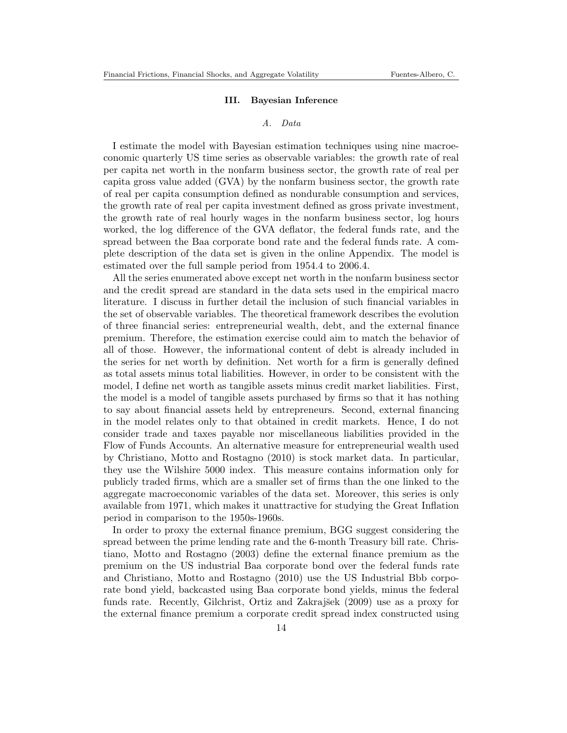### III. Bayesian Inference

#### *A. Data*

I estimate the model with Bayesian estimation techniques using nine macroeconomic quarterly US time series as observable variables: the growth rate of real per capita net worth in the nonfarm business sector, the growth rate of real per capita gross value added (GVA) by the nonfarm business sector, the growth rate of real per capita consumption defined as nondurable consumption and services, the growth rate of real per capita investment defined as gross private investment, the growth rate of real hourly wages in the nonfarm business sector, log hours worked, the log difference of the GVA deflator, the federal funds rate, and the spread between the Baa corporate bond rate and the federal funds rate. A complete description of the data set is given in the online Appendix. The model is estimated over the full sample period from 1954.4 to 2006.4.

All the series enumerated above except net worth in the nonfarm business sector and the credit spread are standard in the data sets used in the empirical macro literature. I discuss in further detail the inclusion of such financial variables in the set of observable variables. The theoretical framework describes the evolution of three financial series: entrepreneurial wealth, debt, and the external finance premium. Therefore, the estimation exercise could aim to match the behavior of all of those. However, the informational content of debt is already included in the series for net worth by definition. Net worth for a firm is generally defined as total assets minus total liabilities. However, in order to be consistent with the model, I define net worth as tangible assets minus credit market liabilities. First, the model is a model of tangible assets purchased by firms so that it has nothing to say about financial assets held by entrepreneurs. Second, external financing in the model relates only to that obtained in credit markets. Hence, I do not consider trade and taxes payable nor miscellaneous liabilities provided in the Flow of Funds Accounts. An alternative measure for entrepreneurial wealth used by Christiano, Motto and Rostagno (2010) is stock market data. In particular, they use the Wilshire 5000 index. This measure contains information only for publicly traded firms, which are a smaller set of firms than the one linked to the aggregate macroeconomic variables of the data set. Moreover, this series is only available from 1971, which makes it unattractive for studying the Great Inflation period in comparison to the 1950s-1960s.

In order to proxy the external finance premium, BGG suggest considering the spread between the prime lending rate and the 6-month Treasury bill rate. Christiano, Motto and Rostagno (2003) define the external finance premium as the premium on the US industrial Baa corporate bond over the federal funds rate and Christiano, Motto and Rostagno (2010) use the US Industrial Bbb corporate bond yield, backcasted using Baa corporate bond yields, minus the federal funds rate. Recently, Gilchrist, Ortiz and Zakrajšek (2009) use as a proxy for the external finance premium a corporate credit spread index constructed using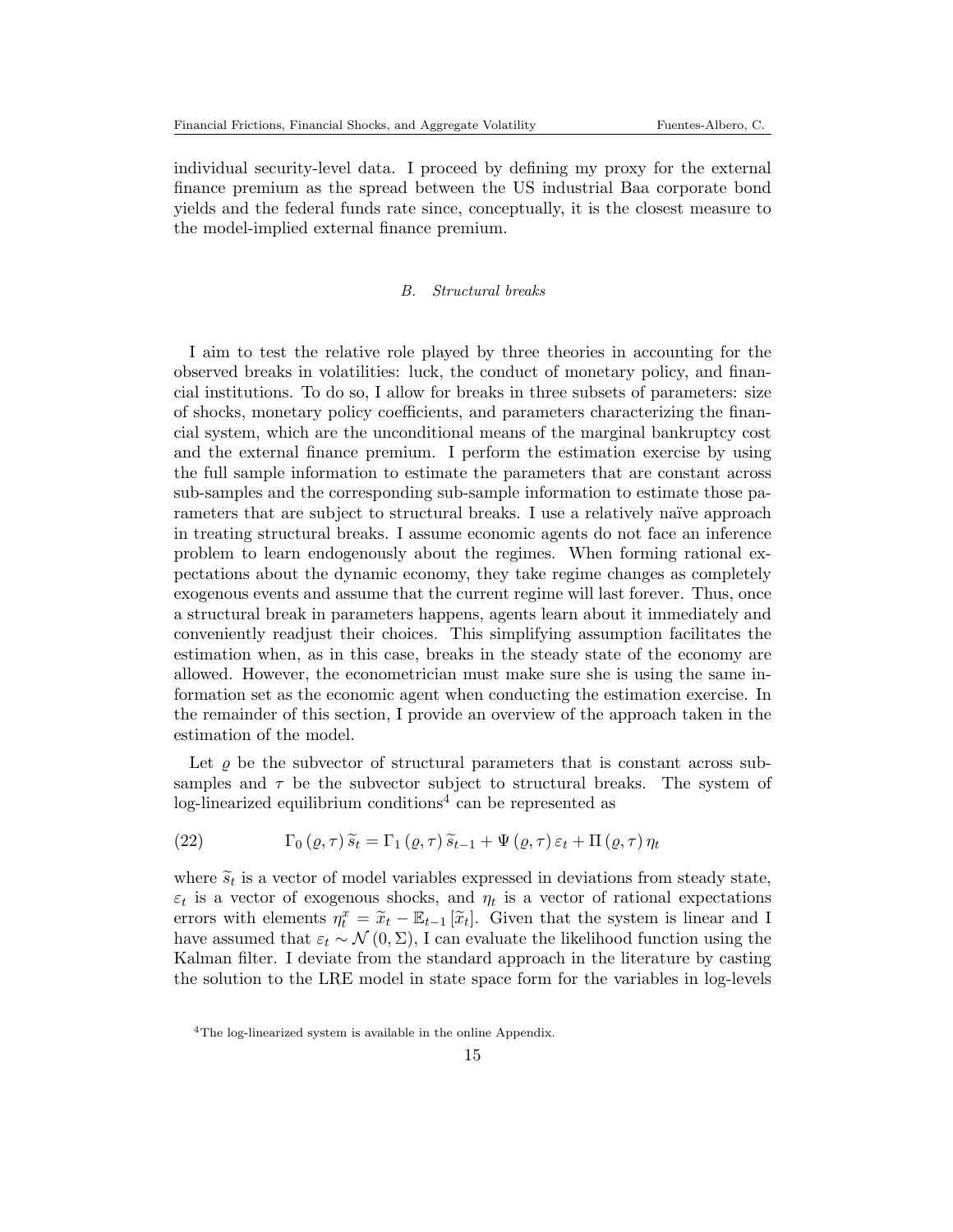individual security-level data. I proceed by defining my proxy for the external finance premium as the spread between the US industrial Baa corporate bond yields and the federal funds rate since, conceptually, it is the closest measure to the model-implied external finance premium.

### *B. Structural breaks*

I aim to test the relative role played by three theories in accounting for the observed breaks in volatilities: luck, the conduct of monetary policy, and financial institutions. To do so, I allow for breaks in three subsets of parameters: size of shocks, monetary policy coefficients, and parameters characterizing the financial system, which are the unconditional means of the marginal bankruptcy cost and the external finance premium. I perform the estimation exercise by using the full sample information to estimate the parameters that are constant across sub-samples and the corresponding sub-sample information to estimate those parameters that are subject to structural breaks. I use a relatively naïve approach in treating structural breaks. I assume economic agents do not face an inference problem to learn endogenously about the regimes. When forming rational expectations about the dynamic economy, they take regime changes as completely exogenous events and assume that the current regime will last forever. Thus, once a structural break in parameters happens, agents learn about it immediately and conveniently readjust their choices. This simplifying assumption facilitates the estimation when, as in this case, breaks in the steady state of the economy are allowed. However, the econometrician must make sure she is using the same information set as the economic agent when conducting the estimation exercise. In the remainder of this section, I provide an overview of the approach taken in the estimation of the model.

Let $\varrho$ be the subvector of structural parameters that is constant across subsamples and $\tau$ be the subvector subject to structural breaks. The system of log-linearized equilibrium conditions[4] can be represented as

$$\Gamma_0\left(\varrho,\tau\right)\widetilde{s}_t = \Gamma_1\left(\varrho,\tau\right)\widetilde{s}_{t-1} + \Psi\left(\varrho,\tau\right)\varepsilon_t + \Pi\left(\varrho,\tau\right)\eta_t \tag{22}$$

where $\widetilde{s}_t$ is a vector of model variables expressed in deviations from steady state, $\varepsilon_t$ is a vector of exogenous shocks, and $\eta_t$ is a vector of rational expectations errors with elements $\eta_t^x = \widetilde{x}_t - \mathbb{E}_{t-1}\left[\widetilde{x}_t\right]$. Given that the system is linear and I have assumed that $\varepsilon_t \sim \mathcal{N}\left(0,\Sigma\right)$, I can evaluate the likelihood function using the Kalman filter. I deviate from the standard approach in the literature by casting the solution to the LRE model in state space form for the variables in log-levels

[4]The log-linearized system is available in the online Appendix.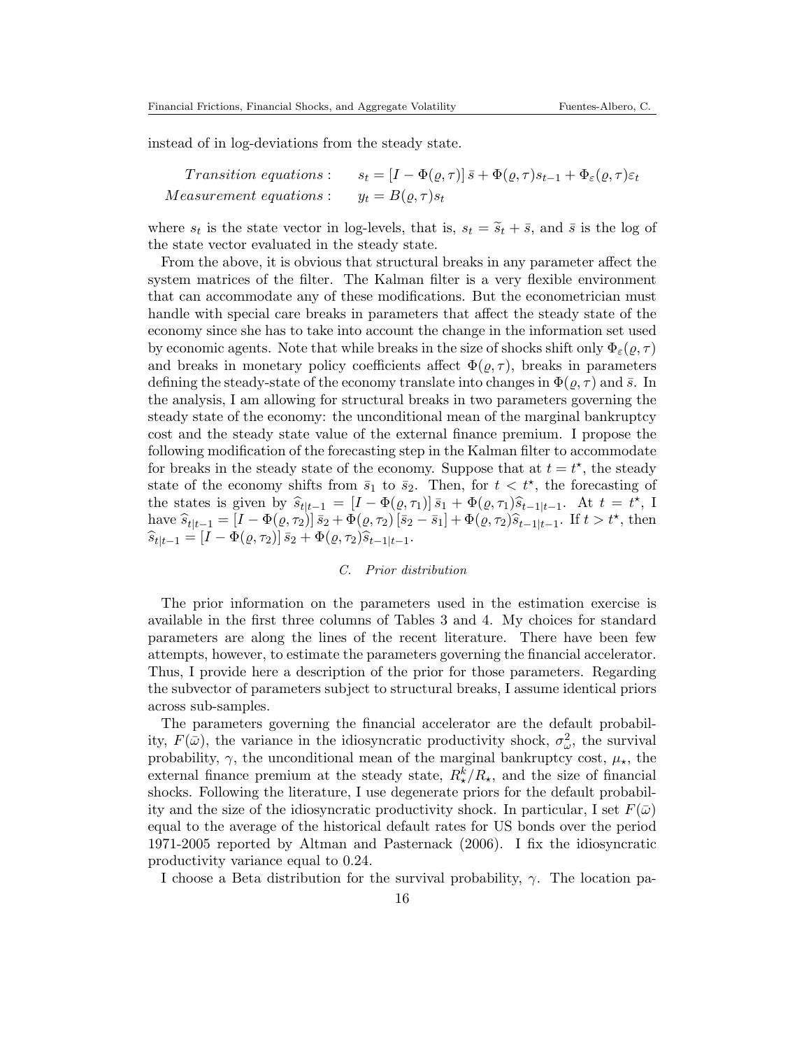instead of in log-deviations from the steady state.

$$
\begin{aligned}
&Transition\ equations: \quad && s_t = [I - \Phi(\varrho,\tau)]\,\bar{s} + \Phi(\varrho,\tau)s_{t-1} + \Phi_\varepsilon(\varrho,\tau)\varepsilon_t \\
&Measurement\ equations: \quad && y_t = B(\varrho,\tau)s_t
\end{aligned}
$$

where $s_t$ is the state vector in log-levels, that is, $s_t = \widetilde{s}_t + \bar{s}$, and $\bar{s}$ is the log of the state vector evaluated in the steady state.

From the above, it is obvious that structural breaks in any parameter affect the system matrices of the filter. The Kalman filter is a very flexible environment that can accommodate any of these modifications. But the econometrician must handle with special care breaks in parameters that affect the steady state of the economy since she has to take into account the change in the information set used by economic agents. Note that while breaks in the size of shocks shift only $\Phi_\varepsilon(\varrho,\tau)$ and breaks in monetary policy coefficients affect $\Phi(\varrho,\tau)$, breaks in parameters defining the steady-state of the economy translate into changes in $\Phi(\varrho,\tau)$ and $\bar{s}$. In the analysis, I am allowing for structural breaks in two parameters governing the steady state of the economy: the unconditional mean of the marginal bankruptcy cost and the steady state value of the external finance premium. I propose the following modification of the forecasting step in the Kalman filter to accommodate for breaks in the steady state of the economy. Suppose that at $t = t^\star$, the steady state of the economy shifts from $\bar{s}_1$ to $\bar{s}_2$. Then, for $t < t^\star$, the forecasting of the states is given by $\widehat{s}_{t|t-1} = [I - \Phi(\varrho,\tau_1)]\,\bar{s}_1 + \Phi(\varrho,\tau_1)\widehat{s}_{t-1|t-1}$. At $t = t^\star$, I have $\widehat{s}_{t|t-1} = [I - \Phi(\varrho,\tau_2)]\,\bar{s}_2 + \Phi(\varrho,\tau_2)\,[\bar{s}_2 - \bar{s}_1] + \Phi(\varrho,\tau_2)\widehat{s}_{t-1|t-1}$. If $t > t^\star$, then $\widehat{s}_{t|t-1} = [I - \Phi(\varrho,\tau_2)]\,\bar{s}_2 + \Phi(\varrho,\tau_2)\widehat{s}_{t-1|t-1}$.

### C. *Prior distribution*

The prior information on the parameters used in the estimation exercise is available in the first three columns of Tables 3 and 4. My choices for standard parameters are along the lines of the recent literature. There have been few attempts, however, to estimate the parameters governing the financial accelerator. Thus, I provide here a description of the prior for those parameters. Regarding the subvector of parameters subject to structural breaks, I assume identical priors across sub-samples.

The parameters governing the financial accelerator are the default probability, $F(\bar{\omega})$, the variance in the idiosyncratic productivity shock, $\sigma^2_\omega$, the survival probability, $\gamma$, the unconditional mean of the marginal bankruptcy cost, $\mu_\star$, the external finance premium at the steady state, $R^k_\star/R_\star$, and the size of financial shocks. Following the literature, I use degenerate priors for the default probability and the size of the idiosyncratic productivity shock. In particular, I set $F(\bar{\omega})$ equal to the average of the historical default rates for US bonds over the period 1971-2005 reported by Altman and Pasternack (2006). I fix the idiosyncratic productivity variance equal to 0.24.

I choose a Beta distribution for the survival probability, $\gamma$. The location pa-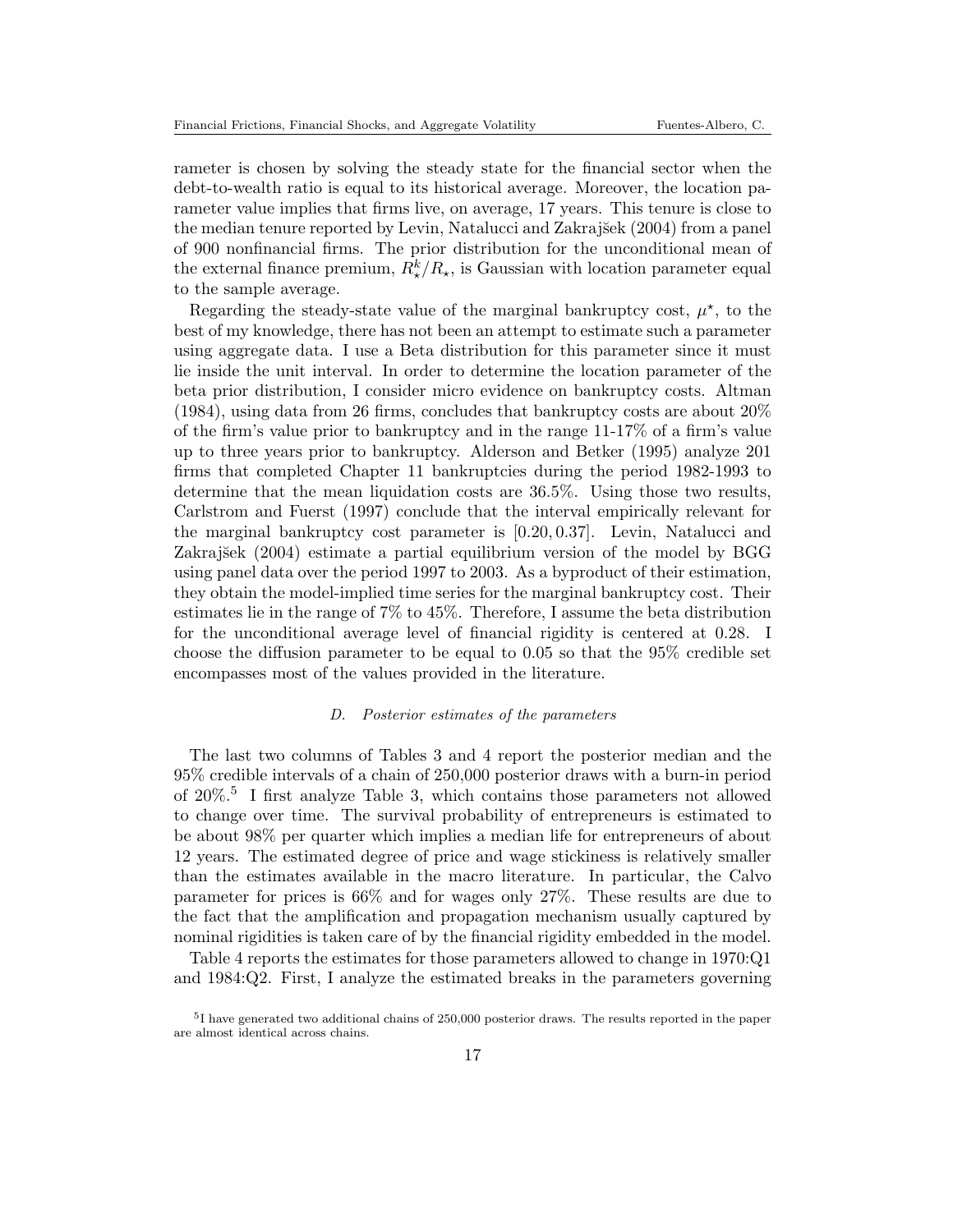rameter is chosen by solving the steady state for the financial sector when the debt-to-wealth ratio is equal to its historical average. Moreover, the location parameter value implies that firms live, on average, 17 years. This tenure is close to the median tenure reported by Levin, Natalucci and Zakrajšek (2004) from a panel of 900 nonfinancial firms. The prior distribution for the unconditional mean of the external finance premium, $R^k_\star/R_\star$, is Gaussian with location parameter equal to the sample average.

Regarding the steady-state value of the marginal bankruptcy cost, $\mu^\star$, to the best of my knowledge, there has not been an attempt to estimate such a parameter using aggregate data. I use a Beta distribution for this parameter since it must lie inside the unit interval. In order to determine the location parameter of the beta prior distribution, I consider micro evidence on bankruptcy costs. Altman (1984), using data from 26 firms, concludes that bankruptcy costs are about 20% of the firm's value prior to bankruptcy and in the range 11-17% of a firm's value up to three years prior to bankruptcy. Alderson and Betker (1995) analyze 201 firms that completed Chapter 11 bankruptcies during the period 1982-1993 to determine that the mean liquidation costs are 36.5%. Using those two results, Carlstrom and Fuerst (1997) conclude that the interval empirically relevant for the marginal bankruptcy cost parameter is $[0.20, 0.37]$. Levin, Natalucci and Zakrajšek (2004) estimate a partial equilibrium version of the model by BGG using panel data over the period 1997 to 2003. As a byproduct of their estimation, they obtain the model-implied time series for the marginal bankruptcy cost. Their estimates lie in the range of 7% to 45%. Therefore, I assume the beta distribution for the unconditional average level of financial rigidity is centered at 0.28. I choose the diffusion parameter to be equal to 0.05 so that the 95% credible set encompasses most of the values provided in the literature.

### *D. Posterior estimates of the parameters*

The last two columns of Tables 3 and 4 report the posterior median and the 95% credible intervals of a chain of 250,000 posterior draws with a burn-in period of 20%.[5] I first analyze Table 3, which contains those parameters not allowed to change over time. The survival probability of entrepreneurs is estimated to be about 98% per quarter which implies a median life for entrepreneurs of about 12 years. The estimated degree of price and wage stickiness is relatively smaller than the estimates available in the macro literature. In particular, the Calvo parameter for prices is 66% and for wages only 27%. These results are due to the fact that the amplification and propagation mechanism usually captured by nominal rigidities is taken care of by the financial rigidity embedded in the model.

Table 4 reports the estimates for those parameters allowed to change in 1970:Q1 and 1984:Q2. First, I analyze the estimated breaks in the parameters governing

[5] I have generated two additional chains of 250,000 posterior draws. The results reported in the paper are almost identical across chains.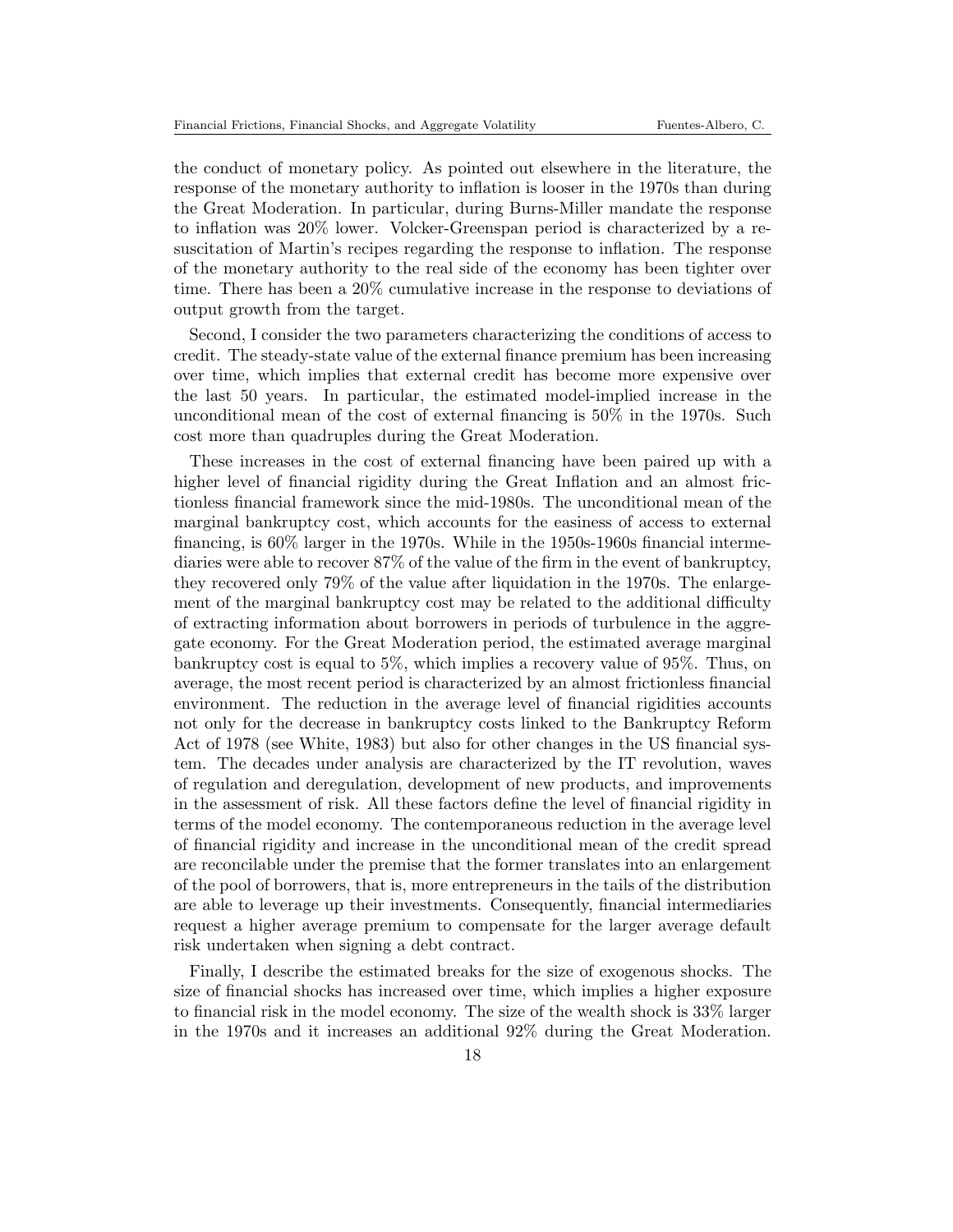the conduct of monetary policy. As pointed out elsewhere in the literature, the response of the monetary authority to inflation is looser in the 1970s than during the Great Moderation. In particular, during Burns-Miller mandate the response to inflation was 20% lower. Volcker-Greenspan period is characterized by a resuscitation of Martin's recipes regarding the response to inflation. The response of the monetary authority to the real side of the economy has been tighter over time. There has been a 20% cumulative increase in the response to deviations of output growth from the target.

Second, I consider the two parameters characterizing the conditions of access to credit. The steady-state value of the external finance premium has been increasing over time, which implies that external credit has become more expensive over the last 50 years. In particular, the estimated model-implied increase in the unconditional mean of the cost of external financing is 50% in the 1970s. Such cost more than quadruples during the Great Moderation.

These increases in the cost of external financing have been paired up with a higher level of financial rigidity during the Great Inflation and an almost frictionless financial framework since the mid-1980s. The unconditional mean of the marginal bankruptcy cost, which accounts for the easiness of access to external financing, is 60% larger in the 1970s. While in the 1950s-1960s financial intermediaries were able to recover 87% of the value of the firm in the event of bankruptcy, they recovered only 79% of the value after liquidation in the 1970s. The enlargement of the marginal bankruptcy cost may be related to the additional difficulty of extracting information about borrowers in periods of turbulence in the aggregate economy. For the Great Moderation period, the estimated average marginal bankruptcy cost is equal to 5%, which implies a recovery value of 95%. Thus, on average, the most recent period is characterized by an almost frictionless financial environment. The reduction in the average level of financial rigidities accounts not only for the decrease in bankruptcy costs linked to the Bankruptcy Reform Act of 1978 (see White, 1983) but also for other changes in the US financial system. The decades under analysis are characterized by the IT revolution, waves of regulation and deregulation, development of new products, and improvements in the assessment of risk. All these factors define the level of financial rigidity in terms of the model economy. The contemporaneous reduction in the average level of financial rigidity and increase in the unconditional mean of the credit spread are reconcilable under the premise that the former translates into an enlargement of the pool of borrowers, that is, more entrepreneurs in the tails of the distribution are able to leverage up their investments. Consequently, financial intermediaries request a higher average premium to compensate for the larger average default risk undertaken when signing a debt contract.

Finally, I describe the estimated breaks for the size of exogenous shocks. The size of financial shocks has increased over time, which implies a higher exposure to financial risk in the model economy. The size of the wealth shock is 33% larger in the 1970s and it increases an additional 92% during the Great Moderation.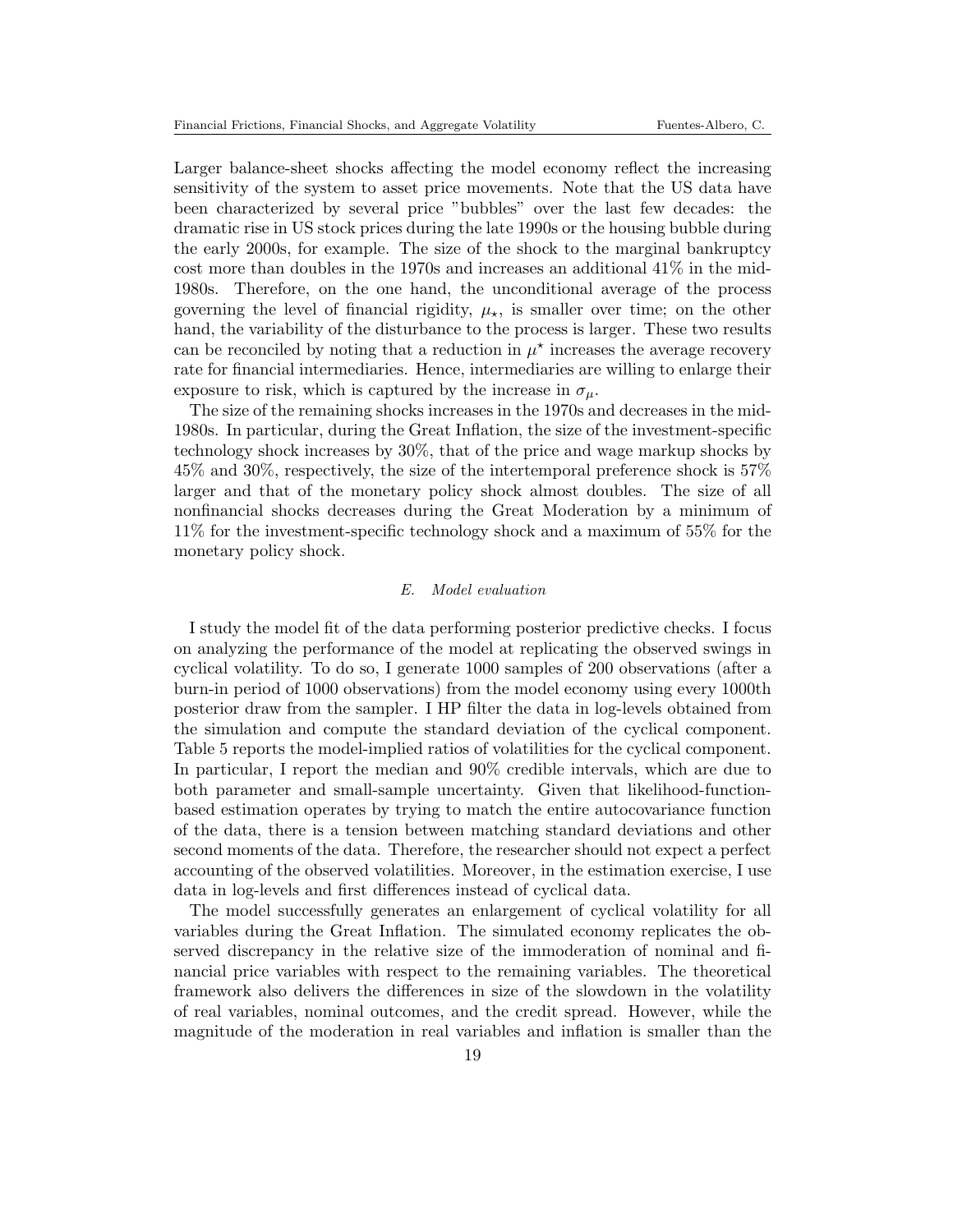Larger balance-sheet shocks affecting the model economy reflect the increasing sensitivity of the system to asset price movements. Note that the US data have been characterized by several price "bubbles" over the last few decades: the dramatic rise in US stock prices during the late 1990s or the housing bubble during the early 2000s, for example. The size of the shock to the marginal bankruptcy cost more than doubles in the 1970s and increases an additional 41% in the mid-1980s. Therefore, on the one hand, the unconditional average of the process governing the level of financial rigidity, $\mu_{\star}$, is smaller over time; on the other hand, the variability of the disturbance to the process is larger. These two results can be reconciled by noting that a reduction in $\mu^{\star}$ increases the average recovery rate for financial intermediaries. Hence, intermediaries are willing to enlarge their exposure to risk, which is captured by the increase in $\sigma_{\mu}$.

The size of the remaining shocks increases in the 1970s and decreases in the mid-1980s. In particular, during the Great Inflation, the size of the investment-specific technology shock increases by 30%, that of the price and wage markup shocks by 45% and 30%, respectively, the size of the intertemporal preference shock is 57% larger and that of the monetary policy shock almost doubles. The size of all nonfinancial shocks decreases during the Great Moderation by a minimum of 11% for the investment-specific technology shock and a maximum of 55% for the monetary policy shock.

### *E. Model evaluation*

I study the model fit of the data performing posterior predictive checks. I focus on analyzing the performance of the model at replicating the observed swings in cyclical volatility. To do so, I generate 1000 samples of 200 observations (after a burn-in period of 1000 observations) from the model economy using every 1000th posterior draw from the sampler. I HP filter the data in log-levels obtained from the simulation and compute the standard deviation of the cyclical component. Table 5 reports the model-implied ratios of volatilities for the cyclical component. In particular, I report the median and 90% credible intervals, which are due to both parameter and small-sample uncertainty. Given that likelihood-function-based estimation operates by trying to match the entire autocovariance function of the data, there is a tension between matching standard deviations and other second moments of the data. Therefore, the researcher should not expect a perfect accounting of the observed volatilities. Moreover, in the estimation exercise, I use data in log-levels and first differences instead of cyclical data.

The model successfully generates an enlargement of cyclical volatility for all variables during the Great Inflation. The simulated economy replicates the observed discrepancy in the relative size of the immoderation of nominal and financial price variables with respect to the remaining variables. The theoretical framework also delivers the differences in size of the slowdown in the volatility of real variables, nominal outcomes, and the credit spread. However, while the magnitude of the moderation in real variables and inflation is smaller than the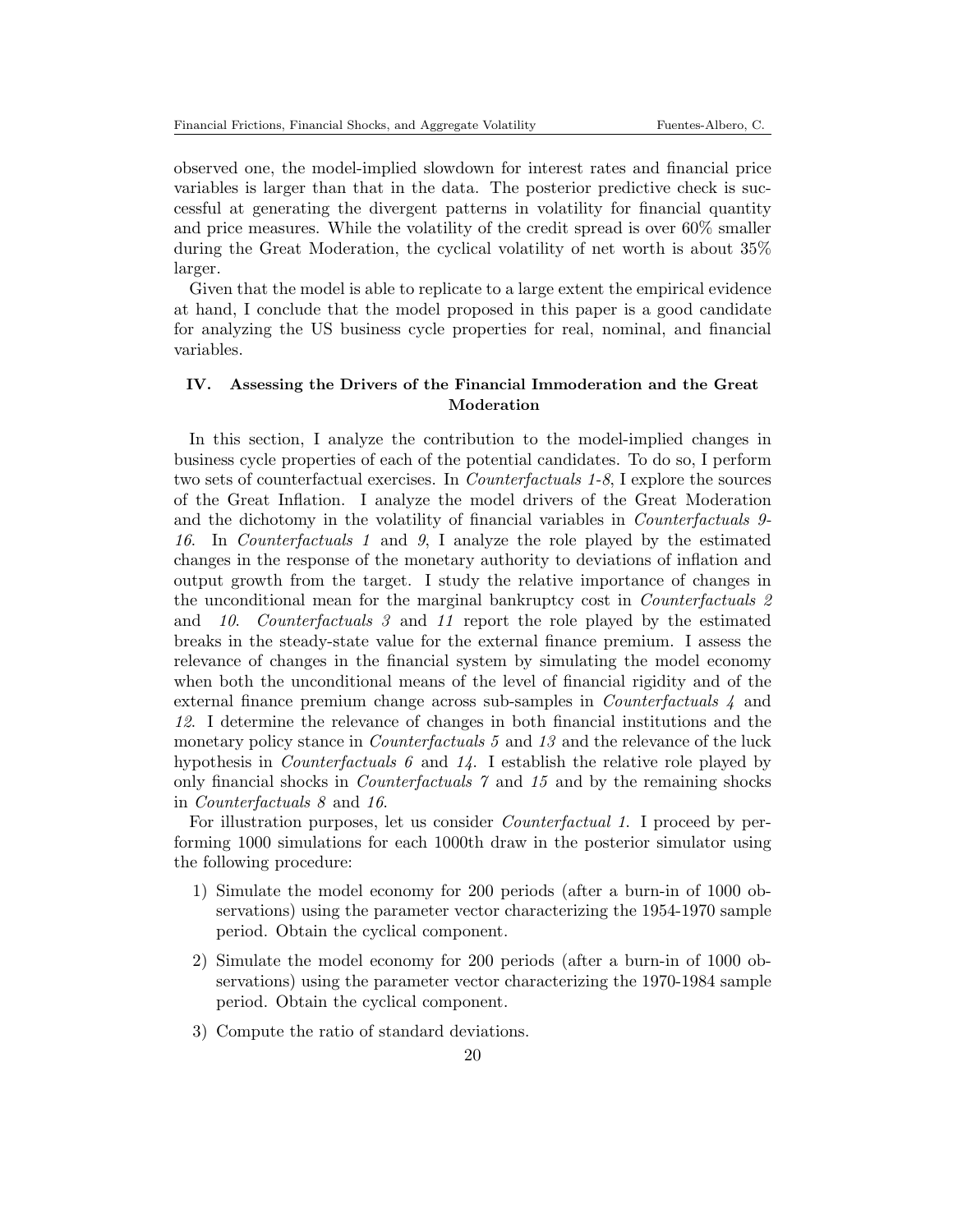observed one, the model-implied slowdown for interest rates and financial price variables is larger than that in the data. The posterior predictive check is successful at generating the divergent patterns in volatility for financial quantity and price measures. While the volatility of the credit spread is over 60% smaller during the Great Moderation, the cyclical volatility of net worth is about 35% larger.

Given that the model is able to replicate to a large extent the empirical evidence at hand, I conclude that the model proposed in this paper is a good candidate for analyzing the US business cycle properties for real, nominal, and financial variables.

## IV. Assessing the Drivers of the Financial Immoderation and the Great Moderation

In this section, I analyze the contribution to the model-implied changes in business cycle properties of each of the potential candidates. To do so, I perform two sets of counterfactual exercises. In *Counterfactuals 1-8*, I explore the sources of the Great Inflation. I analyze the model drivers of the Great Moderation and the dichotomy in the volatility of financial variables in *Counterfactuals 9-16*. In *Counterfactuals 1* and *9*, I analyze the role played by the estimated changes in the response of the monetary authority to deviations of inflation and output growth from the target. I study the relative importance of changes in the unconditional mean for the marginal bankruptcy cost in *Counterfactuals 2* and *10*. *Counterfactuals 3* and *11* report the role played by the estimated breaks in the steady-state value for the external finance premium. I assess the relevance of changes in the financial system by simulating the model economy when both the unconditional means of the level of financial rigidity and of the external finance premium change across sub-samples in *Counterfactuals 4* and *12*. I determine the relevance of changes in both financial institutions and the monetary policy stance in *Counterfactuals 5* and *13* and the relevance of the luck hypothesis in *Counterfactuals 6* and *14*. I establish the relative role played by only financial shocks in *Counterfactuals 7* and *15* and by the remaining shocks in *Counterfactuals 8* and *16*.

For illustration purposes, let us consider *Counterfactual 1*. I proceed by performing 1000 simulations for each 1000th draw in the posterior simulator using the following procedure:

1) Simulate the model economy for 200 periods (after a burn-in of 1000 observations) using the parameter vector characterizing the 1954-1970 sample period. Obtain the cyclical component.
2) Simulate the model economy for 200 periods (after a burn-in of 1000 observations) using the parameter vector characterizing the 1970-1984 sample period. Obtain the cyclical component.
3) Compute the ratio of standard deviations.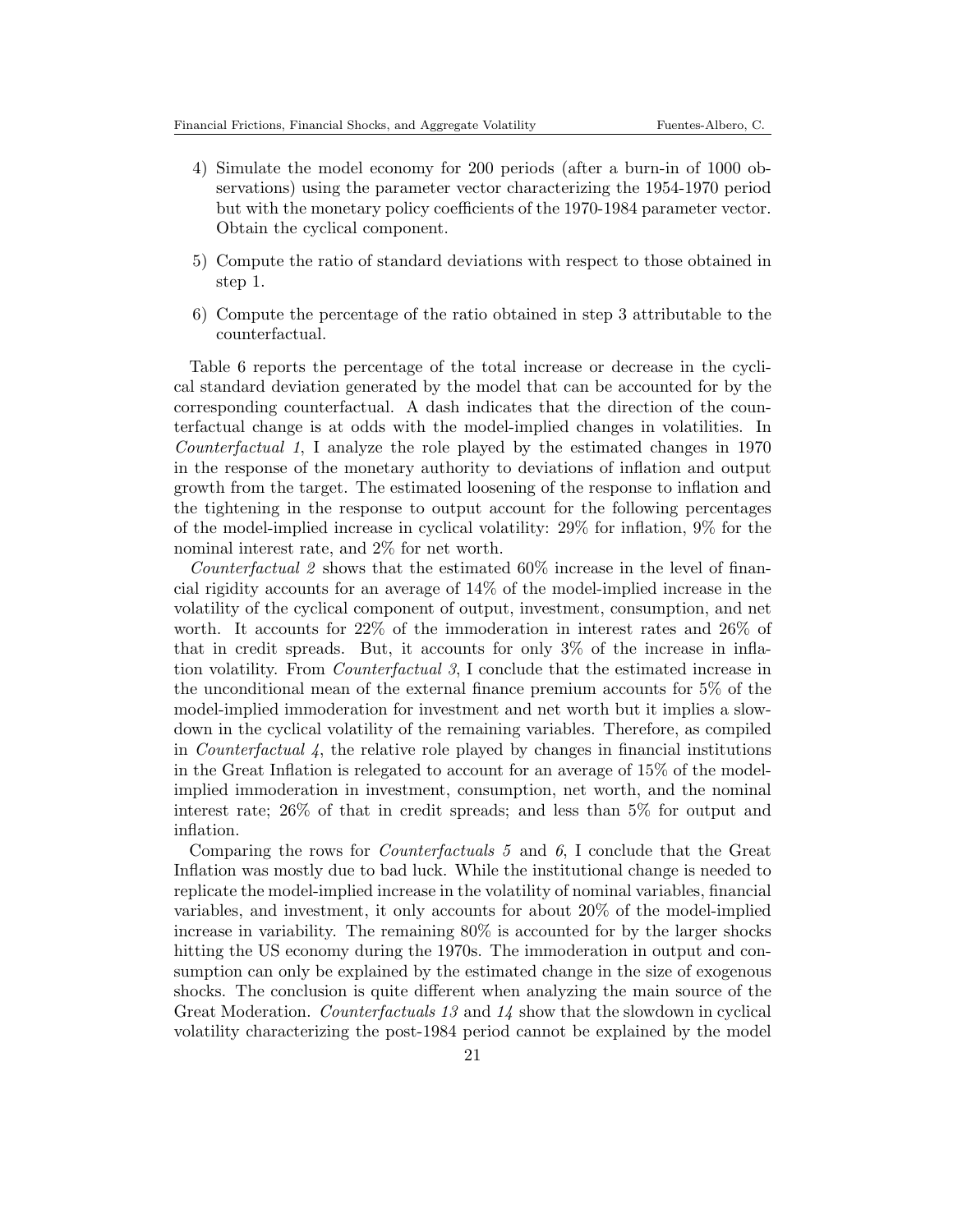4) Simulate the model economy for 200 periods (after a burn-in of 1000 observations) using the parameter vector characterizing the 1954-1970 period but with the monetary policy coefficients of the 1970-1984 parameter vector. Obtain the cyclical component.

5) Compute the ratio of standard deviations with respect to those obtained in step 1.

6) Compute the percentage of the ratio obtained in step 3 attributable to the counterfactual.

Table 6 reports the percentage of the total increase or decrease in the cyclical standard deviation generated by the model that can be accounted for by the corresponding counterfactual. A dash indicates that the direction of the counterfactual change is at odds with the model-implied changes in volatilities. In *Counterfactual 1*, I analyze the role played by the estimated changes in 1970 in the response of the monetary authority to deviations of inflation and output growth from the target. The estimated loosening of the response to inflation and the tightening in the response to output account for the following percentages of the model-implied increase in cyclical volatility: 29% for inflation, 9% for the nominal interest rate, and 2% for net worth.

*Counterfactual 2* shows that the estimated 60% increase in the level of financial rigidity accounts for an average of 14% of the model-implied increase in the volatility of the cyclical component of output, investment, consumption, and net worth. It accounts for 22% of the immoderation in interest rates and 26% of that in credit spreads. But, it accounts for only 3% of the increase in inflation volatility. From *Counterfactual 3*, I conclude that the estimated increase in the unconditional mean of the external finance premium accounts for 5% of the model-implied immoderation for investment and net worth but it implies a slowdown in the cyclical volatility of the remaining variables. Therefore, as compiled in *Counterfactual 4*, the relative role played by changes in financial institutions in the Great Inflation is relegated to account for an average of 15% of the model-implied immoderation in investment, consumption, net worth, and the nominal interest rate; 26% of that in credit spreads; and less than 5% for output and inflation.

Comparing the rows for *Counterfactuals 5* and *6*, I conclude that the Great Inflation was mostly due to bad luck. While the institutional change is needed to replicate the model-implied increase in the volatility of nominal variables, financial variables, and investment, it only accounts for about 20% of the model-implied increase in variability. The remaining 80% is accounted for by the larger shocks hitting the US economy during the 1970s. The immoderation in output and consumption can only be explained by the estimated change in the size of exogenous shocks. The conclusion is quite different when analyzing the main source of the Great Moderation. *Counterfactuals 13* and *14* show that the slowdown in cyclical volatility characterizing the post-1984 period cannot be explained by the model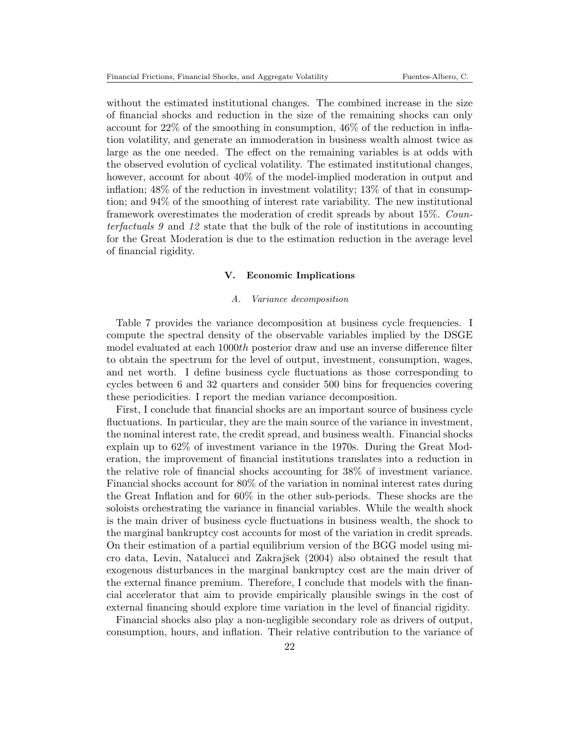without the estimated institutional changes. The combined increase in the size of financial shocks and reduction in the size of the remaining shocks can only account for 22% of the smoothing in consumption, 46% of the reduction in inflation volatility, and generate an immoderation in business wealth almost twice as large as the one needed. The effect on the remaining variables is at odds with the observed evolution of cyclical volatility. The estimated institutional changes, however, account for about 40% of the model-implied moderation in output and inflation; 48% of the reduction in investment volatility; 13% of that in consumption; and 94% of the smoothing of interest rate variability. The new institutional framework overestimates the moderation of credit spreads by about 15%. *Counterfactuals 9* and *12* state that the bulk of the role of institutions in accounting for the Great Moderation is due to the estimation reduction in the average level of financial rigidity.

## V. Economic Implications

### A. *Variance decomposition*

Table 7 provides the variance decomposition at business cycle frequencies. I compute the spectral density of the observable variables implied by the DSGE model evaluated at each 1000*th* posterior draw and use an inverse difference filter to obtain the spectrum for the level of output, investment, consumption, wages, and net worth. I define business cycle fluctuations as those corresponding to cycles between 6 and 32 quarters and consider 500 bins for frequencies covering these periodicities. I report the median variance decomposition.

First, I conclude that financial shocks are an important source of business cycle fluctuations. In particular, they are the main source of the variance in investment, the nominal interest rate, the credit spread, and business wealth. Financial shocks explain up to 62% of investment variance in the 1970s. During the Great Moderation, the improvement of financial institutions translates into a reduction in the relative role of financial shocks accounting for 38% of investment variance. Financial shocks account for 80% of the variation in nominal interest rates during the Great Inflation and for 60% in the other sub-periods. These shocks are the soloists orchestrating the variance in financial variables. While the wealth shock is the main driver of business cycle fluctuations in business wealth, the shock to the marginal bankruptcy cost accounts for most of the variation in credit spreads. On their estimation of a partial equilibrium version of the BGG model using micro data, Levin, Natalucci and Zakrajšek (2004) also obtained the result that exogenous disturbances in the marginal bankruptcy cost are the main driver of the external finance premium. Therefore, I conclude that models with the financial accelerator that aim to provide empirically plausible swings in the cost of external financing should explore time variation in the level of financial rigidity.

Financial shocks also play a non-negligible secondary role as drivers of output, consumption, hours, and inflation. Their relative contribution to the variance of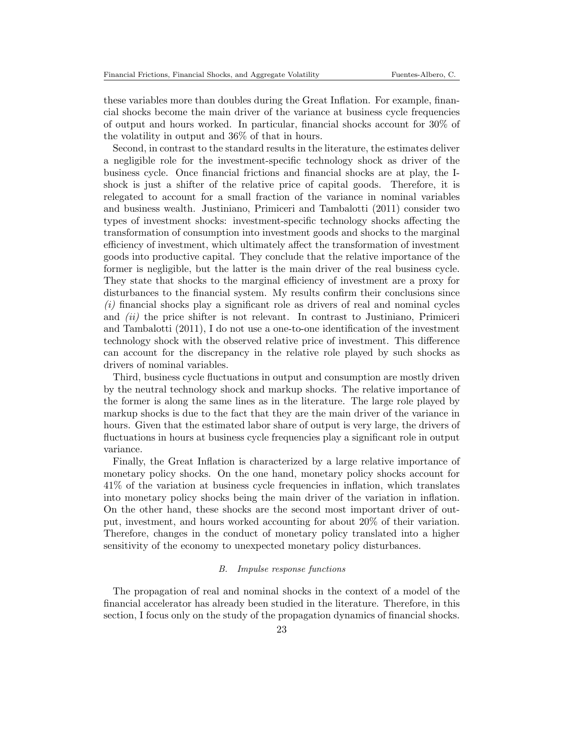these variables more than doubles during the Great Inflation. For example, financial shocks become the main driver of the variance at business cycle frequencies of output and hours worked. In particular, financial shocks account for 30% of the volatility in output and 36% of that in hours.

Second, in contrast to the standard results in the literature, the estimates deliver a negligible role for the investment-specific technology shock as driver of the business cycle. Once financial frictions and financial shocks are at play, the I-shock is just a shifter of the relative price of capital goods. Therefore, it is relegated to account for a small fraction of the variance in nominal variables and business wealth. Justiniano, Primiceri and Tambalotti (2011) consider two types of investment shocks: investment-specific technology shocks affecting the transformation of consumption into investment goods and shocks to the marginal efficiency of investment, which ultimately affect the transformation of investment goods into productive capital. They conclude that the relative importance of the former is negligible, but the latter is the main driver of the real business cycle. They state that shocks to the marginal efficiency of investment are a proxy for disturbances to the financial system. My results confirm their conclusions since *(i)* financial shocks play a significant role as drivers of real and nominal cycles and *(ii)* the price shifter is not relevant. In contrast to Justiniano, Primiceri and Tambalotti (2011), I do not use a one-to-one identification of the investment technology shock with the observed relative price of investment. This difference can account for the discrepancy in the relative role played by such shocks as drivers of nominal variables.

Third, business cycle fluctuations in output and consumption are mostly driven by the neutral technology shock and markup shocks. The relative importance of the former is along the same lines as in the literature. The large role played by markup shocks is due to the fact that they are the main driver of the variance in hours. Given that the estimated labor share of output is very large, the drivers of fluctuations in hours at business cycle frequencies play a significant role in output variance.

Finally, the Great Inflation is characterized by a large relative importance of monetary policy shocks. On the one hand, monetary policy shocks account for 41% of the variation at business cycle frequencies in inflation, which translates into monetary policy shocks being the main driver of the variation in inflation. On the other hand, these shocks are the second most important driver of output, investment, and hours worked accounting for about 20% of their variation. Therefore, changes in the conduct of monetary policy translated into a higher sensitivity of the economy to unexpected monetary policy disturbances.

### *B. Impulse response functions*

The propagation of real and nominal shocks in the context of a model of the financial accelerator has already been studied in the literature. Therefore, in this section, I focus only on the study of the propagation dynamics of financial shocks.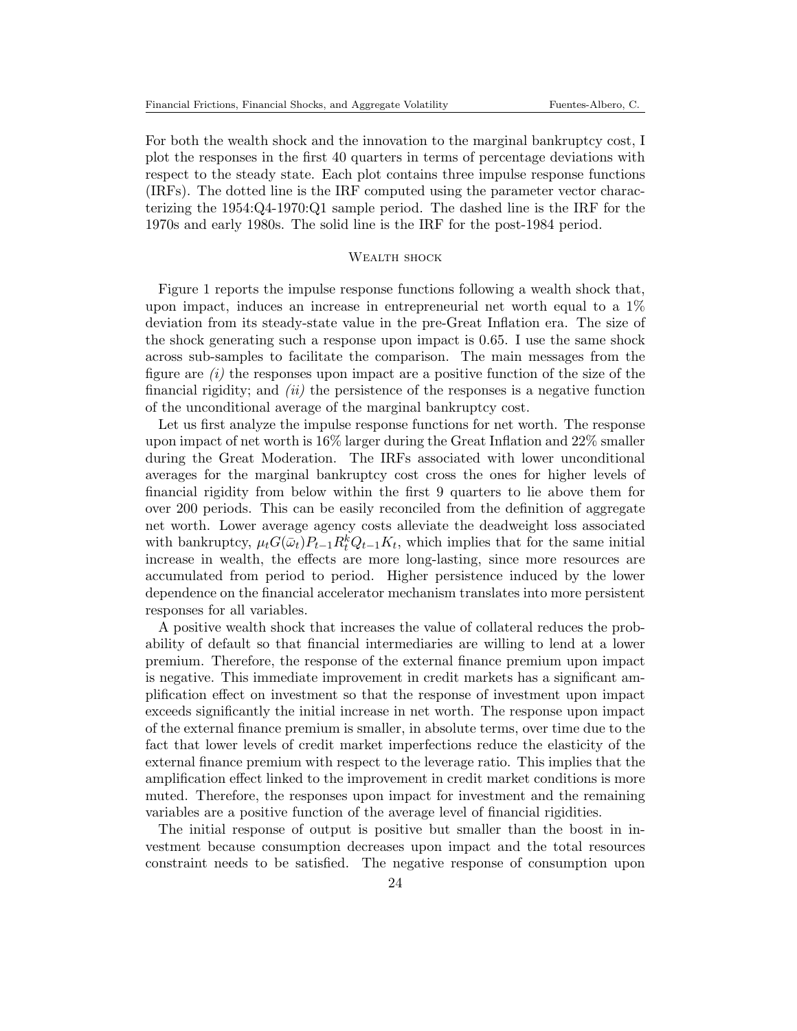For both the wealth shock and the innovation to the marginal bankruptcy cost, I plot the responses in the first 40 quarters in terms of percentage deviations with respect to the steady state. Each plot contains three impulse response functions (IRFs). The dotted line is the IRF computed using the parameter vector characterizing the 1954:Q4-1970:Q1 sample period. The dashed line is the IRF for the 1970s and early 1980s. The solid line is the IRF for the post-1984 period.

### Wealth shock

Figure 1 reports the impulse response functions following a wealth shock that, upon impact, induces an increase in entrepreneurial net worth equal to a 1% deviation from its steady-state value in the pre-Great Inflation era. The size of the shock generating such a response upon impact is 0.65. I use the same shock across sub-samples to facilitate the comparison. The main messages from the figure are *(i)* the responses upon impact are a positive function of the size of the financial rigidity; and *(ii)* the persistence of the responses is a negative function of the unconditional average of the marginal bankruptcy cost.

Let us first analyze the impulse response functions for net worth. The response upon impact of net worth is 16% larger during the Great Inflation and 22% smaller during the Great Moderation. The IRFs associated with lower unconditional averages for the marginal bankruptcy cost cross the ones for higher levels of financial rigidity from below within the first 9 quarters to lie above them for over 200 periods. This can be easily reconciled from the definition of aggregate net worth. Lower average agency costs alleviate the deadweight loss associated with bankruptcy, $\mu_t G(\bar{\omega}_t) P_{t-1} R_t^k Q_{t-1} K_t$, which implies that for the same initial increase in wealth, the effects are more long-lasting, since more resources are accumulated from period to period. Higher persistence induced by the lower dependence on the financial accelerator mechanism translates into more persistent responses for all variables.

A positive wealth shock that increases the value of collateral reduces the probability of default so that financial intermediaries are willing to lend at a lower premium. Therefore, the response of the external finance premium upon impact is negative. This immediate improvement in credit markets has a significant amplification effect on investment so that the response of investment upon impact exceeds significantly the initial increase in net worth. The response upon impact of the external finance premium is smaller, in absolute terms, over time due to the fact that lower levels of credit market imperfections reduce the elasticity of the external finance premium with respect to the leverage ratio. This implies that the amplification effect linked to the improvement in credit market conditions is more muted. Therefore, the responses upon impact for investment and the remaining variables are a positive function of the average level of financial rigidities.

The initial response of output is positive but smaller than the boost in investment because consumption decreases upon impact and the total resources constraint needs to be satisfied. The negative response of consumption upon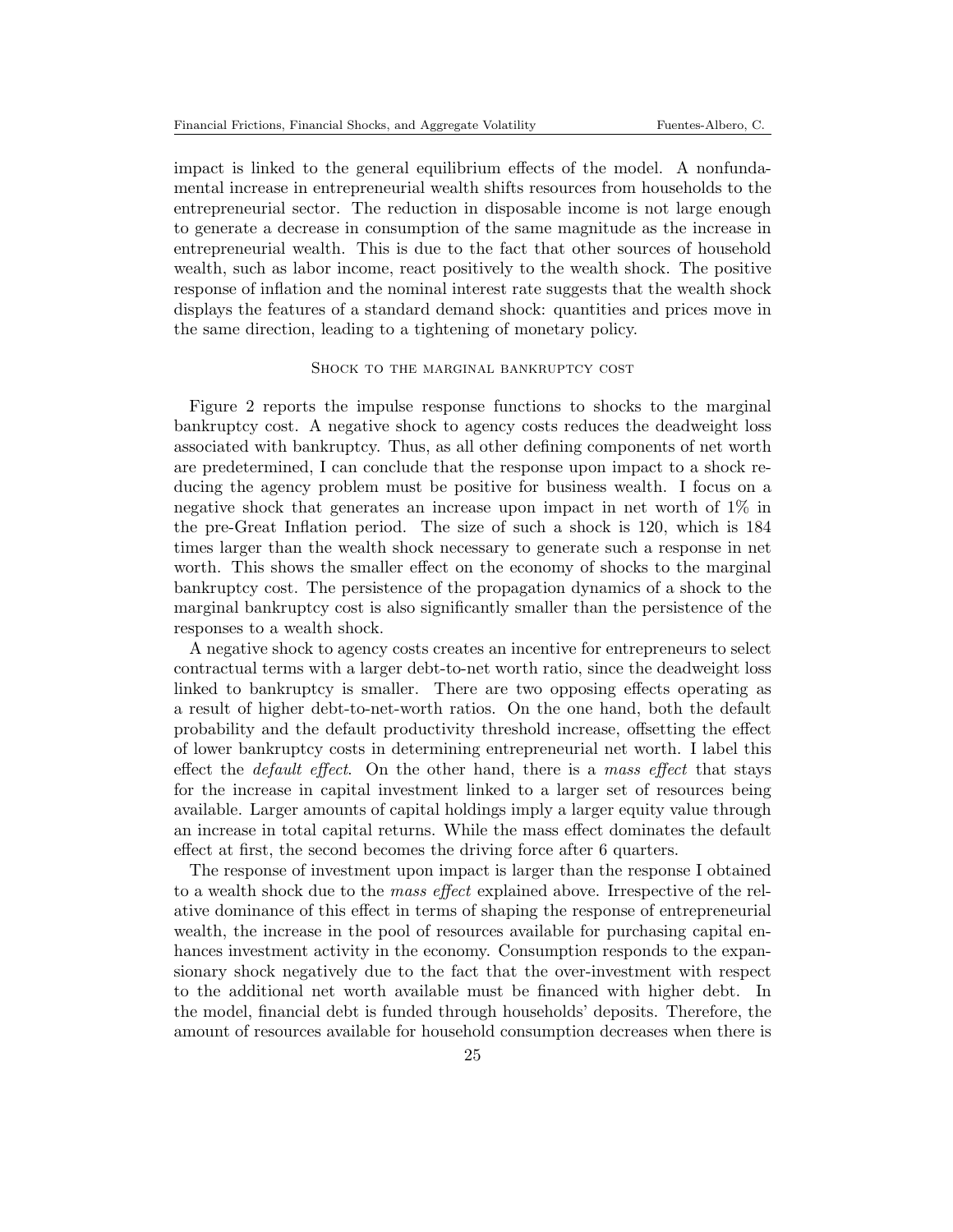impact is linked to the general equilibrium effects of the model. A nonfundamental increase in entrepreneurial wealth shifts resources from households to the entrepreneurial sector. The reduction in disposable income is not large enough to generate a decrease in consumption of the same magnitude as the increase in entrepreneurial wealth. This is due to the fact that other sources of household wealth, such as labor income, react positively to the wealth shock. The positive response of inflation and the nominal interest rate suggests that the wealth shock displays the features of a standard demand shock: quantities and prices move in the same direction, leading to a tightening of monetary policy.

### Shock to the marginal bankruptcy cost

Figure 2 reports the impulse response functions to shocks to the marginal bankruptcy cost. A negative shock to agency costs reduces the deadweight loss associated with bankruptcy. Thus, as all other defining components of net worth are predetermined, I can conclude that the response upon impact to a shock reducing the agency problem must be positive for business wealth. I focus on a negative shock that generates an increase upon impact in net worth of 1% in the pre-Great Inflation period. The size of such a shock is 120, which is 184 times larger than the wealth shock necessary to generate such a response in net worth. This shows the smaller effect on the economy of shocks to the marginal bankruptcy cost. The persistence of the propagation dynamics of a shock to the marginal bankruptcy cost is also significantly smaller than the persistence of the responses to a wealth shock.

A negative shock to agency costs creates an incentive for entrepreneurs to select contractual terms with a larger debt-to-net worth ratio, since the deadweight loss linked to bankruptcy is smaller. There are two opposing effects operating as a result of higher debt-to-net-worth ratios. On the one hand, both the default probability and the default productivity threshold increase, offsetting the effect of lower bankruptcy costs in determining entrepreneurial net worth. I label this effect the *default effect*. On the other hand, there is a *mass effect* that stays for the increase in capital investment linked to a larger set of resources being available. Larger amounts of capital holdings imply a larger equity value through an increase in total capital returns. While the mass effect dominates the default effect at first, the second becomes the driving force after 6 quarters.

The response of investment upon impact is larger than the response I obtained to a wealth shock due to the *mass effect* explained above. Irrespective of the relative dominance of this effect in terms of shaping the response of entrepreneurial wealth, the increase in the pool of resources available for purchasing capital enhances investment activity in the economy. Consumption responds to the expansionary shock negatively due to the fact that the over-investment with respect to the additional net worth available must be financed with higher debt. In the model, financial debt is funded through households' deposits. Therefore, the amount of resources available for household consumption decreases when there is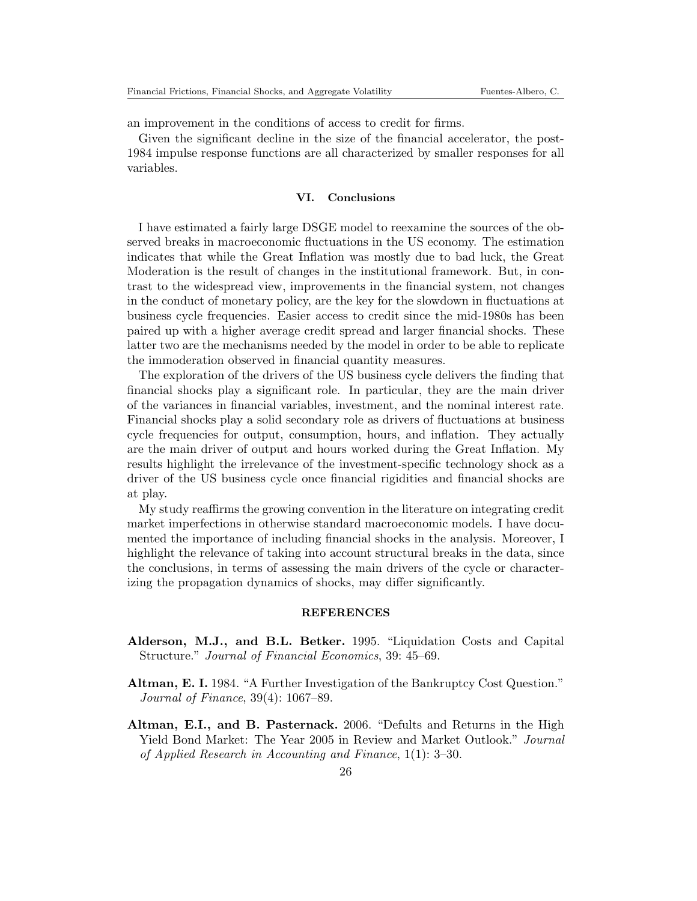an improvement in the conditions of access to credit for firms.

Given the significant decline in the size of the financial accelerator, the post-1984 impulse response functions are all characterized by smaller responses for all variables.

## VI. Conclusions

I have estimated a fairly large DSGE model to reexamine the sources of the observed breaks in macroeconomic fluctuations in the US economy. The estimation indicates that while the Great Inflation was mostly due to bad luck, the Great Moderation is the result of changes in the institutional framework. But, in contrast to the widespread view, improvements in the financial system, not changes in the conduct of monetary policy, are the key for the slowdown in fluctuations at business cycle frequencies. Easier access to credit since the mid-1980s has been paired up with a higher average credit spread and larger financial shocks. These latter two are the mechanisms needed by the model in order to be able to replicate the immoderation observed in financial quantity measures.

The exploration of the drivers of the US business cycle delivers the finding that financial shocks play a significant role. In particular, they are the main driver of the variances in financial variables, investment, and the nominal interest rate. Financial shocks play a solid secondary role as drivers of fluctuations at business cycle frequencies for output, consumption, hours, and inflation. They actually are the main driver of output and hours worked during the Great Inflation. My results highlight the irrelevance of the investment-specific technology shock as a driver of the US business cycle once financial rigidities and financial shocks are at play.

My study reaffirms the growing convention in the literature on integrating credit market imperfections in otherwise standard macroeconomic models. I have documented the importance of including financial shocks in the analysis. Moreover, I highlight the relevance of taking into account structural breaks in the data, since the conclusions, in terms of assessing the main drivers of the cycle or characterizing the propagation dynamics of shocks, may differ significantly.

## REFERENCES

**Alderson, M.J., and B.L. Betker.** 1995. "Liquidation Costs and Capital Structure." *Journal of Financial Economics*, 39: 45–69.

**Altman, E. I.** 1984. "A Further Investigation of the Bankruptcy Cost Question." *Journal of Finance*, 39(4): 1067–89.

**Altman, E.I., and B. Pasternack.** 2006. "Defults and Returns in the High Yield Bond Market: The Year 2005 in Review and Market Outlook." *Journal of Applied Research in Accounting and Finance*, 1(1): 3–30.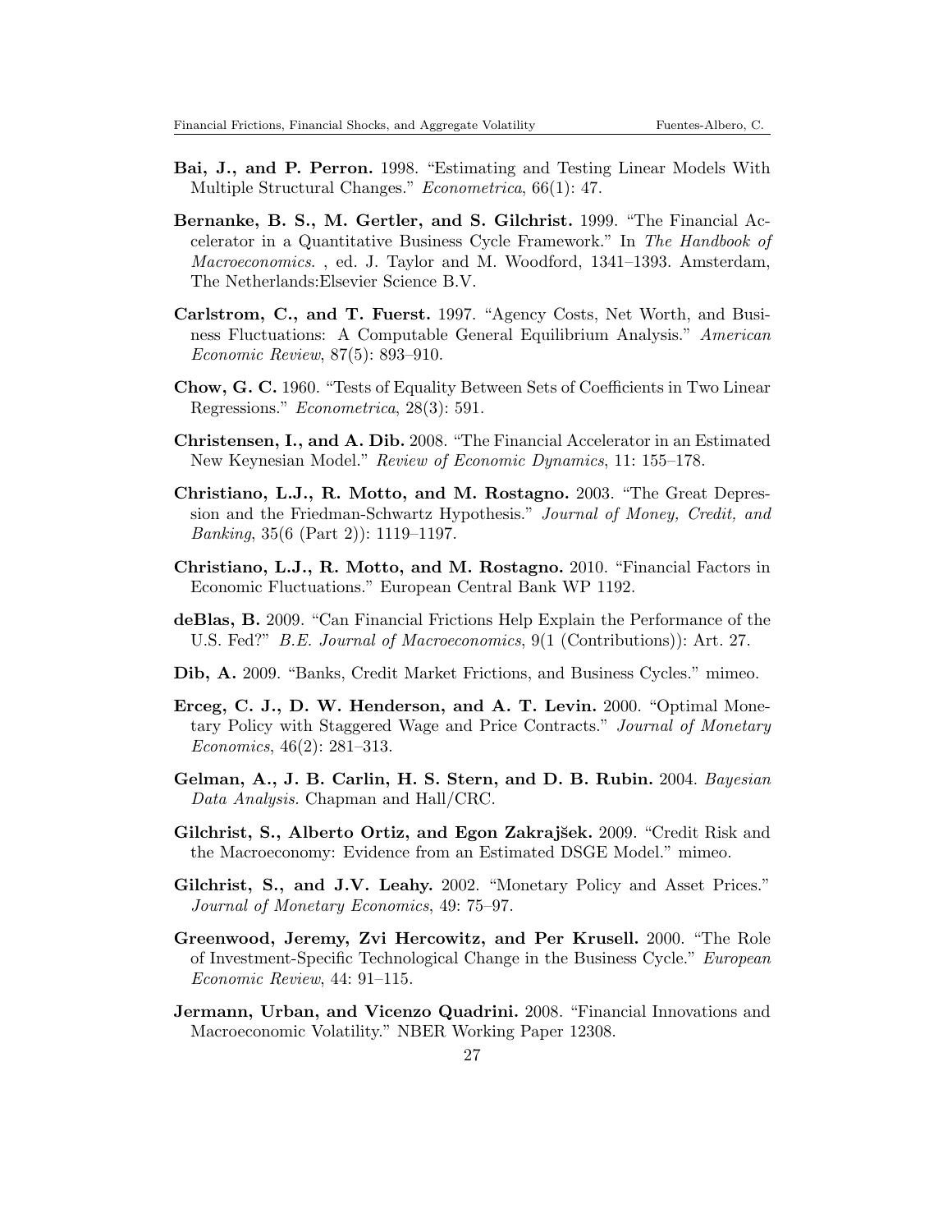**Bai, J., and P. Perron.** 1998. "Estimating and Testing Linear Models With Multiple Structural Changes." *Econometrica*, 66(1): 47.

**Bernanke, B. S., M. Gertler, and S. Gilchrist.** 1999. "The Financial Accelerator in a Quantitative Business Cycle Framework." In *The Handbook of Macroeconomics.* , ed. J. Taylor and M. Woodford, 1341–1393. Amsterdam, The Netherlands:Elsevier Science B.V.

**Carlstrom, C., and T. Fuerst.** 1997. "Agency Costs, Net Worth, and Business Fluctuations: A Computable General Equilibrium Analysis." *American Economic Review*, 87(5): 893–910.

**Chow, G. C.** 1960. "Tests of Equality Between Sets of Coefficients in Two Linear Regressions." *Econometrica*, 28(3): 591.

**Christensen, I., and A. Dib.** 2008. "The Financial Accelerator in an Estimated New Keynesian Model." *Review of Economic Dynamics*, 11: 155–178.

**Christiano, L.J., R. Motto, and M. Rostagno.** 2003. "The Great Depression and the Friedman-Schwartz Hypothesis." *Journal of Money, Credit, and Banking*, 35(6 (Part 2)): 1119–1197.

**Christiano, L.J., R. Motto, and M. Rostagno.** 2010. "Financial Factors in Economic Fluctuations." European Central Bank WP 1192.

**deBlas, B.** 2009. "Can Financial Frictions Help Explain the Performance of the U.S. Fed?" *B.E. Journal of Macroeconomics*, 9(1 (Contributions)): Art. 27.

**Dib, A.** 2009. "Banks, Credit Market Frictions, and Business Cycles." mimeo.

**Erceg, C. J., D. W. Henderson, and A. T. Levin.** 2000. "Optimal Monetary Policy with Staggered Wage and Price Contracts." *Journal of Monetary Economics*, 46(2): 281–313.

**Gelman, A., J. B. Carlin, H. S. Stern, and D. B. Rubin.** 2004. *Bayesian Data Analysis.* Chapman and Hall/CRC.

**Gilchrist, S., Alberto Ortiz, and Egon Zakrajšek.** 2009. "Credit Risk and the Macroeconomy: Evidence from an Estimated DSGE Model." mimeo.

**Gilchrist, S., and J.V. Leahy.** 2002. "Monetary Policy and Asset Prices." *Journal of Monetary Economics*, 49: 75–97.

**Greenwood, Jeremy, Zvi Hercowitz, and Per Krusell.** 2000. "The Role of Investment-Specific Technological Change in the Business Cycle." *European Economic Review*, 44: 91–115.

**Jermann, Urban, and Vicenzo Quadrini.** 2008. "Financial Innovations and Macroeconomic Volatility." NBER Working Paper 12308.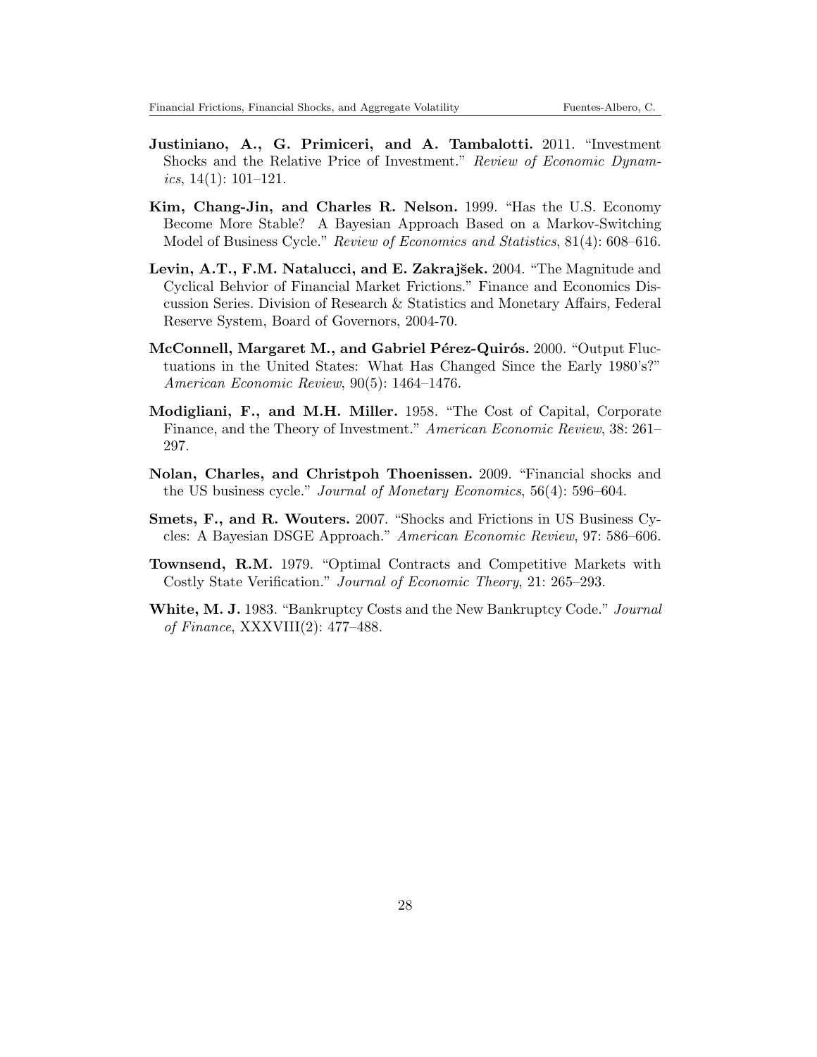**Justiniano, A., G. Primiceri, and A. Tambalotti.** 2011. "Investment Shocks and the Relative Price of Investment." *Review of Economic Dynamics*, 14(1): 101–121.

**Kim, Chang-Jin, and Charles R. Nelson.** 1999. "Has the U.S. Economy Become More Stable? A Bayesian Approach Based on a Markov-Switching Model of Business Cycle." *Review of Economics and Statistics*, 81(4): 608–616.

**Levin, A.T., F.M. Natalucci, and E. Zakrajšek.** 2004. "The Magnitude and Cyclical Behvior of Financial Market Frictions." Finance and Economics Discussion Series. Division of Research & Statistics and Monetary Affairs, Federal Reserve System, Board of Governors, 2004-70.

**McConnell, Margaret M., and Gabriel Pérez-Quirós.** 2000. "Output Fluctuations in the United States: What Has Changed Since the Early 1980's?" *American Economic Review*, 90(5): 1464–1476.

**Modigliani, F., and M.H. Miller.** 1958. "The Cost of Capital, Corporate Finance, and the Theory of Investment." *American Economic Review*, 38: 261–297.

**Nolan, Charles, and Christpoh Thoenissen.** 2009. "Financial shocks and the US business cycle." *Journal of Monetary Economics*, 56(4): 596–604.

**Smets, F., and R. Wouters.** 2007. "Shocks and Frictions in US Business Cycles: A Bayesian DSGE Approach." *American Economic Review*, 97: 586–606.

**Townsend, R.M.** 1979. "Optimal Contracts and Competitive Markets with Costly State Verification." *Journal of Economic Theory*, 21: 265–293.

**White, M. J.** 1983. "Bankruptcy Costs and the New Bankruptcy Code." *Journal of Finance*, XXXVIII(2): 477–488.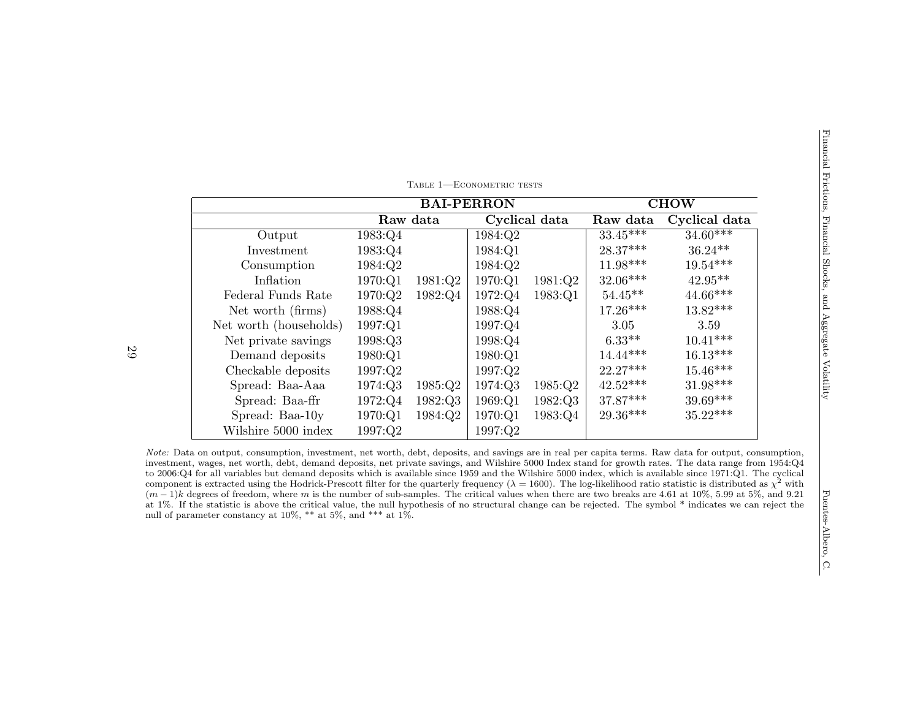Table 1—Econometric tests

| | BAI-PERRON | | | | CHOW | |
|---|---|---|---|---|---|---|
| | Raw data | | Cyclical data | | Raw data | Cyclical data |
| Output | 1983:Q4 | | 1984:Q2 | | 33.45*** | 34.60*** |
| Investment | 1983:Q4 | | 1984:Q1 | | 28.37*** | 36.24** |
| Consumption | 1984:Q2 | | 1984:Q2 | | 11.98*** | 19.54*** |
| Inflation | 1970:Q1 | 1981:Q2 | 1970:Q1 | 1981:Q2 | 32.06*** | 42.95** |
| Federal Funds Rate | 1970:Q2 | 1982:Q4 | 1972:Q4 | 1983:Q1 | 54.45** | 44.66*** |
| Net worth (firms) | 1988:Q4 | | 1988:Q4 | | 17.26*** | 13.82*** |
| Net worth (households) | 1997:Q1 | | 1997:Q4 | | 3.05 | 3.59 |
| Net private savings | 1998:Q3 | | 1998:Q4 | | 6.33** | 10.41*** |
| Demand deposits | 1980:Q1 | | 1980:Q1 | | 14.44*** | 16.13*** |
| Checkable deposits | 1997:Q2 | | 1997:Q2 | | 22.27*** | 15.46*** |
| Spread: Baa-Aaa | 1974:Q3 | 1985:Q2 | 1974:Q3 | 1985:Q2 | 42.52*** | 31.98*** |
| Spread: Baa-ffr | 1972:Q4 | 1982:Q3 | 1969:Q1 | 1982:Q3 | 37.87*** | 39.69*** |
| Spread: Baa-10y | 1970:Q1 | 1984:Q2 | 1970:Q1 | 1983:Q4 | 29.36*** | 35.22*** |
| Wilshire 5000 index | 1997:Q2 | | 1997:Q2 | | | |

*Note:* Data on output, consumption, investment, net worth, debt, deposits, and savings are in real per capita terms. Raw data for output, consumption, investment, wages, net worth, debt, demand deposits, net private savings, and Wilshire 5000 Index stand for growth rates. The data range from 1954:Q4 to 2006:Q4 for all variables but demand deposits which is available since 1959 and the Wilshire 5000 index, which is available since 1971:Q1. The cyclical component is extracted using the Hodrick-Prescott filter for the quarterly frequency ($\lambda = 1600$). The log-likelihood ratio statistic is distributed as $\chi^2$ with $(m-1)k$ degrees of freedom, where $m$ is the number of sub-samples. The critical values when there are two breaks are 4.61 at 10%, 5.99 at 5%, and 9.21 at 1%. If the statistic is above the critical value, the null hypothesis of no structural change can be rejected. The symbol * indicates we can reject the null of parameter constancy at 10%, ** at 5%, and *** at 1%.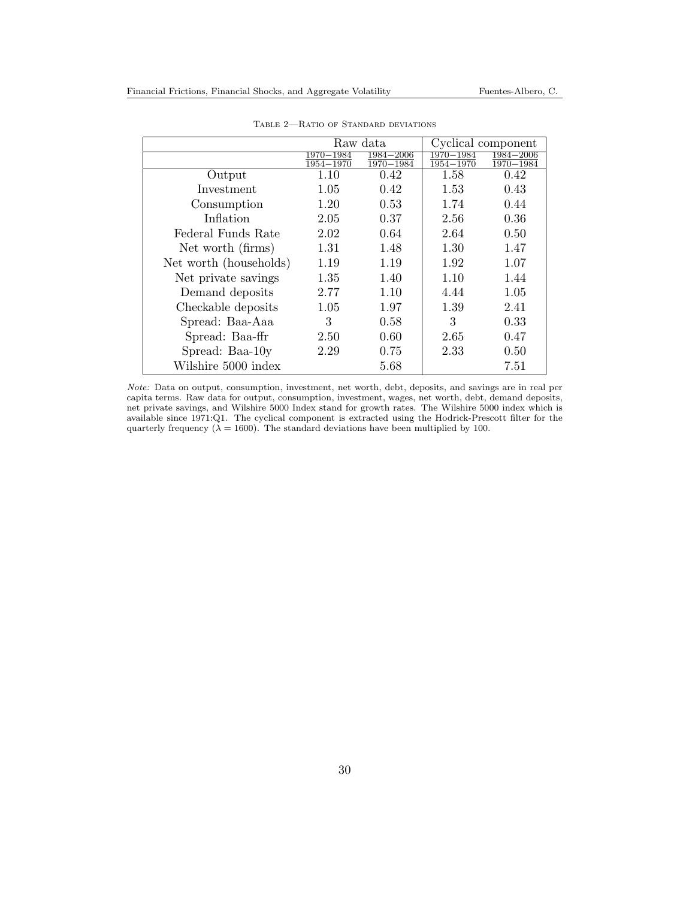Table 2—Ratio of Standard deviations

| | Raw data | | Cyclical component | |
|---|---|---|---|---|
| | $\frac{1970-1984}{1954-1970}$ | $\frac{1984-2006}{1970-1984}$ | $\frac{1970-1984}{1954-1970}$ | $\frac{1984-2006}{1970-1984}$ |
| Output | 1.10 | 0.42 | 1.58 | 0.42 |
| Investment | 1.05 | 0.42 | 1.53 | 0.43 |
| Consumption | 1.20 | 0.53 | 1.74 | 0.44 |
| Inflation | 2.05 | 0.37 | 2.56 | 0.36 |
| Federal Funds Rate | 2.02 | 0.64 | 2.64 | 0.50 |
| Net worth (firms) | 1.31 | 1.48 | 1.30 | 1.47 |
| Net worth (households) | 1.19 | 1.19 | 1.92 | 1.07 |
| Net private savings | 1.35 | 1.40 | 1.10 | 1.44 |
| Demand deposits | 2.77 | 1.10 | 4.44 | 1.05 |
| Checkable deposits | 1.05 | 1.97 | 1.39 | 2.41 |
| Spread: Baa-Aaa | 3 | 0.58 | 3 | 0.33 |
| Spread: Baa-ffr | 2.50 | 0.60 | 2.65 | 0.47 |
| Spread: Baa-10y | 2.29 | 0.75 | 2.33 | 0.50 |
| Wilshire 5000 index | | 5.68 | | 7.51 |

*Note:* Data on output, consumption, investment, net worth, debt, deposits, and savings are in real per capita terms. Raw data for output, consumption, investment, wages, net worth, debt, demand deposits, net private savings, and Wilshire 5000 Index stand for growth rates. The Wilshire 5000 index which is available since 1971:Q1. The cyclical component is extracted using the Hodrick-Prescott filter for the quarterly frequency ($\lambda = 1600$). The standard deviations have been multiplied by 100.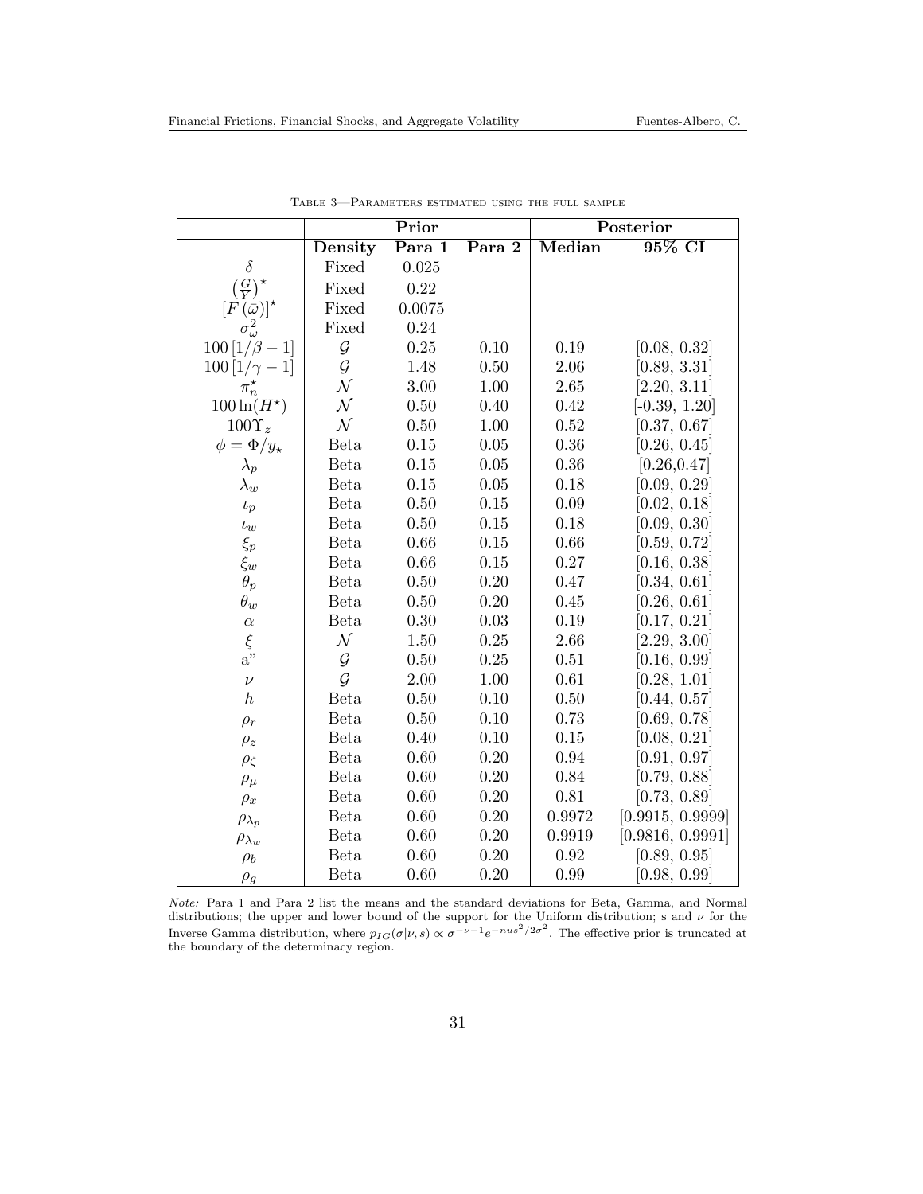Table 3—Parameters estimated using the full sample

| | Prior | | | Posterior | |
|---|---|---|---|---|---|
| | Density | Para 1 | Para 2 | Median | 95% CI |
| $\delta$ | Fixed | 0.025 | | | |
| $\left(\frac{G}{Y}\right)^{\star}$ | Fixed | 0.22 | | | |
| $[F(\bar{\omega})]^{\star}$ | Fixed | 0.0075 | | | |
| $\sigma_{\omega}^{2}$ | Fixed | 0.24 | | | |
| $100\,[1/\beta - 1]$ | $\mathcal{G}$ | 0.25 | 0.10 | 0.19 | [0.08, 0.32] |
| $100\,[1/\gamma - 1]$ | $\mathcal{G}$ | 1.48 | 0.50 | 2.06 | [0.89, 3.31] |
| $\pi_n^{\star}$ | $\mathcal{N}$ | 3.00 | 1.00 | 2.65 | [2.20, 3.11] |
| $100\ln(H^{\star})$ | $\mathcal{N}$ | 0.50 | 0.40 | 0.42 | [-0.39, 1.20] |
| $100\Upsilon_z$ | $\mathcal{N}$ | 0.50 | 1.00 | 0.52 | [0.37, 0.67] |
| $\phi = \Phi/y_{\star}$ | Beta | 0.15 | 0.05 | 0.36 | [0.26, 0.45] |
| $\lambda_p$ | Beta | 0.15 | 0.05 | 0.36 | [0.26,0.47] |
| $\lambda_w$ | Beta | 0.15 | 0.05 | 0.18 | [0.09, 0.29] |
| $\iota_p$ | Beta | 0.50 | 0.15 | 0.09 | [0.02, 0.18] |
| $\iota_w$ | Beta | 0.50 | 0.15 | 0.18 | [0.09, 0.30] |
| $\xi_p$ | Beta | 0.66 | 0.15 | 0.66 | [0.59, 0.72] |
| $\xi_w$ | Beta | 0.66 | 0.15 | 0.27 | [0.16, 0.38] |
| $\theta_p$ | Beta | 0.50 | 0.20 | 0.47 | [0.34, 0.61] |
| $\theta_w$ | Beta | 0.50 | 0.20 | 0.45 | [0.26, 0.61] |
| $\alpha$ | Beta | 0.30 | 0.03 | 0.19 | [0.17, 0.21] |
| $\xi$ | $\mathcal{N}$ | 1.50 | 0.25 | 2.66 | [2.29, 3.00] |
| a" | $\mathcal{G}$ | 0.50 | 0.25 | 0.51 | [0.16, 0.99] |
| $\nu$ | $\mathcal{G}$ | 2.00 | 1.00 | 0.61 | [0.28, 1.01] |
| $h$ | Beta | 0.50 | 0.10 | 0.50 | [0.44, 0.57] |
| $\rho_r$ | Beta | 0.50 | 0.10 | 0.73 | [0.69, 0.78] |
| $\rho_z$ | Beta | 0.40 | 0.10 | 0.15 | [0.08, 0.21] |
| $\rho_{\zeta}$ | Beta | 0.60 | 0.20 | 0.94 | [0.91, 0.97] |
| $\rho_{\mu}$ | Beta | 0.60 | 0.20 | 0.84 | [0.79, 0.88] |
| $\rho_x$ | Beta | 0.60 | 0.20 | 0.81 | [0.73, 0.89] |
| $\rho_{\lambda_p}$ | Beta | 0.60 | 0.20 | 0.9972 | [0.9915, 0.9999] |
| $\rho_{\lambda_w}$ | Beta | 0.60 | 0.20 | 0.9919 | [0.9816, 0.9991] |
| $\rho_b$ | Beta | 0.60 | 0.20 | 0.92 | [0.89, 0.95] |
| $\rho_g$ | Beta | 0.60 | 0.20 | 0.99 | [0.98, 0.99] |

*Note:* Para 1 and Para 2 list the means and the standard deviations for Beta, Gamma, and Normal distributions; the upper and lower bound of the support for the Uniform distribution; s and $\nu$ for the Inverse Gamma distribution, where $p_{IG}(\sigma|\nu, s) \propto \sigma^{-\nu-1}e^{-nus^2/2\sigma^2}$. The effective prior is truncated at the boundary of the determinacy region.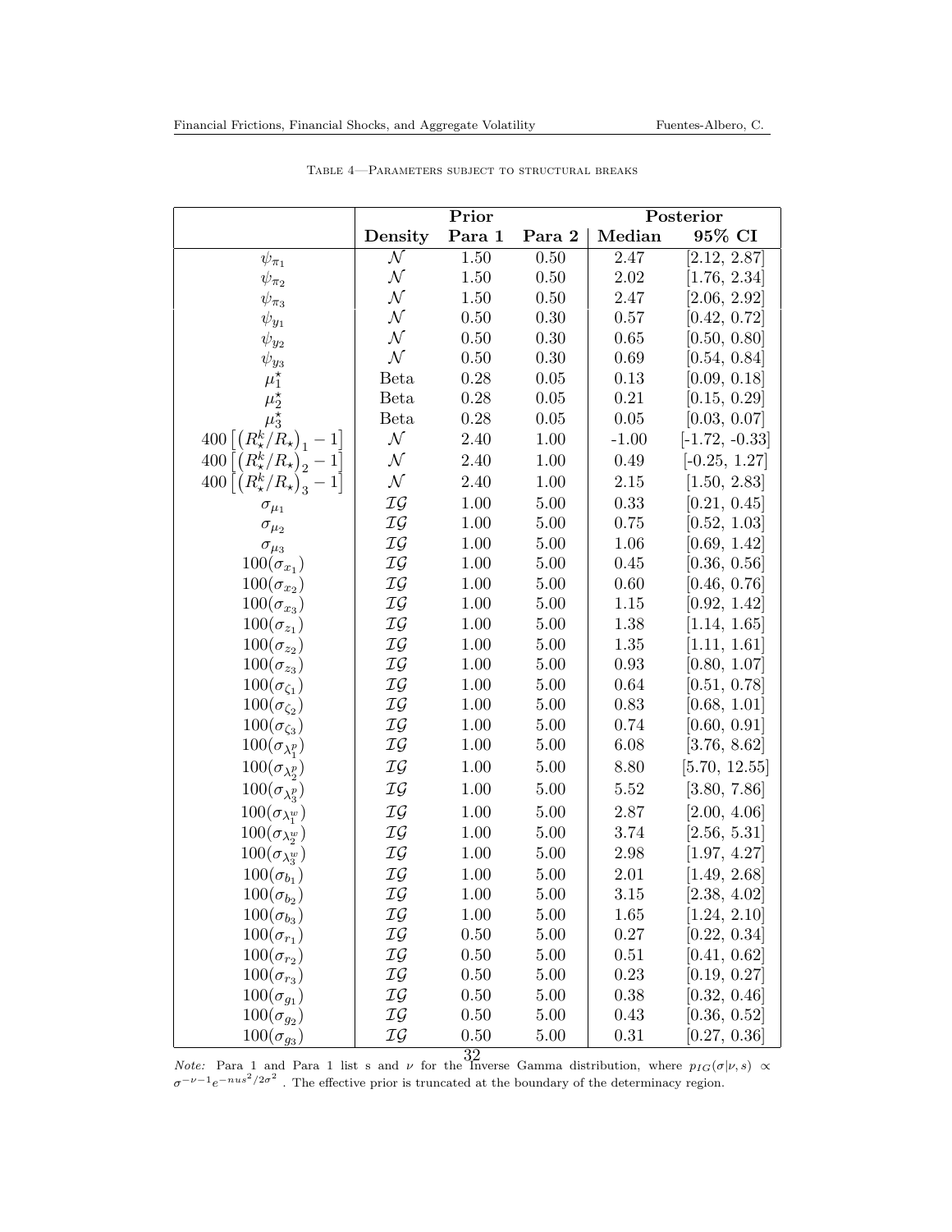Table 4—Parameters subject to structural breaks

| | Prior | | | Posterior | |
|---|---|---|---|---|---|
| | **Density** | **Para 1** | **Para 2** | **Median** | **95% CI** |
| $\psi_{\pi_1}$ | $\mathcal{N}$ | 1.50 | 0.50 | 2.47 | [2.12, 2.87] |
| $\psi_{\pi_2}$ | $\mathcal{N}$ | 1.50 | 0.50 | 2.02 | [1.76, 2.34] |
| $\psi_{\pi_3}$ | $\mathcal{N}$ | 1.50 | 0.50 | 2.47 | [2.06, 2.92] |
| $\psi_{y_1}$ | $\mathcal{N}$ | 0.50 | 0.30 | 0.57 | [0.42, 0.72] |
| $\psi_{y_2}$ | $\mathcal{N}$ | 0.50 | 0.30 | 0.65 | [0.50, 0.80] |
| $\psi_{y_3}$ | $\mathcal{N}$ | 0.50 | 0.30 | 0.69 | [0.54, 0.84] |
| $\mu_1^\star$ | Beta | 0.28 | 0.05 | 0.13 | [0.09, 0.18] |
| $\mu_2^\star$ | Beta | 0.28 | 0.05 | 0.21 | [0.15, 0.29] |
| $\mu_3^\star$ | Beta | 0.28 | 0.05 | 0.05 | [0.03, 0.07] |
| $400\left[\left(R_\star^k/R_\star\right)_1 - 1\right]$ | $\mathcal{N}$ | 2.40 | 1.00 | -1.00 | [-1.72, -0.33] |
| $400\left[\left(R_\star^k/R_\star\right)_2 - 1\right]$ | $\mathcal{N}$ | 2.40 | 1.00 | 0.49 | [-0.25, 1.27] |
| $400\left[\left(R_\star^k/R_\star\right)_3 - 1\right]$ | $\mathcal{N}$ | 2.40 | 1.00 | 2.15 | [1.50, 2.83] |
| $\sigma_{\mu_1}$ | $\mathcal{IG}$ | 1.00 | 5.00 | 0.33 | [0.21, 0.45] |
| $\sigma_{\mu_2}$ | $\mathcal{IG}$ | 1.00 | 5.00 | 0.75 | [0.52, 1.03] |
| $\sigma_{\mu_3}$ | $\mathcal{IG}$ | 1.00 | 5.00 | 1.06 | [0.69, 1.42] |
| $100(\sigma_{x_1})$ | $\mathcal{IG}$ | 1.00 | 5.00 | 0.45 | [0.36, 0.56] |
| $100(\sigma_{x_2})$ | $\mathcal{IG}$ | 1.00 | 5.00 | 0.60 | [0.46, 0.76] |
| $100(\sigma_{x_3})$ | $\mathcal{IG}$ | 1.00 | 5.00 | 1.15 | [0.92, 1.42] |
| $100(\sigma_{z_1})$ | $\mathcal{IG}$ | 1.00 | 5.00 | 1.38 | [1.14, 1.65] |
| $100(\sigma_{z_2})$ | $\mathcal{IG}$ | 1.00 | 5.00 | 1.35 | [1.11, 1.61] |
| $100(\sigma_{z_3})$ | $\mathcal{IG}$ | 1.00 | 5.00 | 0.93 | [0.80, 1.07] |
| $100(\sigma_{\zeta_1})$ | $\mathcal{IG}$ | 1.00 | 5.00 | 0.64 | [0.51, 0.78] |
| $100(\sigma_{\zeta_2})$ | $\mathcal{IG}$ | 1.00 | 5.00 | 0.83 | [0.68, 1.01] |
| $100(\sigma_{\zeta_3})$ | $\mathcal{IG}$ | 1.00 | 5.00 | 0.74 | [0.60, 0.91] |
| $100(\sigma_{\lambda_1^p})$ | $\mathcal{IG}$ | 1.00 | 5.00 | 6.08 | [3.76, 8.62] |
| $100(\sigma_{\lambda_2^p})$ | $\mathcal{IG}$ | 1.00 | 5.00 | 8.80 | [5.70, 12.55] |
| $100(\sigma_{\lambda_3^p})$ | $\mathcal{IG}$ | 1.00 | 5.00 | 5.52 | [3.80, 7.86] |
| $100(\sigma_{\lambda_1^w})$ | $\mathcal{IG}$ | 1.00 | 5.00 | 2.87 | [2.00, 4.06] |
| $100(\sigma_{\lambda_2^w})$ | $\mathcal{IG}$ | 1.00 | 5.00 | 3.74 | [2.56, 5.31] |
| $100(\sigma_{\lambda_3^w})$ | $\mathcal{IG}$ | 1.00 | 5.00 | 2.98 | [1.97, 4.27] |
| $100(\sigma_{b_1})$ | $\mathcal{IG}$ | 1.00 | 5.00 | 2.01 | [1.49, 2.68] |
| $100(\sigma_{b_2})$ | $\mathcal{IG}$ | 1.00 | 5.00 | 3.15 | [2.38, 4.02] |
| $100(\sigma_{b_3})$ | $\mathcal{IG}$ | 1.00 | 5.00 | 1.65 | [1.24, 2.10] |
| $100(\sigma_{r_1})$ | $\mathcal{IG}$ | 0.50 | 5.00 | 0.27 | [0.22, 0.34] |
| $100(\sigma_{r_2})$ | $\mathcal{IG}$ | 0.50 | 5.00 | 0.51 | [0.41, 0.62] |
| $100(\sigma_{r_3})$ | $\mathcal{IG}$ | 0.50 | 5.00 | 0.23 | [0.19, 0.27] |
| $100(\sigma_{g_1})$ | $\mathcal{IG}$ | 0.50 | 5.00 | 0.38 | [0.32, 0.46] |
| $100(\sigma_{g_2})$ | $\mathcal{IG}$ | 0.50 | 5.00 | 0.43 | [0.36, 0.52] |
| $100(\sigma_{g_3})$ | $\mathcal{IG}$ | 0.50 | 5.00 | 0.31 | [0.27, 0.36] |

*Note:* Para 1 and Para 1 list s and $\nu$ for the Inverse Gamma distribution, where $p_{IG}(\sigma|\nu, s) \propto \sigma^{-\nu-1}e^{-nus^2/2\sigma^2}$ . The effective prior is truncated at the boundary of the determinacy region.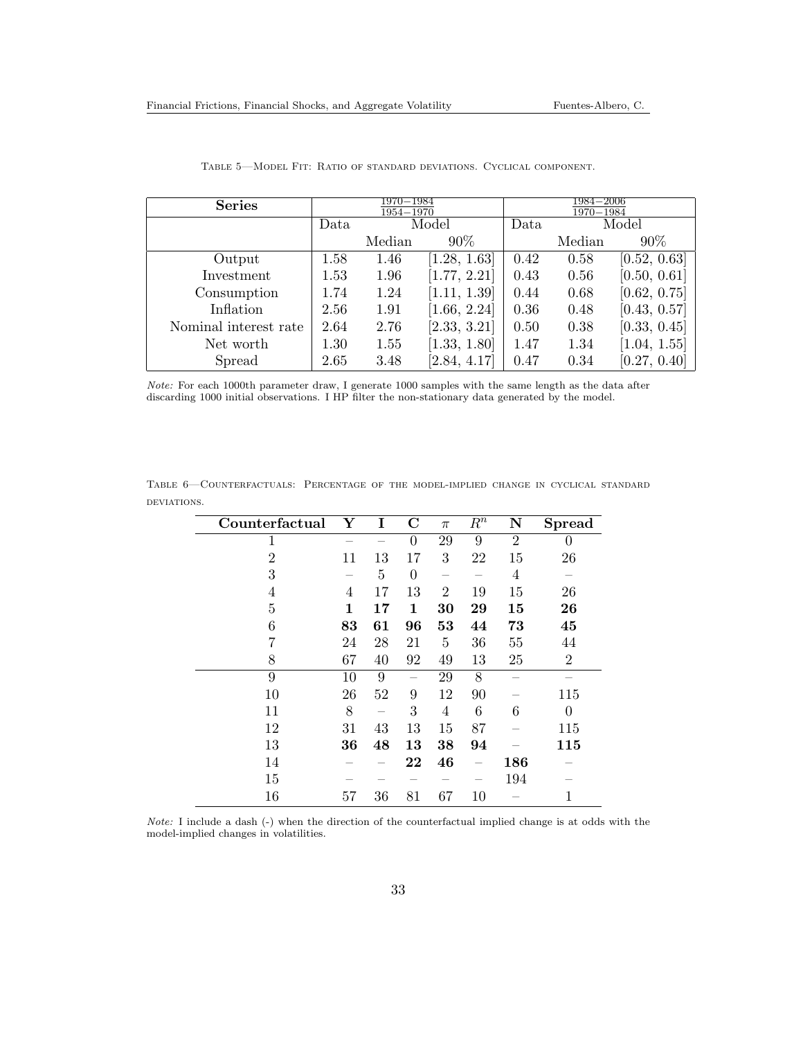Table 5—Model Fit: Ratio of standard deviations. Cyclical component.

| Series | $\frac{1970-1984}{1954-1970}$ | | | $\frac{1984-2006}{1970-1984}$ | | |
|---|---|---|---|---|---|---|
| | Data | Model | | Data | Model | |
| | | Median | 90% | | Median | 90% |
| Output | 1.58 | 1.46 | [1.28, 1.63] | 0.42 | 0.58 | [0.52, 0.63] |
| Investment | 1.53 | 1.96 | [1.77, 2.21] | 0.43 | 0.56 | [0.50, 0.61] |
| Consumption | 1.74 | 1.24 | [1.11, 1.39] | 0.44 | 0.68 | [0.62, 0.75] |
| Inflation | 2.56 | 1.91 | [1.66, 2.24] | 0.36 | 0.48 | [0.43, 0.57] |
| Nominal interest rate | 2.64 | 2.76 | [2.33, 3.21] | 0.50 | 0.38 | [0.33, 0.45] |
| Net worth | 1.30 | 1.55 | [1.33, 1.80] | 1.47 | 1.34 | [1.04, 1.55] |
| Spread | 2.65 | 3.48 | [2.84, 4.17] | 0.47 | 0.34 | [0.27, 0.40] |

*Note:* For each 1000th parameter draw, I generate 1000 samples with the same length as the data after discarding 1000 initial observations. I HP filter the non-stationary data generated by the model.

Table 6—Counterfactuals: Percentage of the model-implied change in cyclical standard deviations.

| Counterfactual | Y | I | C | $\pi$ | $R^n$ | N | Spread |
|---|---|---|---|---|---|---|---|
| 1 | – | – | 0 | 29 | 9 | 2 | 0 |
| 2 | 11 | 13 | 17 | 3 | 22 | 15 | 26 |
| 3 | – | 5 | 0 | – | – | 4 | – |
| 4 | 4 | 17 | 13 | 2 | 19 | 15 | 26 |
| 5 | **1** | **17** | **1** | **30** | **29** | **15** | **26** |
| 6 | **83** | **61** | **96** | **53** | **44** | **73** | **45** |
| 7 | 24 | 28 | 21 | 5 | 36 | 55 | 44 |
| 8 | 67 | 40 | 92 | 49 | 13 | 25 | 2 |
| 9 | 10 | 9 | – | 29 | 8 | – | – |
| 10 | 26 | 52 | 9 | 12 | 90 | – | 115 |
| 11 | 8 | – | 3 | 4 | 6 | 6 | 0 |
| 12 | 31 | 43 | 13 | 15 | 87 | – | 115 |
| 13 | **36** | **48** | **13** | **38** | **94** | – | **115** |
| 14 | – | – | **22** | **46** | – | **186** | – |
| 15 | – | – | – | – | – | 194 | – |
| 16 | 57 | 36 | 81 | 67 | 10 | – | 1 |

*Note:* I include a dash (-) when the direction of the counterfactual implied change is at odds with the model-implied changes in volatilities.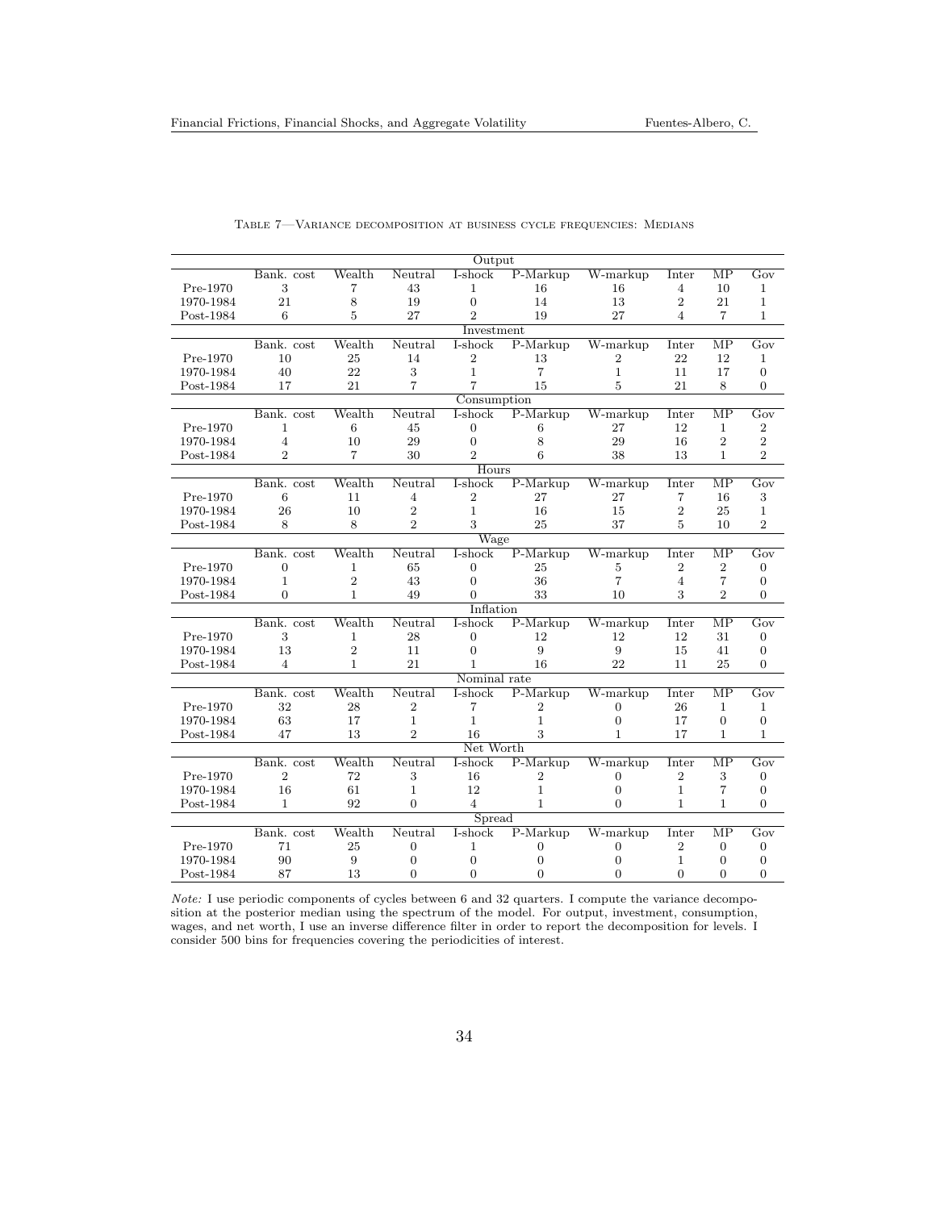Table 7—Variance decomposition at business cycle frequencies: Medians

| | Bank. cost | Wealth | Neutral | I-shock | P-Markup | W-markup | Inter | MP | Gov |
|---|---|---|---|---|---|---|---|---|---|
| **Output** | | | | | | | | | |
| Pre-1970 | 3 | 7 | 43 | 1 | 16 | 16 | 4 | 10 | 1 |
| 1970-1984 | 21 | 8 | 19 | 0 | 14 | 13 | 2 | 21 | 1 |
| Post-1984 | 6 | 5 | 27 | 2 | 19 | 27 | 4 | 7 | 1 |
| **Investment** | | | | | | | | | |
| Pre-1970 | 10 | 25 | 14 | 2 | 13 | 2 | 22 | 12 | 1 |
| 1970-1984 | 40 | 22 | 3 | 1 | 7 | 1 | 11 | 17 | 0 |
| Post-1984 | 17 | 21 | 7 | 7 | 15 | 5 | 21 | 8 | 0 |
| **Consumption** | | | | | | | | | |
| Pre-1970 | 1 | 6 | 45 | 0 | 6 | 27 | 12 | 1 | 2 |
| 1970-1984 | 4 | 10 | 29 | 0 | 8 | 29 | 16 | 2 | 2 |
| Post-1984 | 2 | 7 | 30 | 2 | 6 | 38 | 13 | 1 | 2 |
| **Hours** | | | | | | | | | |
| Pre-1970 | 6 | 11 | 4 | 2 | 27 | 27 | 7 | 16 | 3 |
| 1970-1984 | 26 | 10 | 2 | 1 | 16 | 15 | 2 | 25 | 1 |
| Post-1984 | 8 | 8 | 2 | 3 | 25 | 37 | 5 | 10 | 2 |
| **Wage** | | | | | | | | | |
| Pre-1970 | 0 | 1 | 65 | 0 | 25 | 5 | 2 | 2 | 0 |
| 1970-1984 | 1 | 2 | 43 | 0 | 36 | 7 | 4 | 7 | 0 |
| Post-1984 | 0 | 1 | 49 | 0 | 33 | 10 | 3 | 2 | 0 |
| **Inflation** | | | | | | | | | |
| Pre-1970 | 3 | 1 | 28 | 0 | 12 | 12 | 12 | 31 | 0 |
| 1970-1984 | 13 | 2 | 11 | 0 | 9 | 9 | 15 | 41 | 0 |
| Post-1984 | 4 | 1 | 21 | 1 | 16 | 22 | 11 | 25 | 0 |
| **Nominal rate** | | | | | | | | | |
| Pre-1970 | 32 | 28 | 2 | 7 | 2 | 0 | 26 | 1 | 1 |
| 1970-1984 | 63 | 17 | 1 | 1 | 1 | 0 | 17 | 0 | 0 |
| Post-1984 | 47 | 13 | 2 | 16 | 3 | 1 | 17 | 1 | 1 |
| **Net Worth** | | | | | | | | | |
| Pre-1970 | 2 | 72 | 3 | 16 | 2 | 0 | 2 | 3 | 0 |
| 1970-1984 | 16 | 61 | 1 | 12 | 1 | 0 | 1 | 7 | 0 |
| Post-1984 | 1 | 92 | 0 | 4 | 1 | 0 | 1 | 1 | 0 |
| **Spread** | | | | | | | | | |
| Pre-1970 | 71 | 25 | 0 | 1 | 0 | 0 | 2 | 0 | 0 |
| 1970-1984 | 90 | 9 | 0 | 0 | 0 | 0 | 1 | 0 | 0 |
| Post-1984 | 87 | 13 | 0 | 0 | 0 | 0 | 0 | 0 | 0 |

*Note:* I use periodic components of cycles between 6 and 32 quarters. I compute the variance decomposition at the posterior median using the spectrum of the model. For output, investment, consumption, wages, and net worth, I use an inverse difference filter in order to report the decomposition for levels. I consider 500 bins for frequencies covering the periodicities of interest.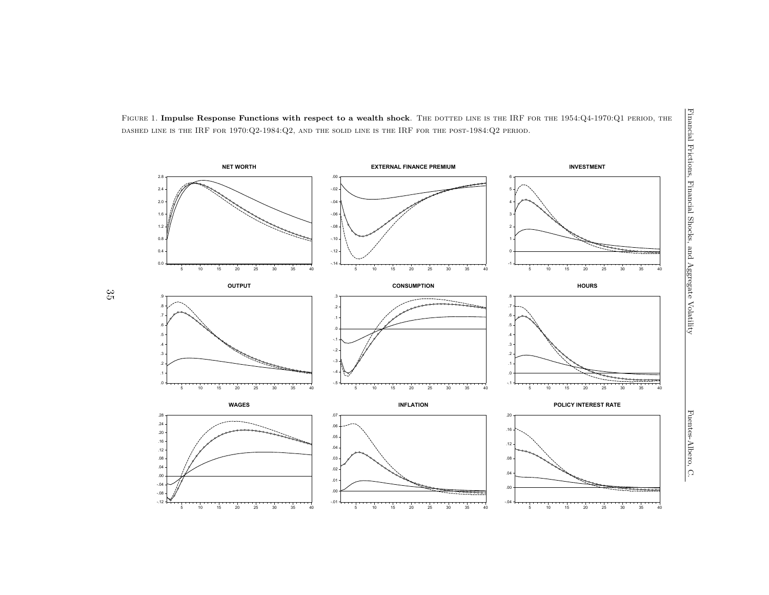Figure 1. **Impulse Response Functions with respect to a wealth shock**. The dotted line is the IRF for the 1954:Q4-1970:Q1 period, the dashed line is the IRF for 1970:Q2-1984:Q2, and the solid line is the IRF for the post-1984:Q2 period.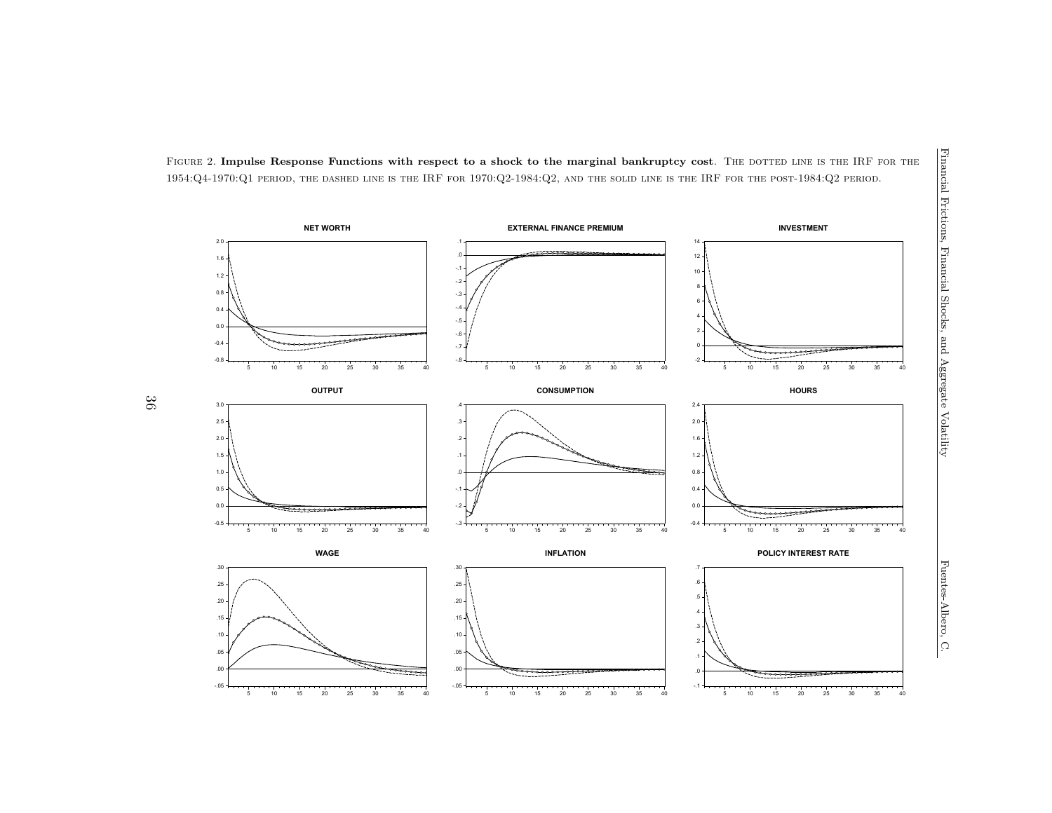Figure 2. **Impulse Response Functions with respect to a shock to the marginal bankruptcy cost**. The dotted line is the IRF for the 1954:Q4-1970:Q1 period, the dashed line is the IRF for 1970:Q2-1984:Q2, and the solid line is the IRF for the post-1984:Q2 period.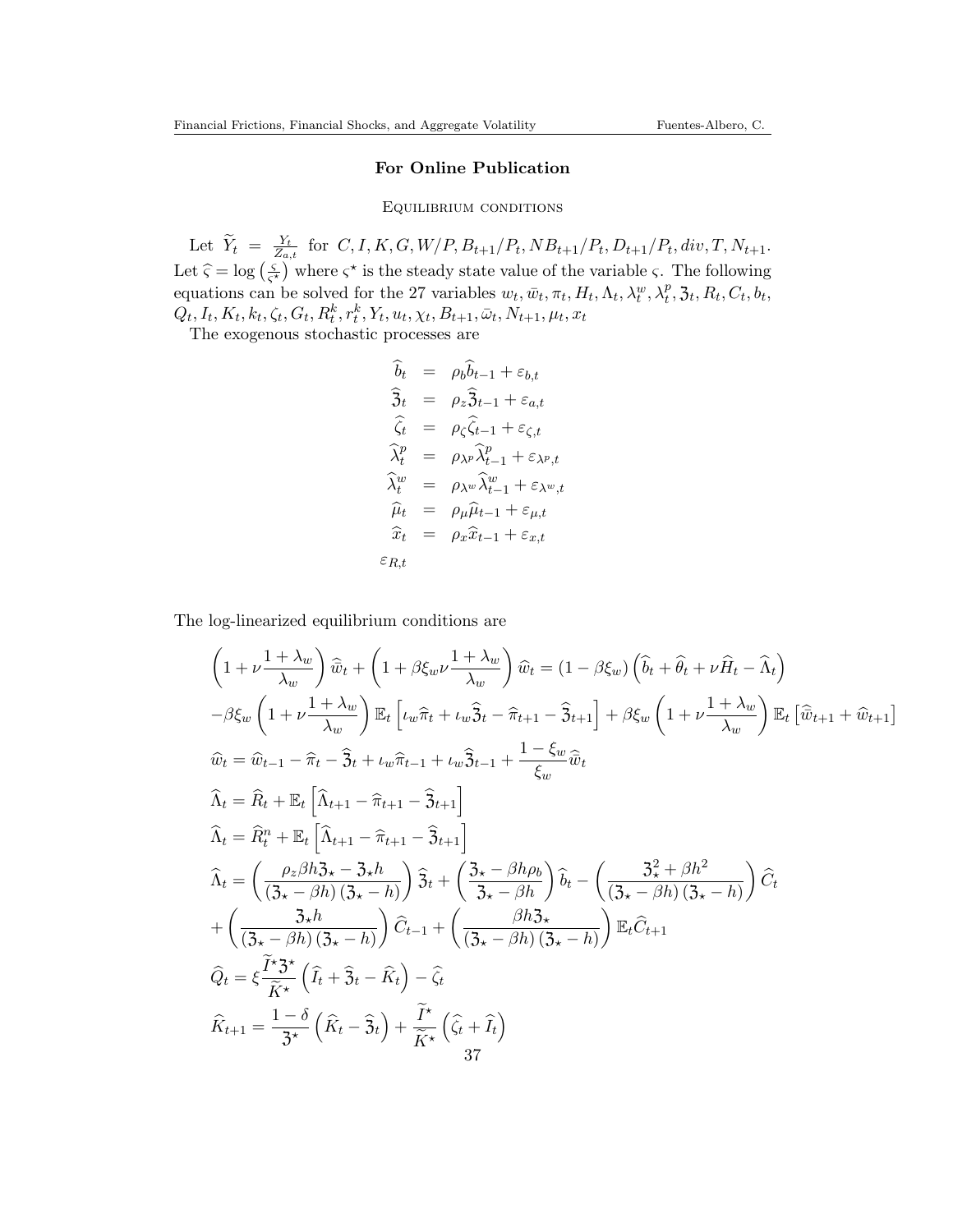**For Online Publication**

Equilibrium conditions

Let $\widetilde{Y}_t = \frac{Y_t}{Z_{a,t}}$ for $C, I, K, G, W/P, B_{t+1}/P_t, NB_{t+1}/P_t, D_{t+1}/P_t, div, T, N_{t+1}$. Let $\widehat{\varsigma} = \log\left(\frac{\varsigma}{\varsigma^\star}\right)$ where $\varsigma^\star$ is the steady state value of the variable $\varsigma$. The following equations can be solved for the 27 variables $w_t, \bar{w}_t, \pi_t, H_t, \Lambda_t, \lambda_t^w, \lambda_t^p, \mathfrak{z}_t, R_t, C_t, b_t, Q_t, I_t, K_t, k_t, \zeta_t, G_t, R_t^k, r_t^k, Y_t, u_t, \chi_t, B_{t+1}, \bar{\omega}_t, N_{t+1}, \mu_t, x_t$

The exogenous stochastic processes are

$$
\begin{aligned}
\widehat{b}_t &= \rho_b \widehat{b}_{t-1} + \varepsilon_{b,t} \\
\widehat{\mathfrak{z}}_t &= \rho_z \widehat{\mathfrak{z}}_{t-1} + \varepsilon_{a,t} \\
\widehat{\zeta}_t &= \rho_\zeta \widehat{\zeta}_{t-1} + \varepsilon_{\zeta,t} \\
\widehat{\lambda}_t^p &= \rho_{\lambda^p} \widehat{\lambda}_{t-1}^p + \varepsilon_{\lambda^p,t} \\
\widehat{\lambda}_t^w &= \rho_{\lambda^w} \widehat{\lambda}_{t-1}^w + \varepsilon_{\lambda^w,t} \\
\widehat{\mu}_t &= \rho_\mu \widehat{\mu}_{t-1} + \varepsilon_{\mu,t} \\
\widehat{x}_t &= \rho_x \widehat{x}_{t-1} + \varepsilon_{x,t} \\
\varepsilon_{R,t} &
\end{aligned}
$$

The log-linearized equilibrium conditions are

$$
\left(1 + \nu \frac{1+\lambda_w}{\lambda_w}\right) \widehat{\bar{w}}_t + \left(1 + \beta \xi_w \nu \frac{1+\lambda_w}{\lambda_w}\right) \widehat{w}_t = (1 - \beta \xi_w)\left(\widehat{b}_t + \widehat{\theta}_t + \nu \widehat{H}_t - \widehat{\Lambda}_t\right)
$$

$$
-\beta \xi_w \left(1 + \nu \frac{1+\lambda_w}{\lambda_w}\right) \mathbb{E}_t \left[\iota_w \widehat{\pi}_t + \iota_w \widehat{\mathfrak{z}}_t - \widehat{\pi}_{t+1} - \widehat{\mathfrak{z}}_{t+1}\right] + \beta \xi_w \left(1 + \nu \frac{1+\lambda_w}{\lambda_w}\right) \mathbb{E}_t \left[\widehat{\bar{w}}_{t+1} + \widehat{w}_{t+1}\right]
$$

$$
\widehat{w}_t = \widehat{w}_{t-1} - \widehat{\pi}_t - \widehat{\mathfrak{z}}_t + \iota_w \widehat{\pi}_{t-1} + \iota_w \widehat{\mathfrak{z}}_{t-1} + \frac{1 - \xi_w}{\xi_w} \widehat{\bar{w}}_t
$$

$$
\widehat{\Lambda}_t = \widehat{R}_t + \mathbb{E}_t\left[\widehat{\Lambda}_{t+1} - \widehat{\pi}_{t+1} - \widehat{\mathfrak{z}}_{t+1}\right]
$$

$$
\widehat{\Lambda}_t = \widehat{R}_t^n + \mathbb{E}_t\left[\widehat{\Lambda}_{t+1} - \widehat{\pi}_{t+1} - \widehat{\mathfrak{z}}_{t+1}\right]
$$

$$
\widehat{\Lambda}_t = \left(\frac{\rho_z \beta h \mathfrak{z}_\star - \mathfrak{z}_\star h}{(\mathfrak{z}_\star - \beta h)(\mathfrak{z}_\star - h)}\right) \widehat{\mathfrak{z}}_t + \left(\frac{\mathfrak{z}_\star - \beta h \rho_b}{\mathfrak{z}_\star - \beta h}\right) \widehat{b}_t - \left(\frac{\mathfrak{z}_\star^2 + \beta h^2}{(\mathfrak{z}_\star - \beta h)(\mathfrak{z}_\star - h)}\right) \widehat{C}_t
$$

$$
+ \left(\frac{\mathfrak{z}_\star h}{(\mathfrak{z}_\star - \beta h)(\mathfrak{z}_\star - h)}\right) \widehat{C}_{t-1} + \left(\frac{\beta h \mathfrak{z}_\star}{(\mathfrak{z}_\star - \beta h)(\mathfrak{z}_\star - h)}\right) \mathbb{E}_t \widehat{C}_{t+1}
$$

$$
\widehat{Q}_t = \xi \frac{\widetilde{I}^\star \mathfrak{z}^\star}{\widetilde{K}^\star}\left(\widehat{I}_t + \widehat{\mathfrak{z}}_t - \widehat{K}_t\right) - \widehat{\zeta}_t
$$

$$
\widehat{K}_{t+1} = \frac{1-\delta}{\mathfrak{z}^\star}\left(\widehat{K}_t - \widehat{\mathfrak{z}}_t\right) + \frac{\widetilde{I}^\star}{\widetilde{K}^\star}\left(\widehat{\zeta}_t + \widehat{I}_t\right)
$$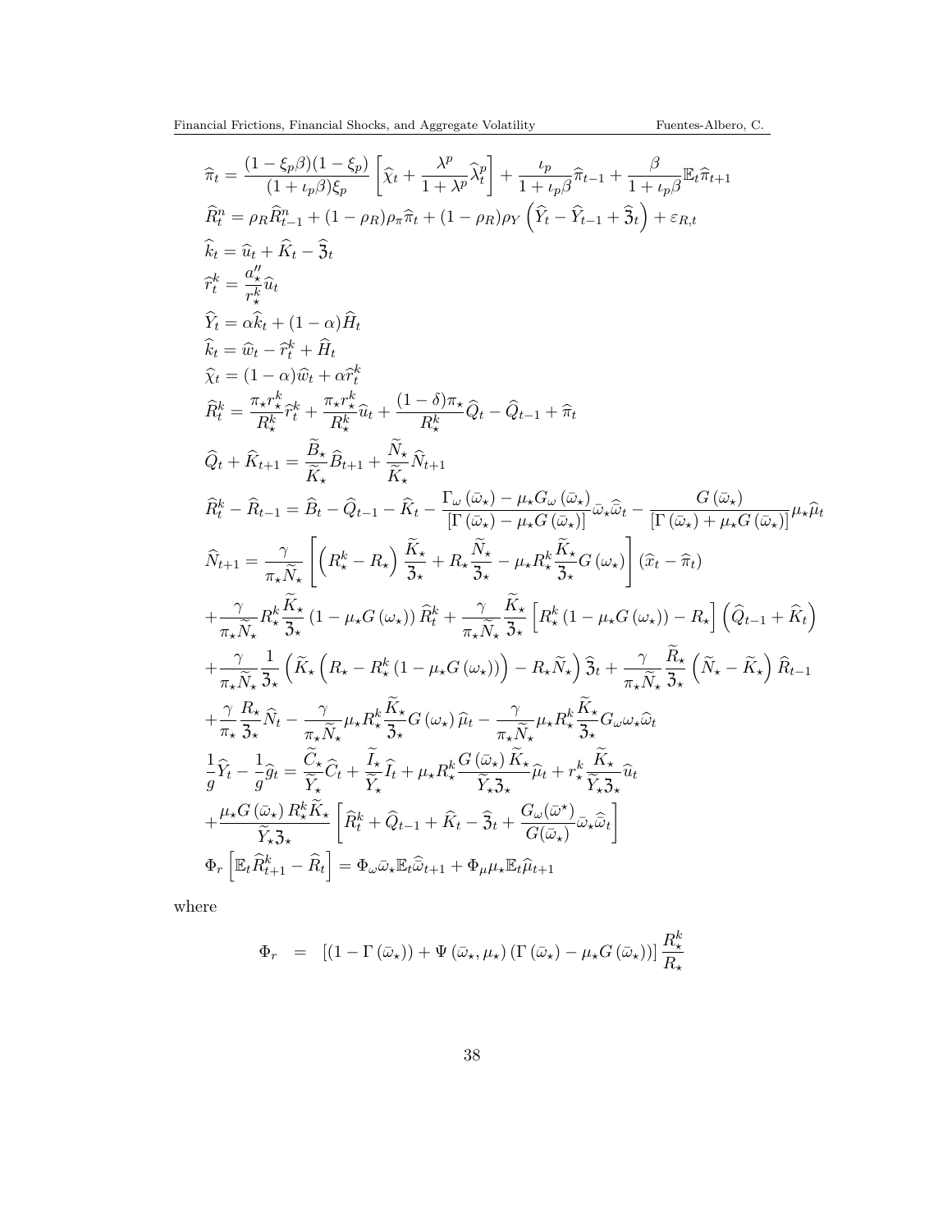$$\widehat{\pi}_t = \frac{(1-\xi_p\beta)(1-\xi_p)}{(1+\iota_p\beta)\xi_p}\left[\widehat{\chi}_t + \frac{\lambda^p}{1+\lambda^p}\widehat{\lambda}_t^p\right] + \frac{\iota_p}{1+\iota_p\beta}\widehat{\pi}_{t-1} + \frac{\beta}{1+\iota_p\beta}\mathbb{E}_t\widehat{\pi}_{t+1}$$

$$\widehat{R}_t^n = \rho_R\widehat{R}_{t-1}^n + (1-\rho_R)\rho_\pi\widehat{\pi}_t + (1-\rho_R)\rho_Y\left(\widehat{Y}_t - \widehat{Y}_{t-1} + \widehat{\mathfrak{z}}_t\right) + \varepsilon_{R,t}$$

$$\widehat{k}_t = \widehat{u}_t + \widehat{K}_t - \widehat{\mathfrak{z}}_t$$

$$\widehat{r}_t^k = \frac{a_\star''}{r_\star^k}\widehat{u}_t$$

$$\widehat{Y}_t = \alpha\widehat{k}_t + (1-\alpha)\widehat{H}_t$$

$$\widehat{k}_t = \widehat{w}_t - \widehat{r}_t^k + \widehat{H}_t$$

$$\widehat{\chi}_t = (1-\alpha)\widehat{w}_t + \alpha\widehat{r}_t^k$$

$$\widehat{R}_t^k = \frac{\pi_\star r_\star^k}{R_\star^k}\widehat{r}_t^k + \frac{\pi_\star r_\star^k}{R_\star^k}\widehat{u}_t + \frac{(1-\delta)\pi_\star}{R_\star^k}\widehat{Q}_t - \widehat{Q}_{t-1} + \widehat{\pi}_t$$

$$\widehat{Q}_t + \widehat{K}_{t+1} = \frac{\widetilde{B}_\star}{\widetilde{K}_\star}\widehat{B}_{t+1} + \frac{\widetilde{N}_\star}{\widetilde{K}_\star}\widehat{N}_{t+1}$$

$$\widehat{R}_t^k - \widehat{R}_{t-1} = \widehat{B}_t - \widehat{Q}_{t-1} - \widehat{K}_t - \frac{\Gamma_\omega(\bar{\omega}_\star) - \mu_\star G_\omega(\bar{\omega}_\star)}{[\Gamma(\bar{\omega}_\star) - \mu_\star G(\bar{\omega}_\star)]}\bar{\omega}_\star\widehat{\bar{\omega}}_t - \frac{G(\bar{\omega}_\star)}{[\Gamma(\bar{\omega}_\star) + \mu_\star G(\bar{\omega}_\star)]}\mu_\star\widehat{\mu}_t$$

$$\widehat{N}_{t+1} = \frac{\gamma}{\pi_\star\widetilde{N}_\star}\left[\left(R_\star^k - R_\star\right)\frac{\widetilde{K}_\star}{\mathfrak{z}_\star} + R_\star\frac{\widetilde{N}_\star}{\mathfrak{z}_\star} - \mu_\star R_\star^k\frac{\widetilde{K}_\star}{\mathfrak{z}_\star}G(\omega_\star)\right](\widehat{x}_t - \widehat{\pi}_t)$$

$$+\frac{\gamma}{\pi_\star\widetilde{N}_\star}R_\star^k\frac{\widetilde{K}_\star}{\mathfrak{z}_\star}(1-\mu_\star G(\omega_\star))\widehat{R}_t^k + \frac{\gamma}{\pi_\star\widetilde{N}_\star}\frac{\widetilde{K}_\star}{\mathfrak{z}_\star}\left[R_\star^k(1-\mu_\star G(\omega_\star)) - R_\star\right]\left(\widehat{Q}_{t-1} + \widehat{K}_t\right)$$

$$+\frac{\gamma}{\pi_\star\widetilde{N}_\star}\frac{1}{\mathfrak{z}_\star}\left(\widetilde{K}_\star\left(R_\star - R_\star^k(1-\mu_\star G(\omega_\star))\right) - R_\star\widetilde{N}_\star\right)\widehat{\mathfrak{z}}_t + \frac{\gamma}{\pi_\star\widetilde{N}_\star}\frac{\widetilde{R}_\star}{\mathfrak{z}_\star}\left(\widetilde{N}_\star - \widetilde{K}_\star\right)\widehat{R}_{t-1}$$

$$+\frac{\gamma}{\pi_\star}\frac{R_\star}{\mathfrak{z}_\star}\widehat{N}_t - \frac{\gamma}{\pi_\star\widetilde{N}_\star}\mu_\star R_\star^k\frac{\widetilde{K}_\star}{\mathfrak{z}_\star}G(\omega_\star)\widehat{\mu}_t - \frac{\gamma}{\pi_\star\widetilde{N}_\star}\mu_\star R_\star^k\frac{\widetilde{K}_\star}{\mathfrak{z}_\star}G_\omega\omega_\star\widehat{\omega}_t$$

$$\frac{1}{g}\widehat{Y}_t - \frac{1}{g}\widehat{g}_t = \frac{\widetilde{C}_\star}{\widetilde{Y}_\star}\widehat{C}_t + \frac{\widetilde{I}_\star}{\widetilde{Y}_\star}\widehat{I}_t + \mu_\star R_\star^k\frac{G(\bar{\omega}_\star)\widetilde{K}_\star}{\widetilde{Y}_\star\mathfrak{z}_\star}\widehat{\mu}_t + r_\star^k\frac{\widetilde{K}_\star}{\widetilde{Y}_\star\mathfrak{z}_\star}\widehat{u}_t$$

$$+\frac{\mu_\star G(\bar{\omega}_\star)R_\star^k\widetilde{K}_\star}{\widetilde{Y}_\star\mathfrak{z}_\star}\left[\widehat{R}_t^k + \widehat{Q}_{t-1} + \widehat{K}_t - \widehat{\mathfrak{z}}_t + \frac{G_\omega(\bar{\omega}^\star)}{G(\bar{\omega}_\star)}\bar{\omega}_\star\widehat{\bar{\omega}}_t\right]$$

$$\Phi_r\left[\mathbb{E}_t\widehat{R}_{t+1}^k - \widehat{R}_t\right] = \Phi_\omega\bar{\omega}_\star\mathbb{E}_t\widehat{\bar{\omega}}_{t+1} + \Phi_\mu\mu_\star\mathbb{E}_t\widehat{\mu}_{t+1}$$

where

$$\Phi_r = \left[(1-\Gamma(\bar{\omega}_\star)) + \Psi(\bar{\omega}_\star,\mu_\star)(\Gamma(\bar{\omega}_\star) - \mu_\star G(\bar{\omega}_\star))\right]\frac{R_\star^k}{R_\star}$$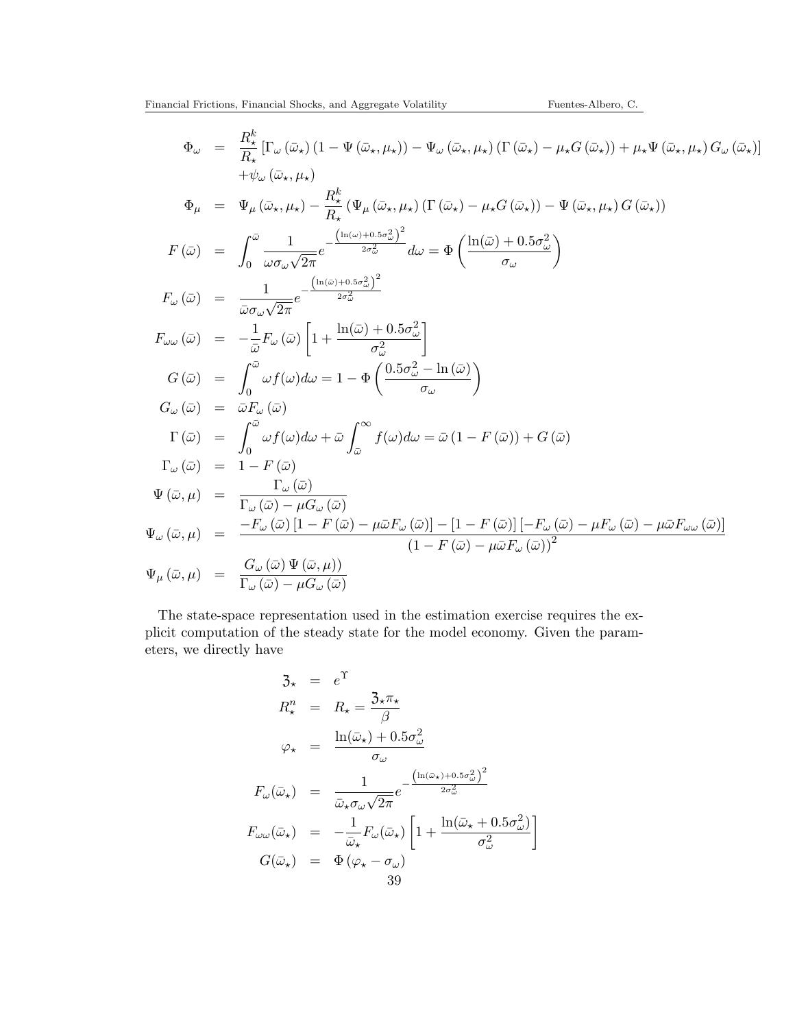$$
\begin{aligned}
\Phi_\omega &= \frac{R^k_\star}{R_\star}\left[\Gamma_\omega\left(\bar{\omega}_\star\right)\left(1-\Psi\left(\bar{\omega}_\star,\mu_\star\right)\right)-\Psi_\omega\left(\bar{\omega}_\star,\mu_\star\right)\left(\Gamma\left(\bar{\omega}_\star\right)-\mu_\star G\left(\bar{\omega}_\star\right)\right)+\mu_\star\Psi\left(\bar{\omega}_\star,\mu_\star\right)G_\omega\left(\bar{\omega}_\star\right)\right] \\
&\quad +\psi_\omega\left(\bar{\omega}_\star,\mu_\star\right) \\
\Phi_\mu &= \Psi_\mu\left(\bar{\omega}_\star,\mu_\star\right)-\frac{R^k_\star}{R_\star}\left(\Psi_\mu\left(\bar{\omega}_\star,\mu_\star\right)\left(\Gamma\left(\bar{\omega}_\star\right)-\mu_\star G\left(\bar{\omega}_\star\right)\right)-\Psi\left(\bar{\omega}_\star,\mu_\star\right)G\left(\bar{\omega}_\star\right)\right) \\
F\left(\bar{\omega}\right) &= \int_0^{\bar{\omega}}\frac{1}{\omega\sigma_\omega\sqrt{2\pi}}e^{-\frac{\left(\ln(\omega)+0.5\sigma_\omega^2\right)^2}{2\sigma_\omega^2}}d\omega=\Phi\left(\frac{\ln(\bar{\omega})+0.5\sigma_\omega^2}{\sigma_\omega}\right) \\
F_\omega\left(\bar{\omega}\right) &= \frac{1}{\bar{\omega}\sigma_\omega\sqrt{2\pi}}e^{-\frac{\left(\ln(\bar{\omega})+0.5\sigma_\omega^2\right)^2}{2\sigma_\omega^2}} \\
F_{\omega\omega}\left(\bar{\omega}\right) &= -\frac{1}{\bar{\omega}}F_\omega\left(\bar{\omega}\right)\left[1+\frac{\ln(\bar{\omega})+0.5\sigma_\omega^2}{\sigma_\omega^2}\right] \\
G\left(\bar{\omega}\right) &= \int_0^{\bar{\omega}}\omega f(\omega)d\omega=1-\Phi\left(\frac{0.5\sigma_\omega^2-\ln\left(\bar{\omega}\right)}{\sigma_\omega}\right) \\
G_\omega\left(\bar{\omega}\right) &= \bar{\omega}F_\omega\left(\bar{\omega}\right) \\
\Gamma\left(\bar{\omega}\right) &= \int_0^{\bar{\omega}}\omega f(\omega)d\omega+\bar{\omega}\int_{\bar{\omega}}^{\infty}f(\omega)d\omega=\bar{\omega}\left(1-F\left(\bar{\omega}\right)\right)+G\left(\bar{\omega}\right) \\
\Gamma_\omega\left(\bar{\omega}\right) &= 1-F\left(\bar{\omega}\right) \\
\Psi\left(\bar{\omega},\mu\right) &= \frac{\Gamma_\omega\left(\bar{\omega}\right)}{\Gamma_\omega\left(\bar{\omega}\right)-\mu G_\omega\left(\bar{\omega}\right)} \\
\Psi_\omega\left(\bar{\omega},\mu\right) &= \frac{-F_\omega\left(\bar{\omega}\right)\left[1-F\left(\bar{\omega}\right)-\mu\bar{\omega}F_\omega\left(\bar{\omega}\right)\right]-\left[1-F\left(\bar{\omega}\right)\right]\left[-F_\omega\left(\bar{\omega}\right)-\mu F_\omega\left(\bar{\omega}\right)-\mu\bar{\omega}F_{\omega\omega}\left(\bar{\omega}\right)\right]}{\left(1-F\left(\bar{\omega}\right)-\mu\bar{\omega}F_\omega\left(\bar{\omega}\right)\right)^2} \\
\Psi_\mu\left(\bar{\omega},\mu\right) &= \frac{G_\omega\left(\bar{\omega}\right)\Psi\left(\bar{\omega},\mu\right))}{\Gamma_\omega\left(\bar{\omega}\right)-\mu G_\omega\left(\bar{\omega}\right)}
\end{aligned}
$$

The state-space representation used in the estimation exercise requires the explicit computation of the steady state for the model economy. Given the parameters, we directly have

$$
\begin{aligned}
\mathfrak{z}_\star &= e^{\Upsilon} \\
R^n_\star &= R_\star=\frac{\mathfrak{z}_\star\pi_\star}{\beta} \\
\varphi_\star &= \frac{\ln(\bar{\omega}_\star)+0.5\sigma_\omega^2}{\sigma_\omega} \\
F_\omega(\bar{\omega}_\star) &= \frac{1}{\bar{\omega}_\star\sigma_\omega\sqrt{2\pi}}e^{-\frac{\left(\ln(\bar{\omega}_\star)+0.5\sigma_\omega^2\right)^2}{2\sigma_\omega^2}} \\
F_{\omega\omega}(\bar{\omega}_\star) &= -\frac{1}{\bar{\omega}_\star}F_\omega(\bar{\omega}_\star)\left[1+\frac{\ln(\bar{\omega}_\star+0.5\sigma_\omega^2)}{\sigma_\omega^2}\right] \\
G(\bar{\omega}_\star) &= \Phi\left(\varphi_\star-\sigma_\omega\right)
\end{aligned}
$$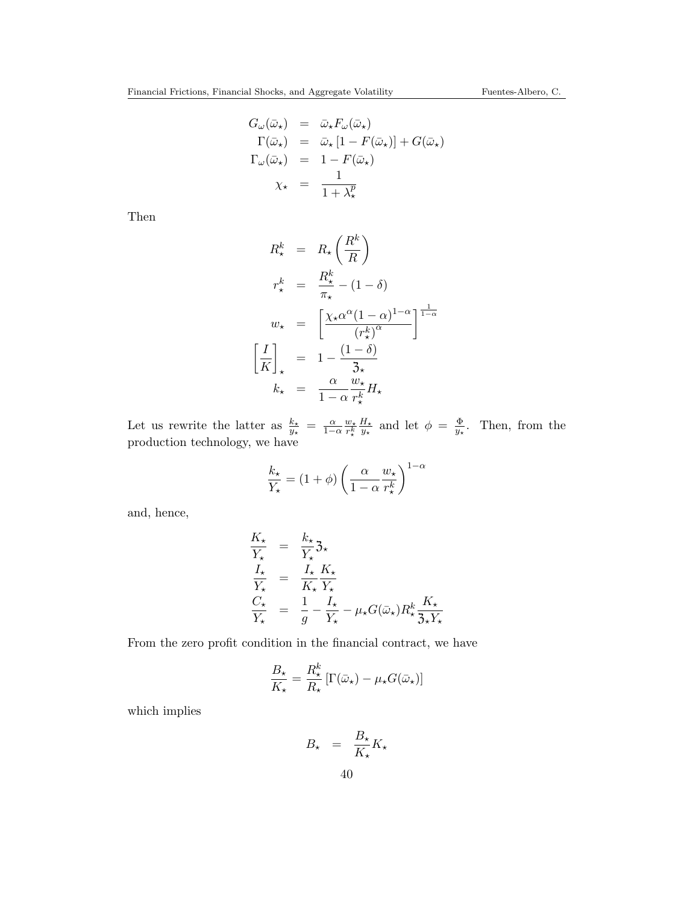$$
\begin{aligned}
G_\omega(\bar{\omega}_\star) &= \bar{\omega}_\star F_\omega(\bar{\omega}_\star) \\
\Gamma(\bar{\omega}_\star) &= \bar{\omega}_\star \left[1 - F(\bar{\omega}_\star)\right] + G(\bar{\omega}_\star) \\
\Gamma_\omega(\bar{\omega}_\star) &= 1 - F(\bar{\omega}_\star) \\
\chi_\star &= \frac{1}{1+\lambda^p_\star}
\end{aligned}
$$

Then

$$
\begin{aligned}
R^k_\star &= R_\star \left(\frac{R^k}{R}\right) \\
r^k_\star &= \frac{R^k_\star}{\pi_\star} - (1-\delta) \\
w_\star &= \left[\frac{\chi_\star \alpha^\alpha (1-\alpha)^{1-\alpha}}{\left(r^k_\star\right)^\alpha}\right]^{\frac{1}{1-\alpha}} \\
\left[\frac{I}{K}\right]_\star &= 1 - \frac{(1-\delta)}{\mathfrak{z}_\star} \\
k_\star &= \frac{\alpha}{1-\alpha}\frac{w_\star}{r^k_\star} H_\star
\end{aligned}
$$

Let us rewrite the latter as $\frac{k_\star}{y_\star} = \frac{\alpha}{1-\alpha}\frac{w_\star}{r^k_\star}\frac{H_\star}{y_\star}$ and let $\phi = \frac{\Phi}{y_\star}$. Then, from the production technology, we have

$$
\frac{k_\star}{Y_\star} = (1+\phi)\left(\frac{\alpha}{1-\alpha}\frac{w_\star}{r^k_\star}\right)^{1-\alpha}
$$

and, hence,

$$
\begin{aligned}
\frac{K_\star}{Y_\star} &= \frac{k_\star}{Y_\star}\mathfrak{z}_\star \\
\frac{I_\star}{Y_\star} &= \frac{I_\star}{K_\star}\frac{K_\star}{Y_\star} \\
\frac{C_\star}{Y_\star} &= \frac{1}{g} - \frac{I_\star}{Y_\star} - \mu_\star G(\bar{\omega}_\star) R^k_\star \frac{K_\star}{\mathfrak{z}_\star Y_\star}
\end{aligned}
$$

From the zero profit condition in the financial contract, we have

$$
\frac{B_\star}{K_\star} = \frac{R^k_\star}{R_\star}\left[\Gamma(\bar{\omega}_\star) - \mu_\star G(\bar{\omega}_\star)\right]
$$

which implies

$$
B_\star = \frac{B_\star}{K_\star} K_\star
$$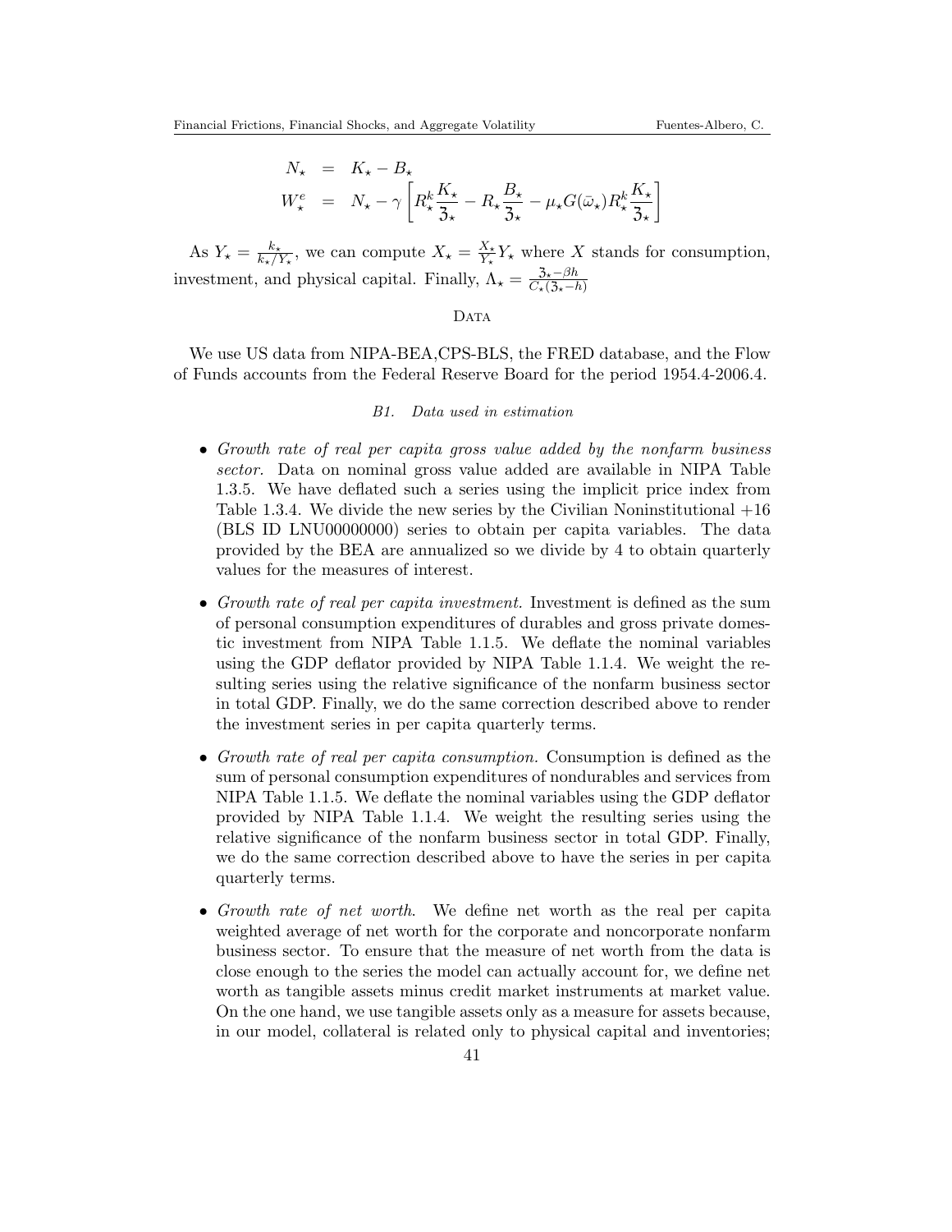$$
\begin{aligned}
N_\star &= K_\star - B_\star \\
W^e_\star &= N_\star - \gamma \left[ R^k_\star \frac{K_\star}{\mathfrak{z}_\star} - R_\star \frac{B_\star}{\mathfrak{z}_\star} - \mu_\star G(\bar{\omega}_\star) R^k_\star \frac{K_\star}{\mathfrak{z}_\star} \right]
\end{aligned}
$$

As $Y_\star = \frac{k_\star}{k_\star / Y_\star}$, we can compute $X_\star = \frac{X_\star}{Y_\star} Y_\star$ where $X$ stands for consumption, investment, and physical capital. Finally, $\Lambda_\star = \frac{\mathfrak{z}_\star - \beta h}{C_\star(\mathfrak{z}_\star - h)}$

## Data

We use US data from NIPA-BEA,CPS-BLS, the FRED database, and the Flow of Funds accounts from the Federal Reserve Board for the period 1954.4-2006.4.

### B1. Data used in estimation

- *Growth rate of real per capita gross value added by the nonfarm business sector.* Data on nominal gross value added are available in NIPA Table 1.3.5. We have deflated such a series using the implicit price index from Table 1.3.4. We divide the new series by the Civilian Noninstitutional +16 (BLS ID LNU00000000) series to obtain per capita variables. The data provided by the BEA are annualized so we divide by 4 to obtain quarterly values for the measures of interest.
- *Growth rate of real per capita investment.* Investment is defined as the sum of personal consumption expenditures of durables and gross private domestic investment from NIPA Table 1.1.5. We deflate the nominal variables using the GDP deflator provided by NIPA Table 1.1.4. We weight the resulting series using the relative significance of the nonfarm business sector in total GDP. Finally, we do the same correction described above to render the investment series in per capita quarterly terms.
- *Growth rate of real per capita consumption.* Consumption is defined as the sum of personal consumption expenditures of nondurables and services from NIPA Table 1.1.5. We deflate the nominal variables using the GDP deflator provided by NIPA Table 1.1.4. We weight the resulting series using the relative significance of the nonfarm business sector in total GDP. Finally, we do the same correction described above to have the series in per capita quarterly terms.
- *Growth rate of net worth.* We define net worth as the real per capita weighted average of net worth for the corporate and noncorporate nonfarm business sector. To ensure that the measure of net worth from the data is close enough to the series the model can actually account for, we define net worth as tangible assets minus credit market instruments at market value. On the one hand, we use tangible assets only as a measure for assets because, in our model, collateral is related only to physical capital and inventories;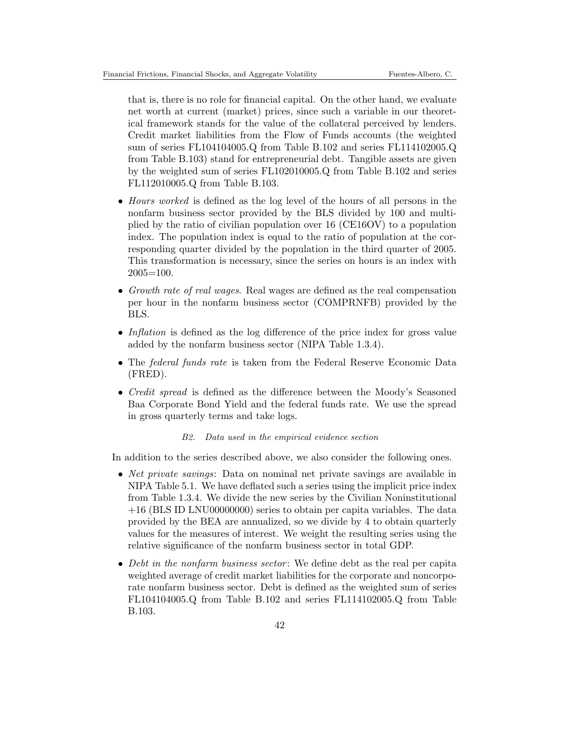that is, there is no role for financial capital. On the other hand, we evaluate net worth at current (market) prices, since such a variable in our theoretical framework stands for the value of the collateral perceived by lenders. Credit market liabilities from the Flow of Funds accounts (the weighted sum of series FL104104005.Q from Table B.102 and series FL114102005.Q from Table B.103) stand for entrepreneurial debt. Tangible assets are given by the weighted sum of series FL102010005.Q from Table B.102 and series FL112010005.Q from Table B.103.

- *Hours worked* is defined as the log level of the hours of all persons in the nonfarm business sector provided by the BLS divided by 100 and multiplied by the ratio of civilian population over 16 (CE16OV) to a population index. The population index is equal to the ratio of population at the corresponding quarter divided by the population in the third quarter of 2005. This transformation is necessary, since the series on hours is an index with 2005=100.
- *Growth rate of real wages*. Real wages are defined as the real compensation per hour in the nonfarm business sector (COMPRNFB) provided by the BLS.
- *Inflation* is defined as the log difference of the price index for gross value added by the nonfarm business sector (NIPA Table 1.3.4).
- The *federal funds rate* is taken from the Federal Reserve Economic Data (FRED).
- *Credit spread* is defined as the difference between the Moody's Seasoned Baa Corporate Bond Yield and the federal funds rate. We use the spread in gross quarterly terms and take logs.

### B2. *Data used in the empirical evidence section*

In addition to the series described above, we also consider the following ones.

- *Net private savings*: Data on nominal net private savings are available in NIPA Table 5.1. We have deflated such a series using the implicit price index from Table 1.3.4. We divide the new series by the Civilian Noninstitutional +16 (BLS ID LNU00000000) series to obtain per capita variables. The data provided by the BEA are annualized, so we divide by 4 to obtain quarterly values for the measures of interest. We weight the resulting series using the relative significance of the nonfarm business sector in total GDP.
- *Debt in the nonfarm business sector*: We define debt as the real per capita weighted average of credit market liabilities for the corporate and noncorporate nonfarm business sector. Debt is defined as the weighted sum of series FL104104005.Q from Table B.102 and series FL114102005.Q from Table B.103.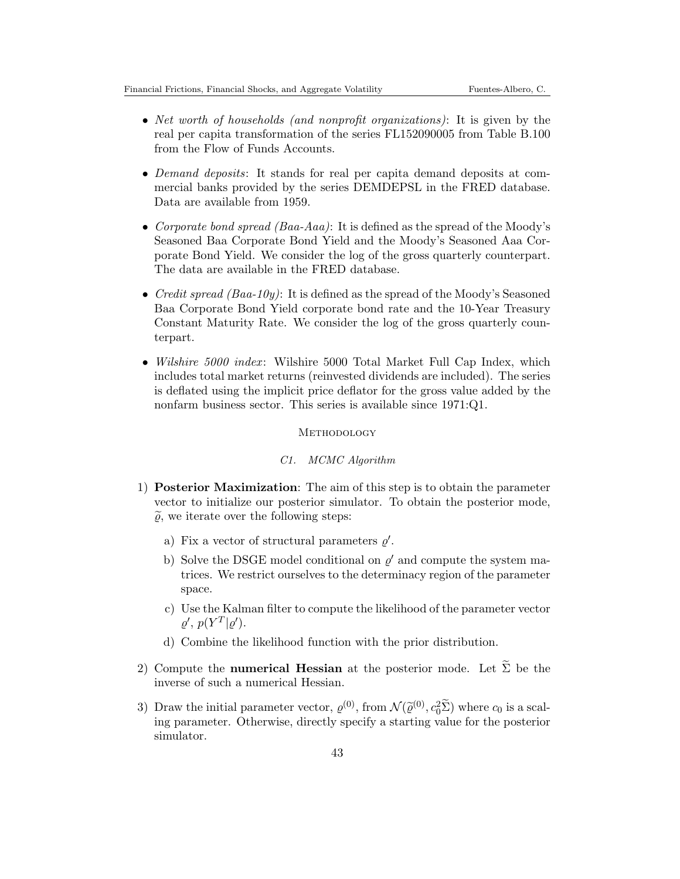- *Net worth of households (and nonprofit organizations)*: It is given by the real per capita transformation of the series FL152090005 from Table B.100 from the Flow of Funds Accounts.
- *Demand deposits*: It stands for real per capita demand deposits at commercial banks provided by the series DEMDEPSL in the FRED database. Data are available from 1959.
- *Corporate bond spread (Baa-Aaa)*: It is defined as the spread of the Moody's Seasoned Baa Corporate Bond Yield and the Moody's Seasoned Aaa Corporate Bond Yield. We consider the log of the gross quarterly counterpart. The data are available in the FRED database.
- *Credit spread (Baa-10y)*: It is defined as the spread of the Moody's Seasoned Baa Corporate Bond Yield corporate bond rate and the 10-Year Treasury Constant Maturity Rate. We consider the log of the gross quarterly counterpart.
- *Wilshire 5000 index*: Wilshire 5000 Total Market Full Cap Index, which includes total market returns (reinvested dividends are included). The series is deflated using the implicit price deflator for the gross value added by the nonfarm business sector. This series is available since 1971:Q1.

## Methodology

### C1. MCMC Algorithm

1) **Posterior Maximization**: The aim of this step is to obtain the parameter vector to initialize our posterior simulator. To obtain the posterior mode, $\widetilde{\varrho}$, we iterate over the following steps:

   a) Fix a vector of structural parameters $\varrho'$.

   b) Solve the DSGE model conditional on $\varrho'$ and compute the system matrices. We restrict ourselves to the determinacy region of the parameter space.

   c) Use the Kalman filter to compute the likelihood of the parameter vector $\varrho'$, $p(Y^T|\varrho')$.

   d) Combine the likelihood function with the prior distribution.

2) Compute the **numerical Hessian** at the posterior mode. Let $\widetilde{\Sigma}$ be the inverse of such a numerical Hessian.

3) Draw the initial parameter vector, $\varrho^{(0)}$, from $\mathcal{N}(\widetilde{\varrho}^{(0)}, c_0^2\widetilde{\Sigma})$ where $c_0$ is a scaling parameter. Otherwise, directly specify a starting value for the posterior simulator.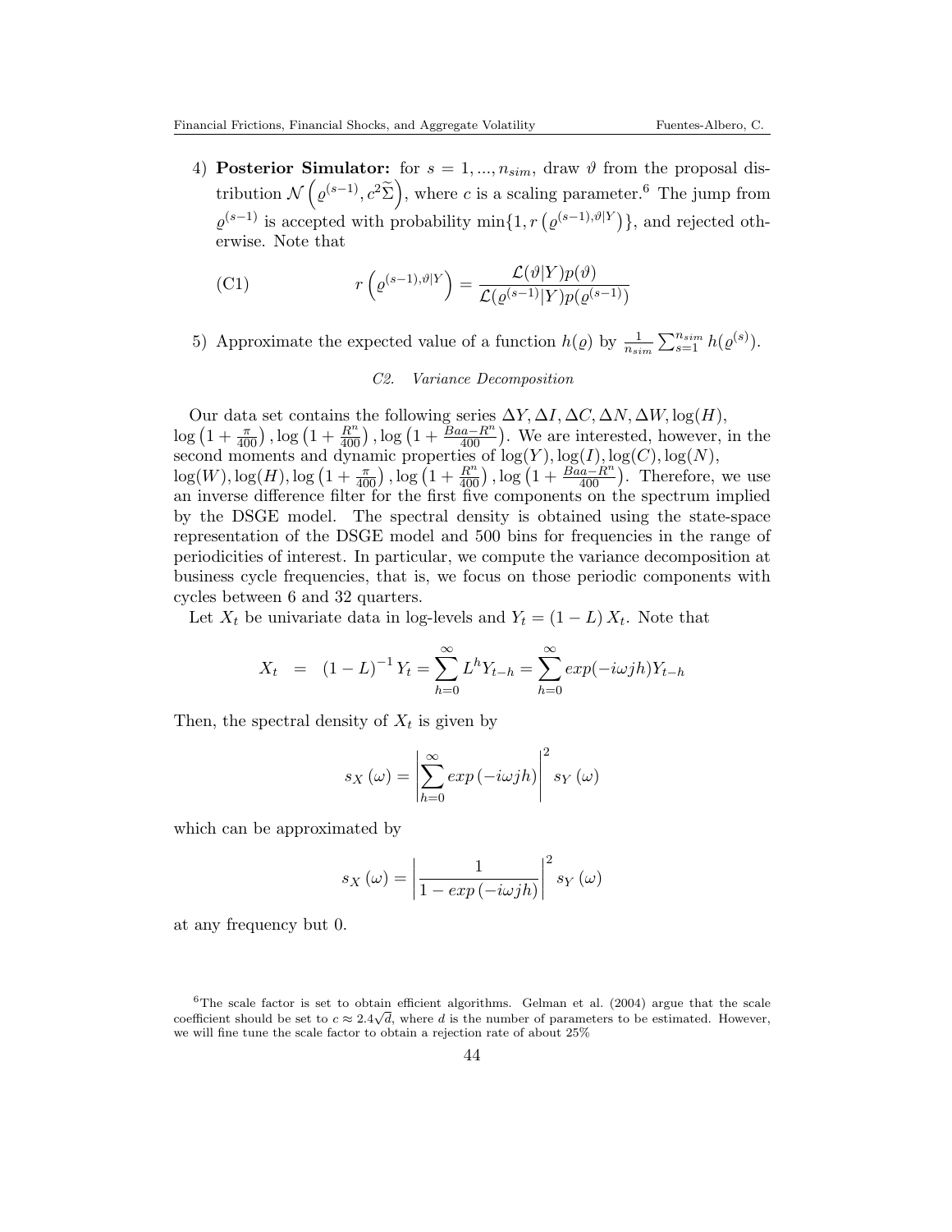4) **Posterior Simulator:** for $s = 1, ..., n_{sim}$, draw $\vartheta$ from the proposal distribution $\mathcal{N}\left(\varrho^{(s-1)}, c^2\widetilde{\Sigma}\right)$, where $c$ is a scaling parameter.[6] The jump from $\varrho^{(s-1)}$ is accepted with probability $\min\{1, r\left(\varrho^{(s-1),\vartheta|Y}\right)\}$, and rejected otherwise. Note that

$$r\left(\varrho^{(s-1),\vartheta|Y}\right) = \frac{\mathcal{L}(\vartheta|Y)p(\vartheta)}{\mathcal{L}(\varrho^{(s-1)}|Y)p(\varrho^{(s-1)})} \tag{C1}$$

5) Approximate the expected value of a function $h(\varrho)$ by $\frac{1}{n_{sim}}\sum_{s=1}^{n_{sim}} h(\varrho^{(s)})$.

### *C2. Variance Decomposition*

Our data set contains the following series $\Delta Y, \Delta I, \Delta C, \Delta N, \Delta W, \log(H)$, $\log\left(1 + \frac{\pi}{400}\right), \log\left(1 + \frac{R^n}{400}\right), \log\left(1 + \frac{Baa-R^n}{400}\right)$. We are interested, however, in the second moments and dynamic properties of $\log(Y), \log(I), \log(C), \log(N)$, $\log(W), \log(H), \log\left(1 + \frac{\pi}{400}\right), \log\left(1 + \frac{R^n}{400}\right), \log\left(1 + \frac{Baa-R^n}{400}\right)$. Therefore, we use an inverse difference filter for the first five components on the spectrum implied by the DSGE model. The spectral density is obtained using the state-space representation of the DSGE model and 500 bins for frequencies in the range of periodicities of interest. In particular, we compute the variance decomposition at business cycle frequencies, that is, we focus on those periodic components with cycles between 6 and 32 quarters.

Let $X_t$ be univariate data in log-levels and $Y_t = (1 - L)X_t$. Note that

$$X_t = (1 - L)^{-1} Y_t = \sum_{h=0}^{\infty} L^h Y_{t-h} = \sum_{h=0}^{\infty} exp(-i\omega jh) Y_{t-h}$$

Then, the spectral density of $X_t$ is given by

$$s_X(\omega) = \left|\sum_{h=0}^{\infty} exp\left(-i\omega jh\right)\right|^2 s_Y(\omega)$$

which can be approximated by

$$s_X(\omega) = \left|\frac{1}{1 - exp\left(-i\omega jh\right)}\right|^2 s_Y(\omega)$$

at any frequency but 0.

[6] The scale factor is set to obtain efficient algorithms. Gelman et al. (2004) argue that the scale coefficient should be set to $c \approx 2.4\sqrt{d}$, where $d$ is the number of parameters to be estimated. However, we will fine tune the scale factor to obtain a rejection rate of about 25%